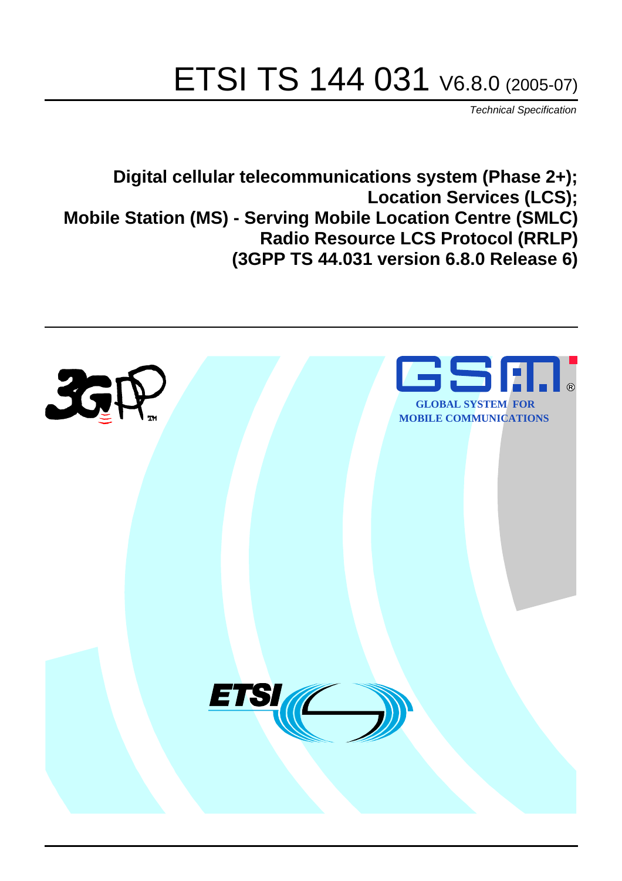# ETSI TS 144 031 V6.8.0 (2005-07)

*Technical Specification*

**Digital cellular telecommunications system (Phase 2+);**
**Location Services (LCS);**
**Mobile Station (MS) - Serving Mobile Location Centre (SMLC)**
**Radio Resource LCS Protocol (RRLP)**
**(3GPP TS 44.031 version 6.8.0 Release 6)**

GLOBAL SYSTEM FOR
MOBILE COMMUNICATIONS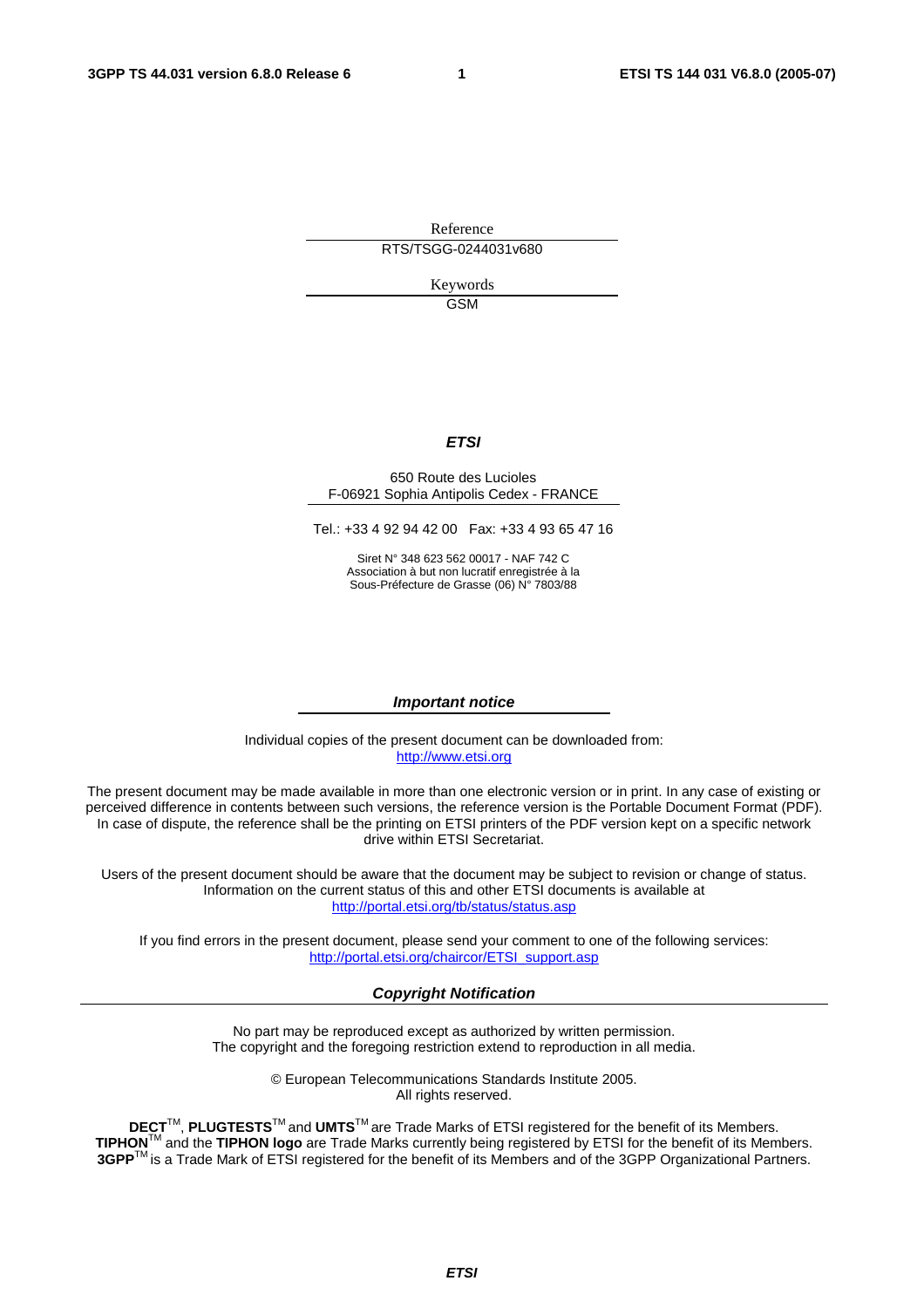Reference

RTS/TSGG-0244031v680

Keywords

GSM

***ETSI***

650 Route des Lucioles
F-06921 Sophia Antipolis Cedex - FRANCE

Tel.: +33 4 92 94 42 00 Fax: +33 4 93 65 47 16

Siret N° 348 623 562 00017 - NAF 742 C
Association à but non lucratif enregistrée à la
Sous-Préfecture de Grasse (06) N° 7803/88

***Important notice***

Individual copies of the present document can be downloaded from:
http://www.etsi.org

The present document may be made available in more than one electronic version or in print. In any case of existing or perceived difference in contents between such versions, the reference version is the Portable Document Format (PDF). In case of dispute, the reference shall be the printing on ETSI printers of the PDF version kept on a specific network drive within ETSI Secretariat.

Users of the present document should be aware that the document may be subject to revision or change of status. Information on the current status of this and other ETSI documents is available at
http://portal.etsi.org/tb/status/status.asp

If you find errors in the present document, please send your comment to one of the following services:
http://portal.etsi.org/chaircor/ETSI_support.asp

***Copyright Notification***

No part may be reproduced except as authorized by written permission.
The copyright and the foregoing restriction extend to reproduction in all media.

© European Telecommunications Standards Institute 2005.
All rights reserved.

**DECT**™, **PLUGTESTS**™ and **UMTS**™ are Trade Marks of ETSI registered for the benefit of its Members.
**TIPHON**™ and the **TIPHON logo** are Trade Marks currently being registered by ETSI for the benefit of its Members.
**3GPP**™ is a Trade Mark of ETSI registered for the benefit of its Members and of the 3GPP Organizational Partners.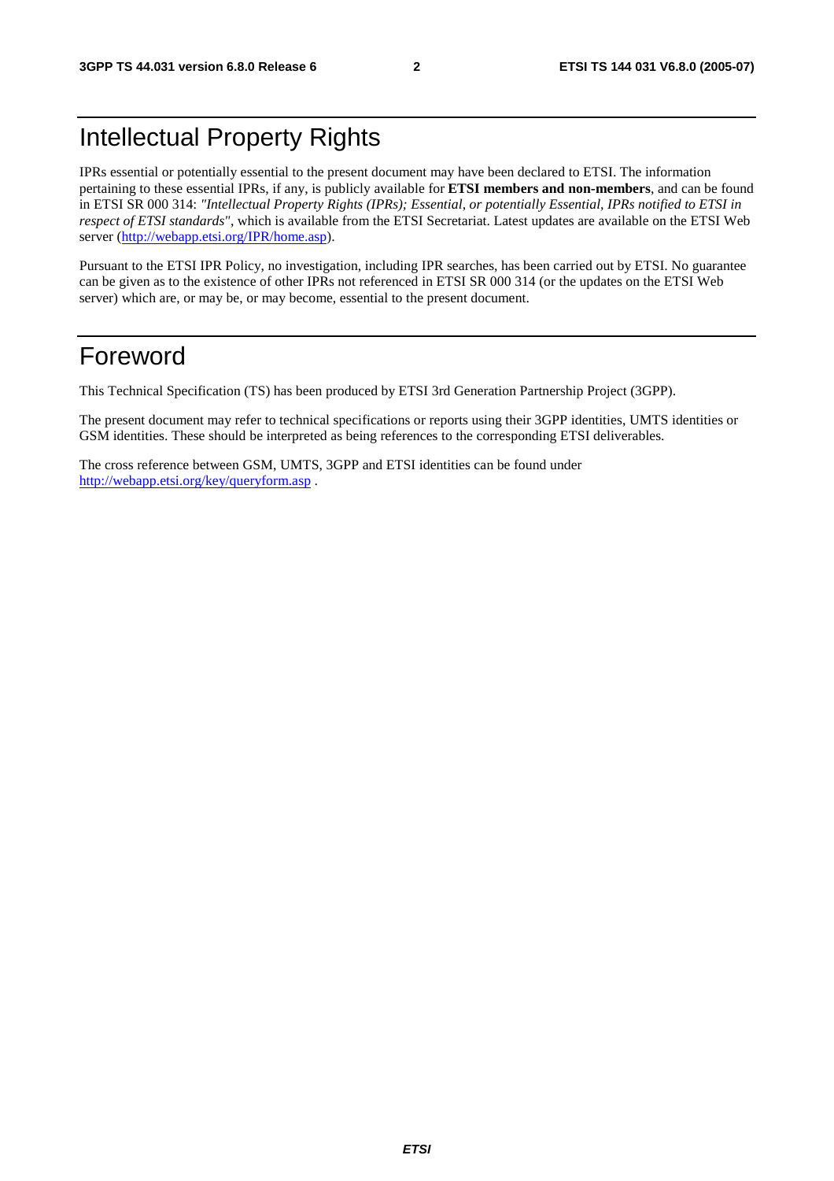# Intellectual Property Rights

IPRs essential or potentially essential to the present document may have been declared to ETSI. The information pertaining to these essential IPRs, if any, is publicly available for **ETSI members and non-members**, and can be found in ETSI SR 000 314: *"Intellectual Property Rights (IPRs); Essential, or potentially Essential, IPRs notified to ETSI in respect of ETSI standards"*, which is available from the ETSI Secretariat. Latest updates are available on the ETSI Web server (http://webapp.etsi.org/IPR/home.asp).

Pursuant to the ETSI IPR Policy, no investigation, including IPR searches, has been carried out by ETSI. No guarantee can be given as to the existence of other IPRs not referenced in ETSI SR 000 314 (or the updates on the ETSI Web server) which are, or may be, or may become, essential to the present document.

# Foreword

This Technical Specification (TS) has been produced by ETSI 3rd Generation Partnership Project (3GPP).

The present document may refer to technical specifications or reports using their 3GPP identities, UMTS identities or GSM identities. These should be interpreted as being references to the corresponding ETSI deliverables.

The cross reference between GSM, UMTS, 3GPP and ETSI identities can be found under http://webapp.etsi.org/key/queryform.asp .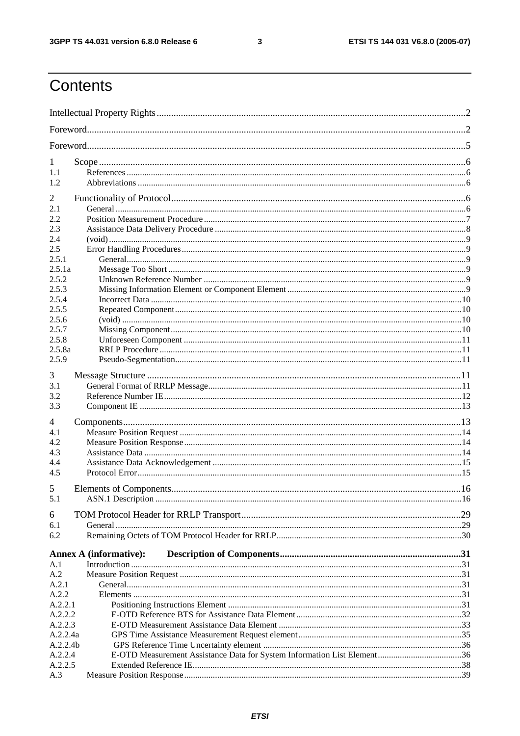# Contents

Intellectual Property Rights ........................................................................................................................2

Foreword.....................................................................................................................................................2

Foreword.....................................................................................................................................................5

1 Scope ......................................................................................................................................................6
1.1 References .............................................................................................................................................6
1.2 Abbreviations .......................................................................................................................................6

2 Functionality of Protocol ........................................................................................................................6
2.1 General ..................................................................................................................................................6
2.2 Position Measurement Procedure ..........................................................................................................7
2.3 Assistance Data Delivery Procedure .....................................................................................................8
2.4 (void) .....................................................................................................................................................9
2.5 Error Handling Procedures ...................................................................................................................9
2.5.1 General ...............................................................................................................................................9
2.5.1a Message Too Short ...........................................................................................................................9
2.5.2 Unknown Reference Number ............................................................................................................9
2.5.3 Missing Information Element or Component Element .....................................................................9
2.5.4 Incorrect Data ...................................................................................................................................10
2.5.5 Repeated Component .......................................................................................................................10
2.5.6 (void) ................................................................................................................................................10
2.5.7 Missing Component .........................................................................................................................10
2.5.8 Unforeseen Component ...................................................................................................................11
2.5.8a RRLP Procedure .............................................................................................................................11
2.5.9 Pseudo-Segmentation .......................................................................................................................11

3 Message Structure ................................................................................................................................11
3.1 General Format of RRLP Message ......................................................................................................11
3.2 Reference Number IE ..........................................................................................................................12
3.3 Component IE ......................................................................................................................................13

4 Components ..........................................................................................................................................13
4.1 Measure Position Request ...................................................................................................................14
4.2 Measure Position Response .................................................................................................................14
4.3 Assistance Data ...................................................................................................................................14
4.4 Assistance Data Acknowledgement .....................................................................................................15
4.5 Protocol Error ......................................................................................................................................15

5 Elements of Components ......................................................................................................................16
5.1 ASN.1 Description ...............................................................................................................................16

6 TOM Protocol Header for RRLP Transport ..........................................................................................29
6.1 General ................................................................................................................................................29
6.2 Remaining Octets of TOM Protocol Header for RRLP ........................................................................30

**Annex A (informative): Description of Components .........................................................................31**
A.1 Introduction ........................................................................................................................................31
A.2 Measure Position Request ...................................................................................................................31
A.2.1 General .............................................................................................................................................31
A.2.2 Elements ..........................................................................................................................................31
A.2.2.1 Positioning Instructions Element ...................................................................................................31
A.2.2.2 E-OTD Reference BTS for Assistance Data Element ...................................................................32
A.2.2.3 E-OTD Measurement Assistance Data Element ............................................................................33
A.2.2.4a GPS Time Assistance Measurement Request element ..................................................................35
A.2.2.4b GPS Reference Time Uncertainty element ..................................................................................36
A.2.2.4 E-OTD Measurement Assistance Data for System Information List Element ...............................36
A.2.2.5 Extended Reference IE ..................................................................................................................38
A.3 Measure Position Response .................................................................................................................39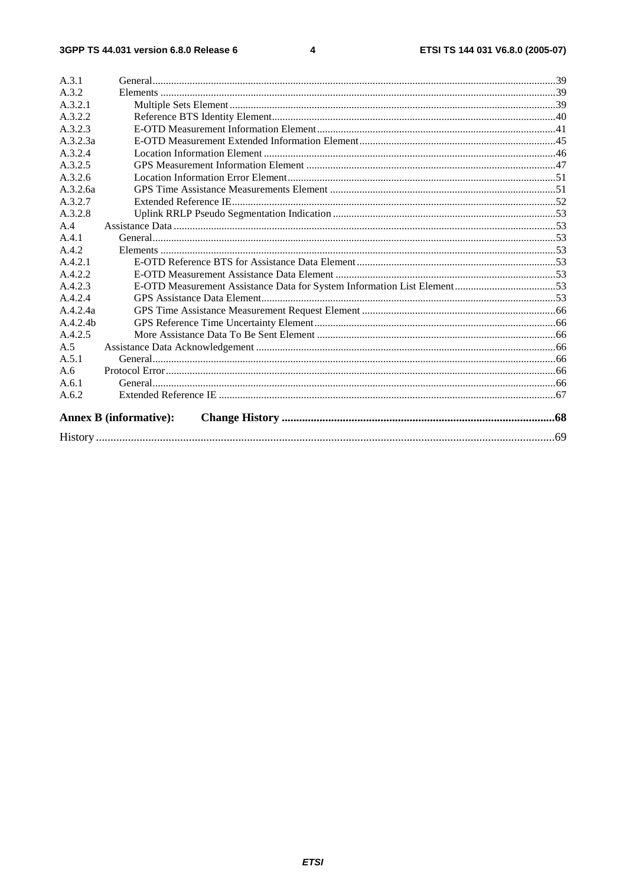A.3.1 General......................................................................................................................................................39
A.3.2 Elements ...................................................................................................................................................39
A.3.2.1 Multiple Sets Element..........................................................................................................................39
A.3.2.2 Reference BTS Identity Element..........................................................................................................40
A.3.2.3 E-OTD Measurement Information Element.........................................................................................41
A.3.2.3a E-OTD Measurement Extended Information Element.........................................................................45
A.3.2.4 Location Information Element .............................................................................................................46
A.3.2.5 GPS Measurement Information Element .............................................................................................47
A.3.2.6 Location Information Error Element....................................................................................................51
A.3.2.6a GPS Time Assistance Measurements Element ....................................................................................51
A.3.2.7 Extended Reference IE.........................................................................................................................52
A.3.2.8 Uplink RRLP Pseudo Segmentation Indication ...................................................................................53
A.4 Assistance Data ..............................................................................................................................................53
A.4.1 General......................................................................................................................................................53
A.4.2 Elements ...................................................................................................................................................53
A.4.2.1 E-OTD Reference BTS for Assistance Data Element..........................................................................53
A.4.2.2 E-OTD Measurement Assistance Data Element ..................................................................................53
A.4.2.3 E-OTD Measurement Assistance Data for System Information List Element......................................53
A.4.2.4 GPS Assistance Data Element.............................................................................................................53
A.4.2.4a GPS Time Assistance Measurement Request Element .........................................................................66
A.4.2.4b GPS Reference Time Uncertainty Element..........................................................................................66
A.4.2.5 More Assistance Data To Be Sent Element .........................................................................................66
A.5 Assistance Data Acknowledgement ...............................................................................................................66
A.5.1 General......................................................................................................................................................66
A.6 Protocol Error.................................................................................................................................................66
A.6.1 General......................................................................................................................................................66
A.6.2 Extended Reference IE .............................................................................................................................67

**Annex B (informative): Change History ............................................................................................68**

History ............................................................................................................................................................69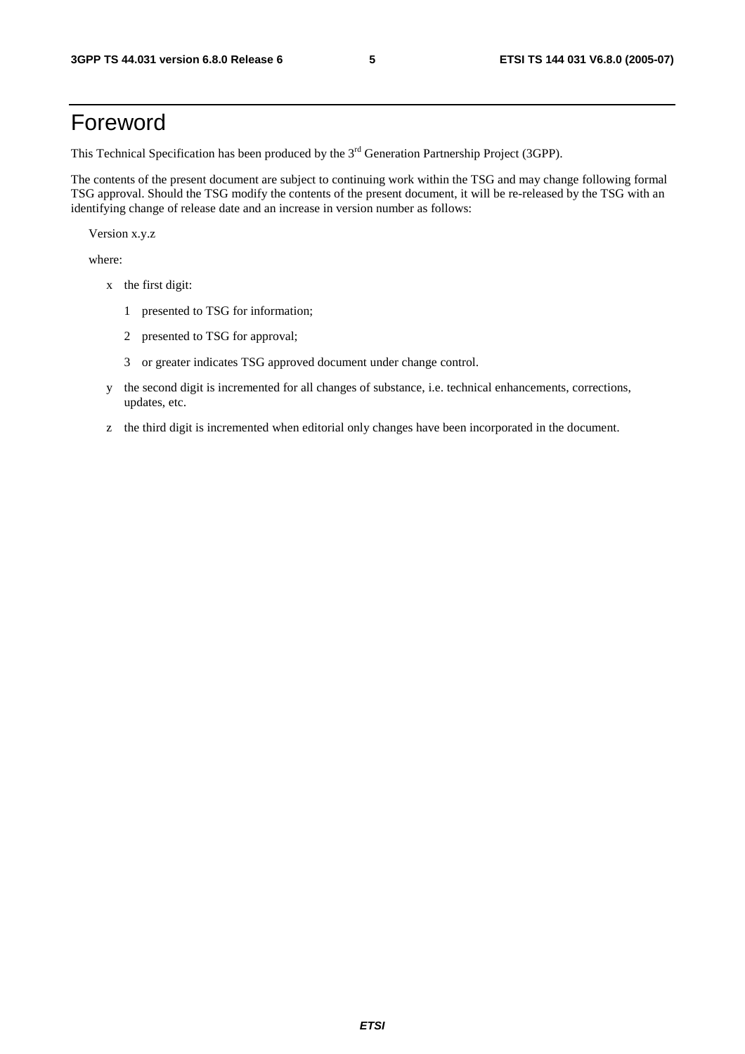# Foreword

This Technical Specification has been produced by the 3rd Generation Partnership Project (3GPP).

The contents of the present document are subject to continuing work within the TSG and may change following formal TSG approval. Should the TSG modify the contents of the present document, it will be re-released by the TSG with an identifying change of release date and an increase in version number as follows:

Version x.y.z

where:

- x the first digit:
  - 1 presented to TSG for information;
  - 2 presented to TSG for approval;
  - 3 or greater indicates TSG approved document under change control.
- y the second digit is incremented for all changes of substance, i.e. technical enhancements, corrections, updates, etc.
- z the third digit is incremented when editorial only changes have been incorporated in the document.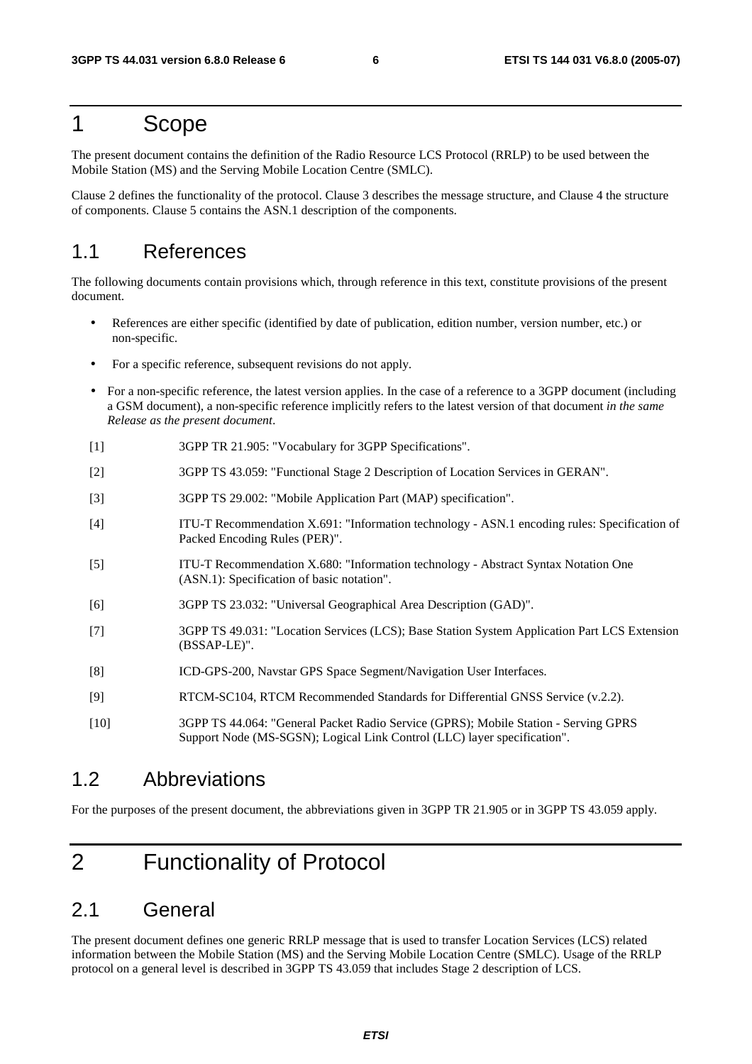# 1 Scope

The present document contains the definition of the Radio Resource LCS Protocol (RRLP) to be used between the Mobile Station (MS) and the Serving Mobile Location Centre (SMLC).

Clause 2 defines the functionality of the protocol. Clause 3 describes the message structure, and Clause 4 the structure of components. Clause 5 contains the ASN.1 description of the components.

## 1.1 References

The following documents contain provisions which, through reference in this text, constitute provisions of the present document.

- References are either specific (identified by date of publication, edition number, version number, etc.) or non-specific.
- For a specific reference, subsequent revisions do not apply.
- For a non-specific reference, the latest version applies. In the case of a reference to a 3GPP document (including a GSM document), a non-specific reference implicitly refers to the latest version of that document *in the same Release as the present document*.

[1] 3GPP TR 21.905: "Vocabulary for 3GPP Specifications".

[2] 3GPP TS 43.059: "Functional Stage 2 Description of Location Services in GERAN".

[3] 3GPP TS 29.002: "Mobile Application Part (MAP) specification".

[4] ITU-T Recommendation X.691: "Information technology - ASN.1 encoding rules: Specification of Packed Encoding Rules (PER)".

[5] ITU-T Recommendation X.680: "Information technology - Abstract Syntax Notation One (ASN.1): Specification of basic notation".

[6] 3GPP TS 23.032: "Universal Geographical Area Description (GAD)".

[7] 3GPP TS 49.031: "Location Services (LCS); Base Station System Application Part LCS Extension (BSSAP-LE)".

[8] ICD-GPS-200, Navstar GPS Space Segment/Navigation User Interfaces.

[9] RTCM-SC104, RTCM Recommended Standards for Differential GNSS Service (v.2.2).

[10] 3GPP TS 44.064: "General Packet Radio Service (GPRS); Mobile Station - Serving GPRS Support Node (MS-SGSN); Logical Link Control (LLC) layer specification".

## 1.2 Abbreviations

For the purposes of the present document, the abbreviations given in 3GPP TR 21.905 or in 3GPP TS 43.059 apply.

# 2 Functionality of Protocol

## 2.1 General

The present document defines one generic RRLP message that is used to transfer Location Services (LCS) related information between the Mobile Station (MS) and the Serving Mobile Location Centre (SMLC). Usage of the RRLP protocol on a general level is described in 3GPP TS 43.059 that includes Stage 2 description of LCS.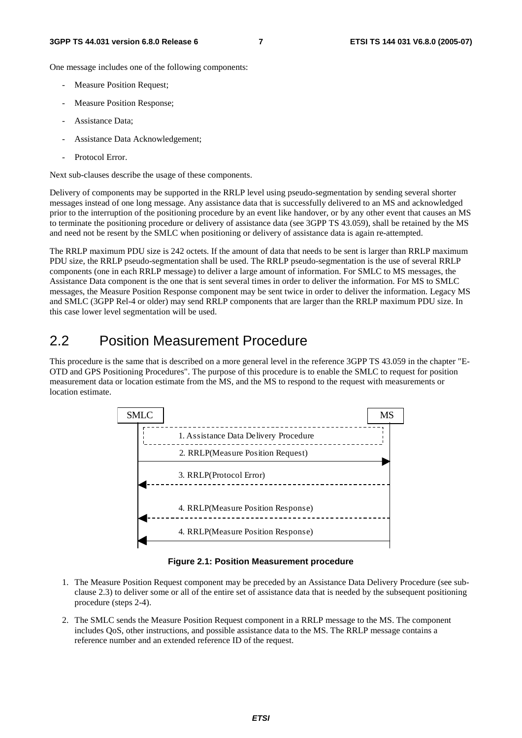One message includes one of the following components:

- Measure Position Request;
- Measure Position Response;
- Assistance Data;
- Assistance Data Acknowledgement;
- Protocol Error.

Next sub-clauses describe the usage of these components.

Delivery of components may be supported in the RRLP level using pseudo-segmentation by sending several shorter messages instead of one long message. Any assistance data that is successfully delivered to an MS and acknowledged prior to the interruption of the positioning procedure by an event like handover, or by any other event that causes an MS to terminate the positioning procedure or delivery of assistance data (see 3GPP TS 43.059), shall be retained by the MS and need not be resent by the SMLC when positioning or delivery of assistance data is again re-attempted.

The RRLP maximum PDU size is 242 octets. If the amount of data that needs to be sent is larger than RRLP maximum PDU size, the RRLP pseudo-segmentation shall be used. The RRLP pseudo-segmentation is the use of several RRLP components (one in each RRLP message) to deliver a large amount of information. For SMLC to MS messages, the Assistance Data component is the one that is sent several times in order to deliver the information. For MS to SMLC messages, the Measure Position Response component may be sent twice in order to deliver the information. Legacy MS and SMLC (3GPP Rel-4 or older) may send RRLP components that are larger than the RRLP maximum PDU size. In this case lower level segmentation will be used.

## 2.2 Position Measurement Procedure

This procedure is the same that is described on a more general level in the reference 3GPP TS 43.059 in the chapter "E-OTD and GPS Positioning Procedures". The purpose of this procedure is to enable the SMLC to request for position measurement data or location estimate from the MS, and the MS to respond to the request with measurements or location estimate.

SMLC MS

1. Assistance Data Delivery Procedure

2. RRLP(Measure Position Request)

3. RRLP(Protocol Error)

4. RRLP(Measure Position Response)

4. RRLP(Measure Position Response)

**Figure 2.1: Position Measurement procedure**

1. The Measure Position Request component may be preceded by an Assistance Data Delivery Procedure (see sub-clause 2.3) to deliver some or all of the entire set of assistance data that is needed by the subsequent positioning procedure (steps 2-4).

2. The SMLC sends the Measure Position Request component in a RRLP message to the MS. The component includes QoS, other instructions, and possible assistance data to the MS. The RRLP message contains a reference number and an extended reference ID of the request.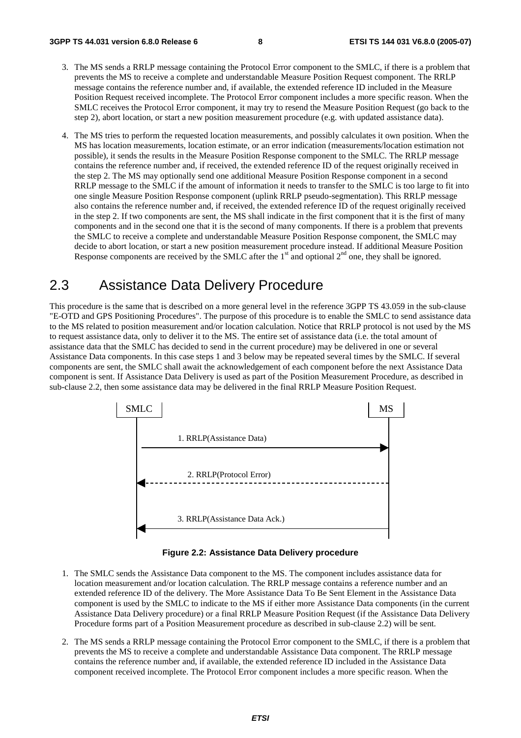3. The MS sends a RRLP message containing the Protocol Error component to the SMLC, if there is a problem that prevents the MS to receive a complete and understandable Measure Position Request component. The RRLP message contains the reference number and, if available, the extended reference ID included in the Measure Position Request received incomplete. The Protocol Error component includes a more specific reason. When the SMLC receives the Protocol Error component, it may try to resend the Measure Position Request (go back to the step 2), abort location, or start a new position measurement procedure (e.g. with updated assistance data).

4. The MS tries to perform the requested location measurements, and possibly calculates it own position. When the MS has location measurements, location estimate, or an error indication (measurements/location estimation not possible), it sends the results in the Measure Position Response component to the SMLC. The RRLP message contains the reference number and, if received, the extended reference ID of the request originally received in the step 2. The MS may optionally send one additional Measure Position Response component in a second RRLP message to the SMLC if the amount of information it needs to transfer to the SMLC is too large to fit into one single Measure Position Response component (uplink RRLP pseudo-segmentation). This RRLP message also contains the reference number and, if received, the extended reference ID of the request originally received in the step 2. If two components are sent, the MS shall indicate in the first component that it is the first of many components and in the second one that it is the second of many components. If there is a problem that prevents the SMLC to receive a complete and understandable Measure Position Response component, the SMLC may decide to abort location, or start a new position measurement procedure instead. If additional Measure Position Response components are received by the SMLC after the 1st and optional 2nd one, they shall be ignored.

## 2.3 Assistance Data Delivery Procedure

This procedure is the same that is described on a more general level in the reference 3GPP TS 43.059 in the sub-clause "E-OTD and GPS Positioning Procedures". The purpose of this procedure is to enable the SMLC to send assistance data to the MS related to position measurement and/or location calculation. Notice that RRLP protocol is not used by the MS to request assistance data, only to deliver it to the MS. The entire set of assistance data (i.e. the total amount of assistance data that the SMLC has decided to send in the current procedure) may be delivered in one or several Assistance Data components. In this case steps 1 and 3 below may be repeated several times by the SMLC. If several components are sent, the SMLC shall await the acknowledgement of each component before the next Assistance Data component is sent. If Assistance Data Delivery is used as part of the Position Measurement Procedure, as described in sub-clause 2.2, then some assistance data may be delivered in the final RRLP Measure Position Request.

SMLC — MS

1. RRLP(Assistance Data)

2. RRLP(Protocol Error)

3. RRLP(Assistance Data Ack.)

**Figure 2.2: Assistance Data Delivery procedure**

1. The SMLC sends the Assistance Data component to the MS. The component includes assistance data for location measurement and/or location calculation. The RRLP message contains a reference number and an extended reference ID of the delivery. The More Assistance Data To Be Sent Element in the Assistance Data component is used by the SMLC to indicate to the MS if either more Assistance Data components (in the current Assistance Data Delivery procedure) or a final RRLP Measure Position Request (if the Assistance Data Delivery Procedure forms part of a Position Measurement procedure as described in sub-clause 2.2) will be sent.

2. The MS sends a RRLP message containing the Protocol Error component to the SMLC, if there is a problem that prevents the MS to receive a complete and understandable Assistance Data component. The RRLP message contains the reference number and, if available, the extended reference ID included in the Assistance Data component received incomplete. The Protocol Error component includes a more specific reason. When the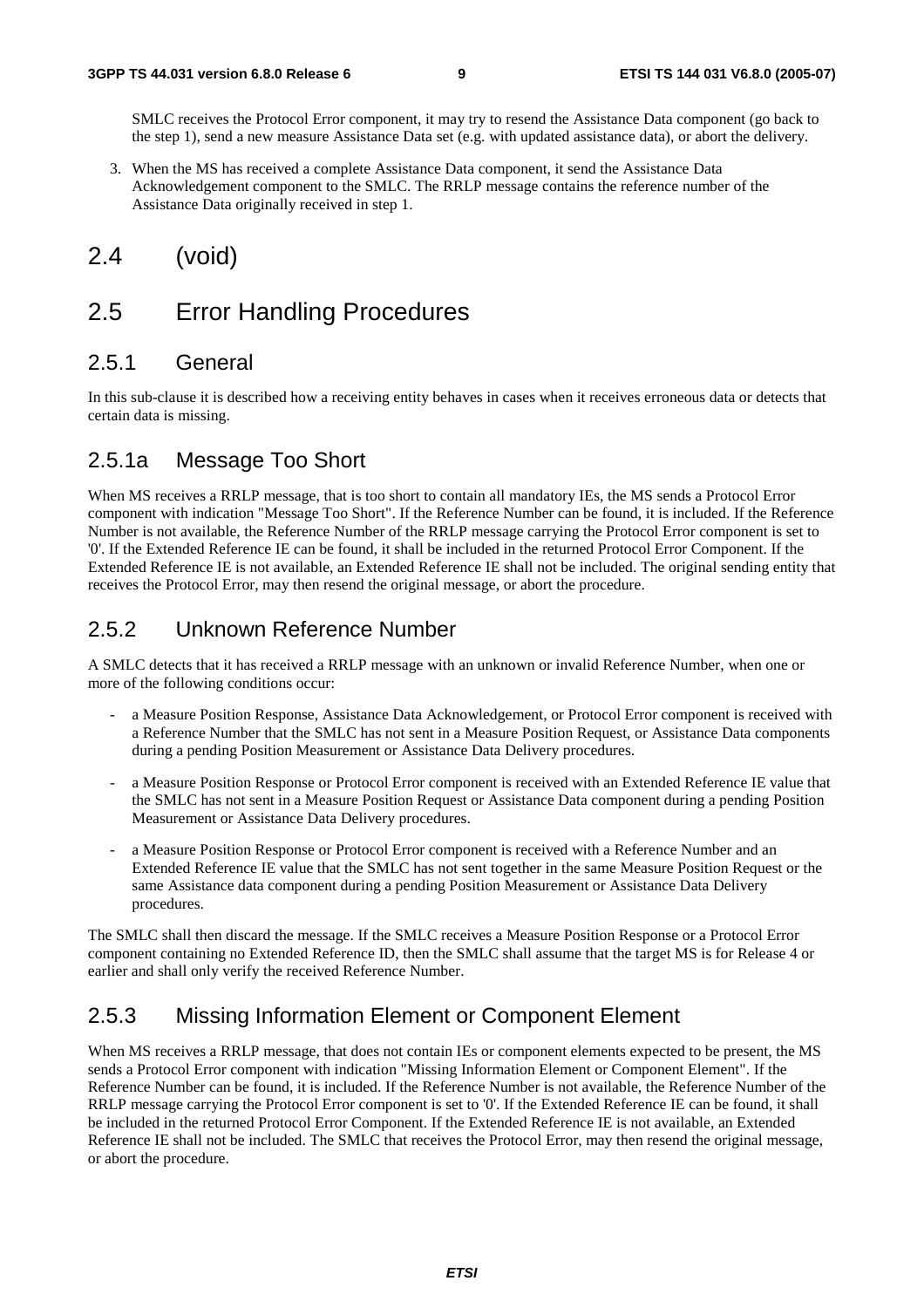SMLC receives the Protocol Error component, it may try to resend the Assistance Data component (go back to the step 1), send a new measure Assistance Data set (e.g. with updated assistance data), or abort the delivery.

3. When the MS has received a complete Assistance Data component, it send the Assistance Data Acknowledgement component to the SMLC. The RRLP message contains the reference number of the Assistance Data originally received in step 1.

## 2.4 (void)

## 2.5 Error Handling Procedures

### 2.5.1 General

In this sub-clause it is described how a receiving entity behaves in cases when it receives erroneous data or detects that certain data is missing.

### 2.5.1a Message Too Short

When MS receives a RRLP message, that is too short to contain all mandatory IEs, the MS sends a Protocol Error component with indication "Message Too Short". If the Reference Number can be found, it is included. If the Reference Number is not available, the Reference Number of the RRLP message carrying the Protocol Error component is set to '0'. If the Extended Reference IE can be found, it shall be included in the returned Protocol Error Component. If the Extended Reference IE is not available, an Extended Reference IE shall not be included. The original sending entity that receives the Protocol Error, may then resend the original message, or abort the procedure.

### 2.5.2 Unknown Reference Number

A SMLC detects that it has received a RRLP message with an unknown or invalid Reference Number, when one or more of the following conditions occur:

- a Measure Position Response, Assistance Data Acknowledgement, or Protocol Error component is received with a Reference Number that the SMLC has not sent in a Measure Position Request, or Assistance Data components during a pending Position Measurement or Assistance Data Delivery procedures.
- a Measure Position Response or Protocol Error component is received with an Extended Reference IE value that the SMLC has not sent in a Measure Position Request or Assistance Data component during a pending Position Measurement or Assistance Data Delivery procedures.
- a Measure Position Response or Protocol Error component is received with a Reference Number and an Extended Reference IE value that the SMLC has not sent together in the same Measure Position Request or the same Assistance data component during a pending Position Measurement or Assistance Data Delivery procedures.

The SMLC shall then discard the message. If the SMLC receives a Measure Position Response or a Protocol Error component containing no Extended Reference ID, then the SMLC shall assume that the target MS is for Release 4 or earlier and shall only verify the received Reference Number.

### 2.5.3 Missing Information Element or Component Element

When MS receives a RRLP message, that does not contain IEs or component elements expected to be present, the MS sends a Protocol Error component with indication "Missing Information Element or Component Element". If the Reference Number can be found, it is included. If the Reference Number is not available, the Reference Number of the RRLP message carrying the Protocol Error component is set to '0'. If the Extended Reference IE can be found, it shall be included in the returned Protocol Error Component. If the Extended Reference IE is not available, an Extended Reference IE shall not be included. The SMLC that receives the Protocol Error, may then resend the original message, or abort the procedure.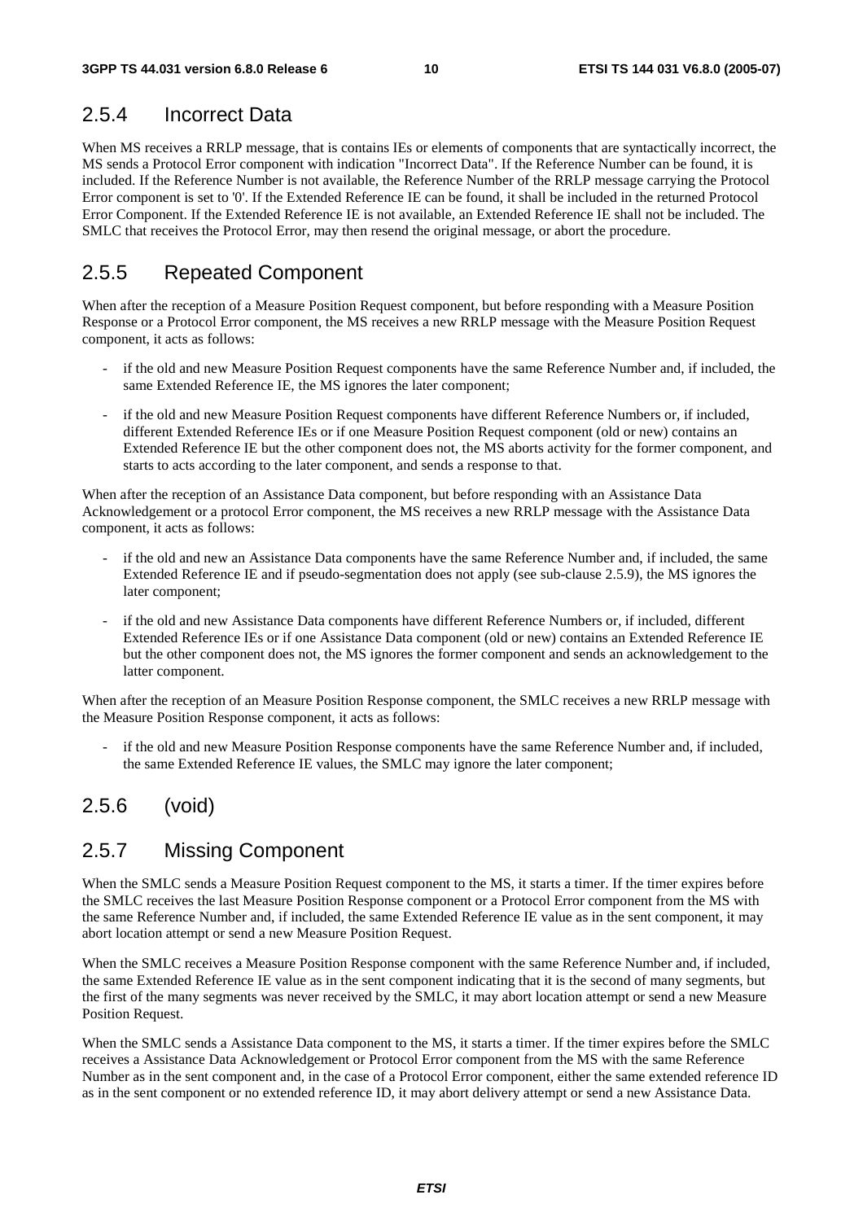## 2.5.4 Incorrect Data

When MS receives a RRLP message, that is contains IEs or elements of components that are syntactically incorrect, the MS sends a Protocol Error component with indication "Incorrect Data". If the Reference Number can be found, it is included. If the Reference Number is not available, the Reference Number of the RRLP message carrying the Protocol Error component is set to '0'. If the Extended Reference IE can be found, it shall be included in the returned Protocol Error Component. If the Extended Reference IE is not available, an Extended Reference IE shall not be included. The SMLC that receives the Protocol Error, may then resend the original message, or abort the procedure.

## 2.5.5 Repeated Component

When after the reception of a Measure Position Request component, but before responding with a Measure Position Response or a Protocol Error component, the MS receives a new RRLP message with the Measure Position Request component, it acts as follows:

- if the old and new Measure Position Request components have the same Reference Number and, if included, the same Extended Reference IE, the MS ignores the later component;
- if the old and new Measure Position Request components have different Reference Numbers or, if included, different Extended Reference IEs or if one Measure Position Request component (old or new) contains an Extended Reference IE but the other component does not, the MS aborts activity for the former component, and starts to acts according to the later component, and sends a response to that.

When after the reception of an Assistance Data component, but before responding with an Assistance Data Acknowledgement or a protocol Error component, the MS receives a new RRLP message with the Assistance Data component, it acts as follows:

- if the old and new an Assistance Data components have the same Reference Number and, if included, the same Extended Reference IE and if pseudo-segmentation does not apply (see sub-clause 2.5.9), the MS ignores the later component;
- if the old and new Assistance Data components have different Reference Numbers or, if included, different Extended Reference IEs or if one Assistance Data component (old or new) contains an Extended Reference IE but the other component does not, the MS ignores the former component and sends an acknowledgement to the latter component.

When after the reception of an Measure Position Response component, the SMLC receives a new RRLP message with the Measure Position Response component, it acts as follows:

- if the old and new Measure Position Response components have the same Reference Number and, if included, the same Extended Reference IE values, the SMLC may ignore the later component;

## 2.5.6 (void)

## 2.5.7 Missing Component

When the SMLC sends a Measure Position Request component to the MS, it starts a timer. If the timer expires before the SMLC receives the last Measure Position Response component or a Protocol Error component from the MS with the same Reference Number and, if included, the same Extended Reference IE value as in the sent component, it may abort location attempt or send a new Measure Position Request.

When the SMLC receives a Measure Position Response component with the same Reference Number and, if included, the same Extended Reference IE value as in the sent component indicating that it is the second of many segments, but the first of the many segments was never received by the SMLC, it may abort location attempt or send a new Measure Position Request.

When the SMLC sends a Assistance Data component to the MS, it starts a timer. If the timer expires before the SMLC receives a Assistance Data Acknowledgement or Protocol Error component from the MS with the same Reference Number as in the sent component and, in the case of a Protocol Error component, either the same extended reference ID as in the sent component or no extended reference ID, it may abort delivery attempt or send a new Assistance Data.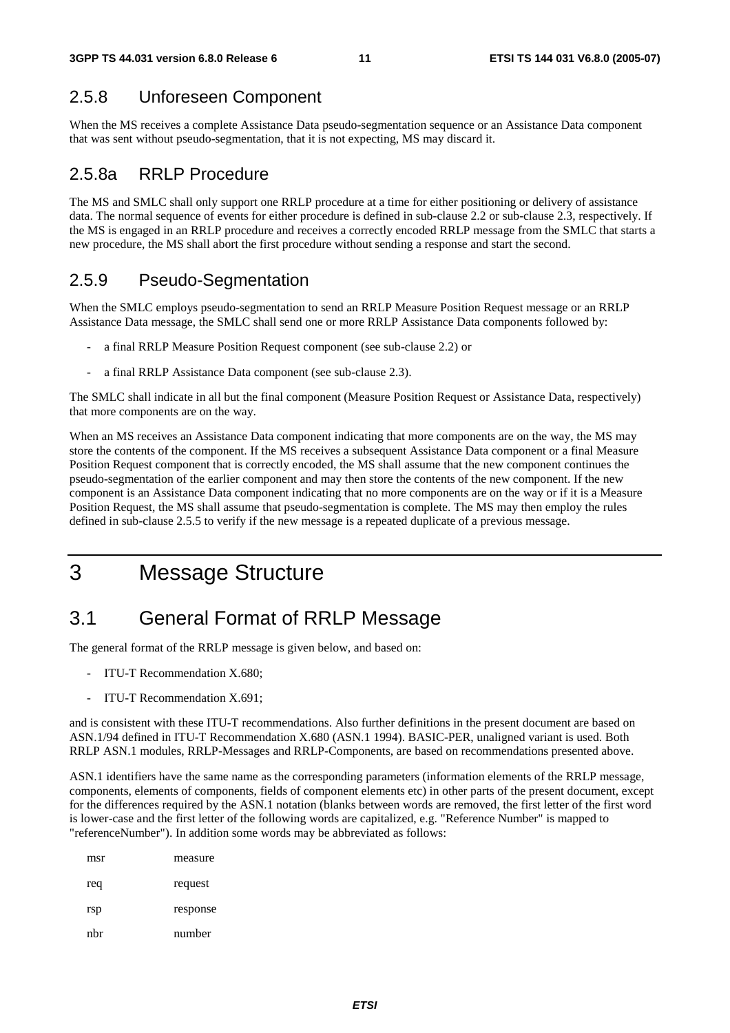### 2.5.8 Unforeseen Component

When the MS receives a complete Assistance Data pseudo-segmentation sequence or an Assistance Data component that was sent without pseudo-segmentation, that it is not expecting, MS may discard it.

### 2.5.8a RRLP Procedure

The MS and SMLC shall only support one RRLP procedure at a time for either positioning or delivery of assistance data. The normal sequence of events for either procedure is defined in sub-clause 2.2 or sub-clause 2.3, respectively. If the MS is engaged in an RRLP procedure and receives a correctly encoded RRLP message from the SMLC that starts a new procedure, the MS shall abort the first procedure without sending a response and start the second.

### 2.5.9 Pseudo-Segmentation

When the SMLC employs pseudo-segmentation to send an RRLP Measure Position Request message or an RRLP Assistance Data message, the SMLC shall send one or more RRLP Assistance Data components followed by:

- a final RRLP Measure Position Request component (see sub-clause 2.2) or
- a final RRLP Assistance Data component (see sub-clause 2.3).

The SMLC shall indicate in all but the final component (Measure Position Request or Assistance Data, respectively) that more components are on the way.

When an MS receives an Assistance Data component indicating that more components are on the way, the MS may store the contents of the component. If the MS receives a subsequent Assistance Data component or a final Measure Position Request component that is correctly encoded, the MS shall assume that the new component continues the pseudo-segmentation of the earlier component and may then store the contents of the new component. If the new component is an Assistance Data component indicating that no more components are on the way or if it is a Measure Position Request, the MS shall assume that pseudo-segmentation is complete. The MS may then employ the rules defined in sub-clause 2.5.5 to verify if the new message is a repeated duplicate of a previous message.

# 3 Message Structure

## 3.1 General Format of RRLP Message

The general format of the RRLP message is given below, and based on:

- ITU-T Recommendation X.680;
- ITU-T Recommendation X.691;

and is consistent with these ITU-T recommendations. Also further definitions in the present document are based on ASN.1/94 defined in ITU-T Recommendation X.680 (ASN.1 1994). BASIC-PER, unaligned variant is used. Both RRLP ASN.1 modules, RRLP-Messages and RRLP-Components, are based on recommendations presented above.

ASN.1 identifiers have the same name as the corresponding parameters (information elements of the RRLP message, components, elements of components, fields of component elements etc) in other parts of the present document, except for the differences required by the ASN.1 notation (blanks between words are removed, the first letter of the first word is lower-case and the first letter of the following words are capitalized, e.g. "Reference Number" is mapped to "referenceNumber"). In addition some words may be abbreviated as follows:

| | |
|---|---|
| msr | measure |
| req | request |
| rsp | response |
| nbr | number |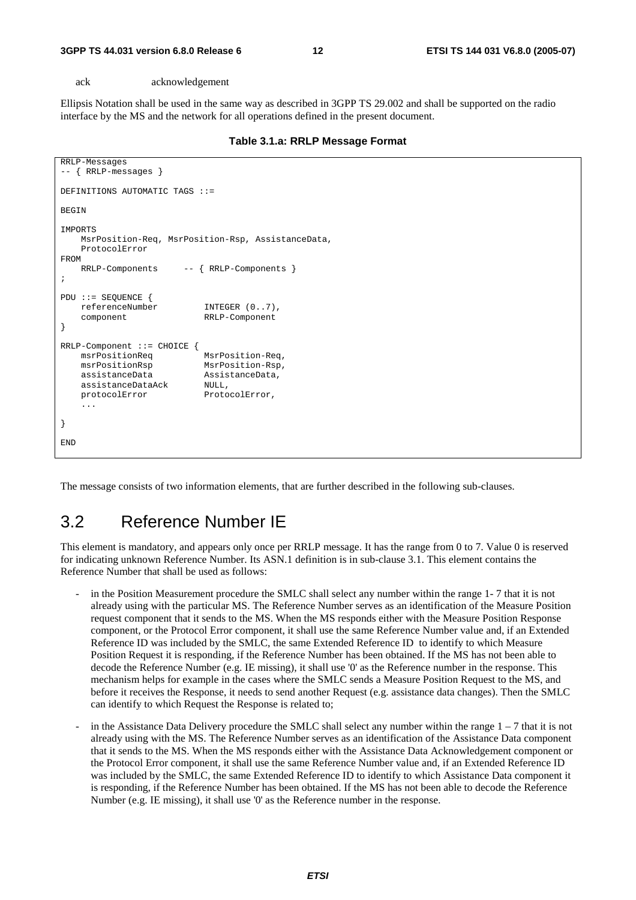ack    acknowledgement

Ellipsis Notation shall be used in the same way as described in 3GPP TS 29.002 and shall be supported on the radio interface by the MS and the network for all operations defined in the present document.

**Table 3.1.a: RRLP Message Format**

```
RRLP-Messages
-- { RRLP-messages }

DEFINITIONS AUTOMATIC TAGS ::=

BEGIN

IMPORTS
    MsrPosition-Req, MsrPosition-Rsp, AssistanceData,
    ProtocolError
FROM
    RRLP-Components     -- { RRLP-Components }
;

PDU ::= SEQUENCE {
    referenceNumber         INTEGER (0..7),
    component               RRLP-Component
}

RRLP-Component ::= CHOICE {
    msrPositionReq          MsrPosition-Req,
    msrPositionRsp          MsrPosition-Rsp,
    assistanceData          AssistanceData,
    assistanceDataAck       NULL,
    protocolError           ProtocolError,
    ...

}

END
```

The message consists of two information elements, that are further described in the following sub-clauses.

## 3.2 Reference Number IE

This element is mandatory, and appears only once per RRLP message. It has the range from 0 to 7. Value 0 is reserved for indicating unknown Reference Number. Its ASN.1 definition is in sub-clause 3.1. This element contains the Reference Number that shall be used as follows:

- in the Position Measurement procedure the SMLC shall select any number within the range 1- 7 that it is not already using with the particular MS. The Reference Number serves as an identification of the Measure Position request component that it sends to the MS. When the MS responds either with the Measure Position Response component, or the Protocol Error component, it shall use the same Reference Number value and, if an Extended Reference ID was included by the SMLC, the same Extended Reference ID to identify to which Measure Position Request it is responding, if the Reference Number has been obtained. If the MS has not been able to decode the Reference Number (e.g. IE missing), it shall use '0' as the Reference number in the response. This mechanism helps for example in the cases where the SMLC sends a Measure Position Request to the MS, and before it receives the Response, it needs to send another Request (e.g. assistance data changes). Then the SMLC can identify to which Request the Response is related to;
- in the Assistance Data Delivery procedure the SMLC shall select any number within the range 1 – 7 that it is not already using with the MS. The Reference Number serves as an identification of the Assistance Data component that it sends to the MS. When the MS responds either with the Assistance Data Acknowledgement component or the Protocol Error component, it shall use the same Reference Number value and, if an Extended Reference ID was included by the SMLC, the same Extended Reference ID to identify to which Assistance Data component it is responding, if the Reference Number has been obtained. If the MS has not been able to decode the Reference Number (e.g. IE missing), it shall use '0' as the Reference number in the response.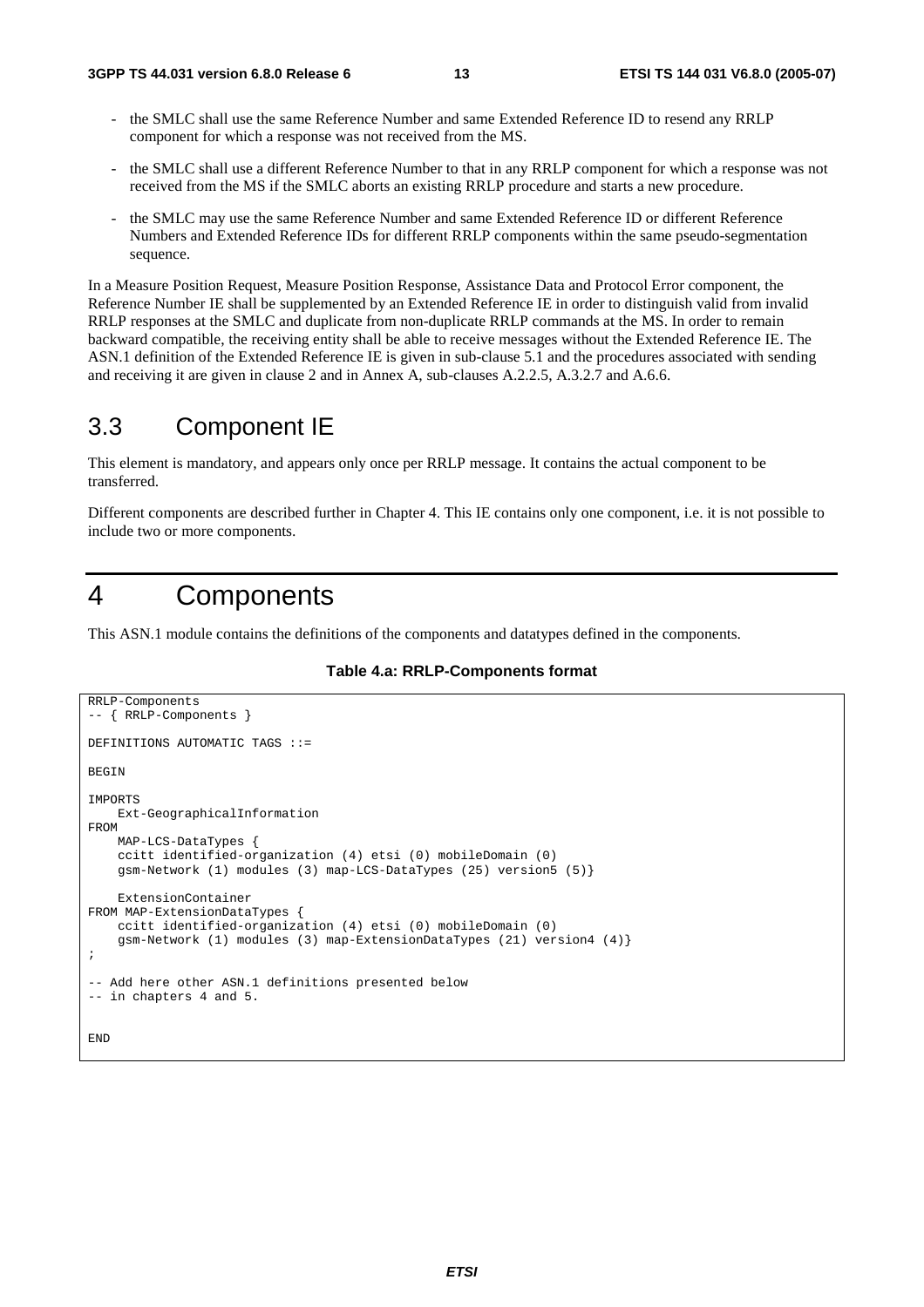- the SMLC shall use the same Reference Number and same Extended Reference ID to resend any RRLP component for which a response was not received from the MS.
- the SMLC shall use a different Reference Number to that in any RRLP component for which a response was not received from the MS if the SMLC aborts an existing RRLP procedure and starts a new procedure.
- the SMLC may use the same Reference Number and same Extended Reference ID or different Reference Numbers and Extended Reference IDs for different RRLP components within the same pseudo-segmentation sequence.

In a Measure Position Request, Measure Position Response, Assistance Data and Protocol Error component, the Reference Number IE shall be supplemented by an Extended Reference IE in order to distinguish valid from invalid RRLP responses at the SMLC and duplicate from non-duplicate RRLP commands at the MS. In order to remain backward compatible, the receiving entity shall be able to receive messages without the Extended Reference IE. The ASN.1 definition of the Extended Reference IE is given in sub-clause 5.1 and the procedures associated with sending and receiving it are given in clause 2 and in Annex A, sub-clauses A.2.2.5, A.3.2.7 and A.6.6.

## 3.3 Component IE

This element is mandatory, and appears only once per RRLP message. It contains the actual component to be transferred.

Different components are described further in Chapter 4. This IE contains only one component, i.e. it is not possible to include two or more components.

# 4 Components

This ASN.1 module contains the definitions of the components and datatypes defined in the components.

**Table 4.a: RRLP-Components format**

```
RRLP-Components
-- { RRLP-Components }

DEFINITIONS AUTOMATIC TAGS ::=

BEGIN

IMPORTS
    Ext-GeographicalInformation
FROM
    MAP-LCS-DataTypes {
    ccitt identified-organization (4) etsi (0) mobileDomain (0)
    gsm-Network (1) modules (3) map-LCS-DataTypes (25) version5 (5)}

    ExtensionContainer
FROM MAP-ExtensionDataTypes {
    ccitt identified-organization (4) etsi (0) mobileDomain (0)
    gsm-Network (1) modules (3) map-ExtensionDataTypes (21) version4 (4)}
;

-- Add here other ASN.1 definitions presented below
-- in chapters 4 and 5.


END
```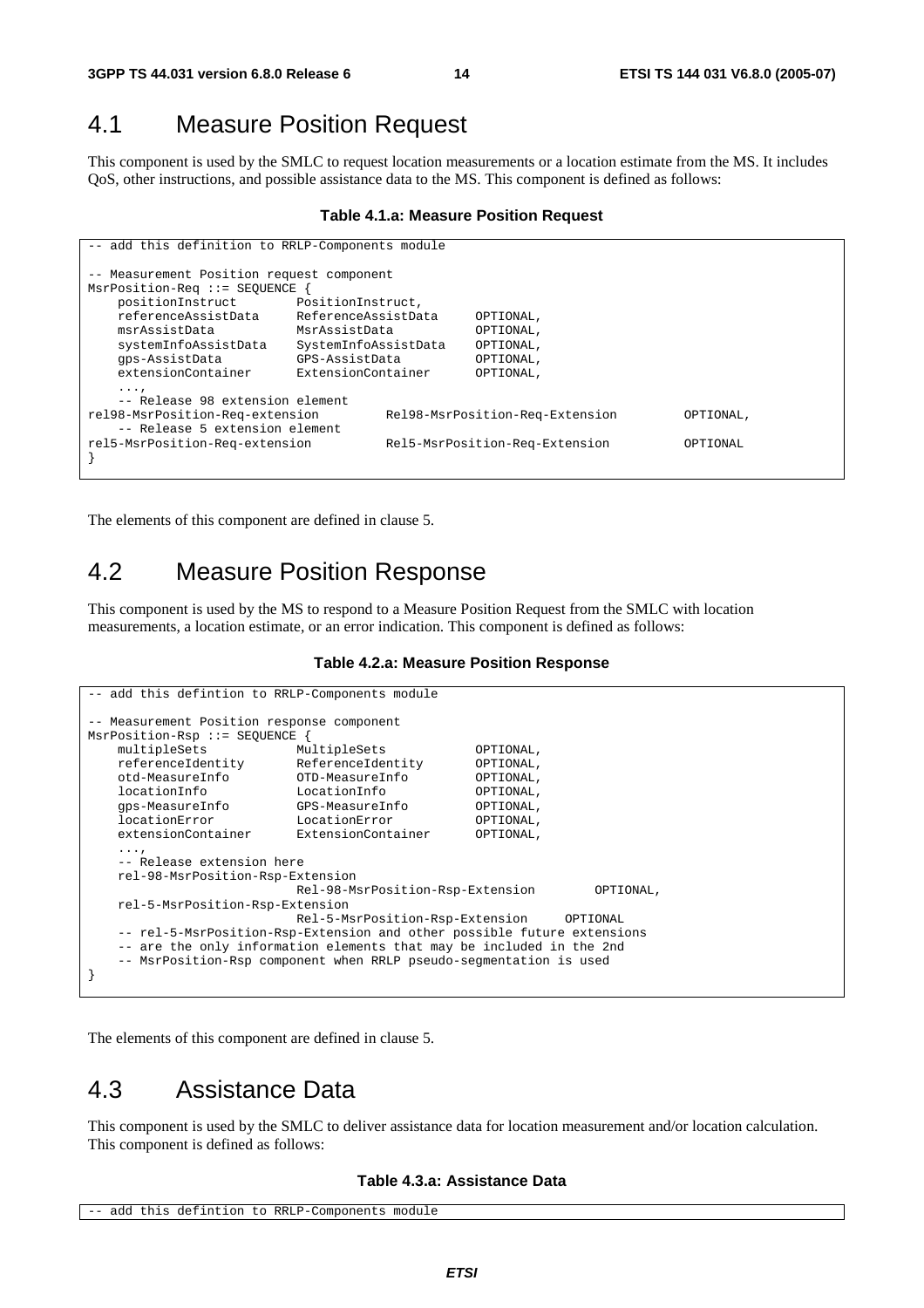## 4.1 Measure Position Request

This component is used by the SMLC to request location measurements or a location estimate from the MS. It includes QoS, other instructions, and possible assistance data to the MS. This component is defined as follows:

**Table 4.1.a: Measure Position Request**

```
-- add this definition to RRLP-Components module

-- Measurement Position request component
MsrPosition-Req ::= SEQUENCE {
    positionInstruct        PositionInstruct,
    referenceAssistData     ReferenceAssistData     OPTIONAL,
    msrAssistData           MsrAssistData           OPTIONAL,
    systemInfoAssistData    SystemInfoAssistData    OPTIONAL,
    gps-AssistData          GPS-AssistData          OPTIONAL,
    extensionContainer      ExtensionContainer      OPTIONAL,
    ...,
    -- Release 98 extension element
rel98-MsrPosition-Req-extension         Rel98-MsrPosition-Req-Extension         OPTIONAL,
    -- Release 5 extension element
rel5-MsrPosition-Req-extension          Rel5-MsrPosition-Req-Extension          OPTIONAL
}
```

The elements of this component are defined in clause 5.

## 4.2 Measure Position Response

This component is used by the MS to respond to a Measure Position Request from the SMLC with location measurements, a location estimate, or an error indication. This component is defined as follows:

**Table 4.2.a: Measure Position Response**

```
-- add this defintion to RRLP-Components module

-- Measurement Position response component
MsrPosition-Rsp ::= SEQUENCE {
    multipleSets            MultipleSets            OPTIONAL,
    referenceIdentity       ReferenceIdentity       OPTIONAL,
    otd-MeasureInfo         OTD-MeasureInfo         OPTIONAL,
    locationInfo            LocationInfo            OPTIONAL,
    gps-MeasureInfo         GPS-MeasureInfo         OPTIONAL,
    locationError           LocationError           OPTIONAL,
    extensionContainer      ExtensionContainer      OPTIONAL,
    ...,
    -- Release extension here
    rel-98-MsrPosition-Rsp-Extension
                            Rel-98-MsrPosition-Rsp-Extension        OPTIONAL,
    rel-5-MsrPosition-Rsp-Extension
                            Rel-5-MsrPosition-Rsp-Extension     OPTIONAL
    -- rel-5-MsrPosition-Rsp-Extension and other possible future extensions
    -- are the only information elements that may be included in the 2nd
    -- MsrPosition-Rsp component when RRLP pseudo-segmentation is used
}
```

The elements of this component are defined in clause 5.

## 4.3 Assistance Data

This component is used by the SMLC to deliver assistance data for location measurement and/or location calculation. This component is defined as follows:

**Table 4.3.a: Assistance Data**

```
-- add this defintion to RRLP-Components module
```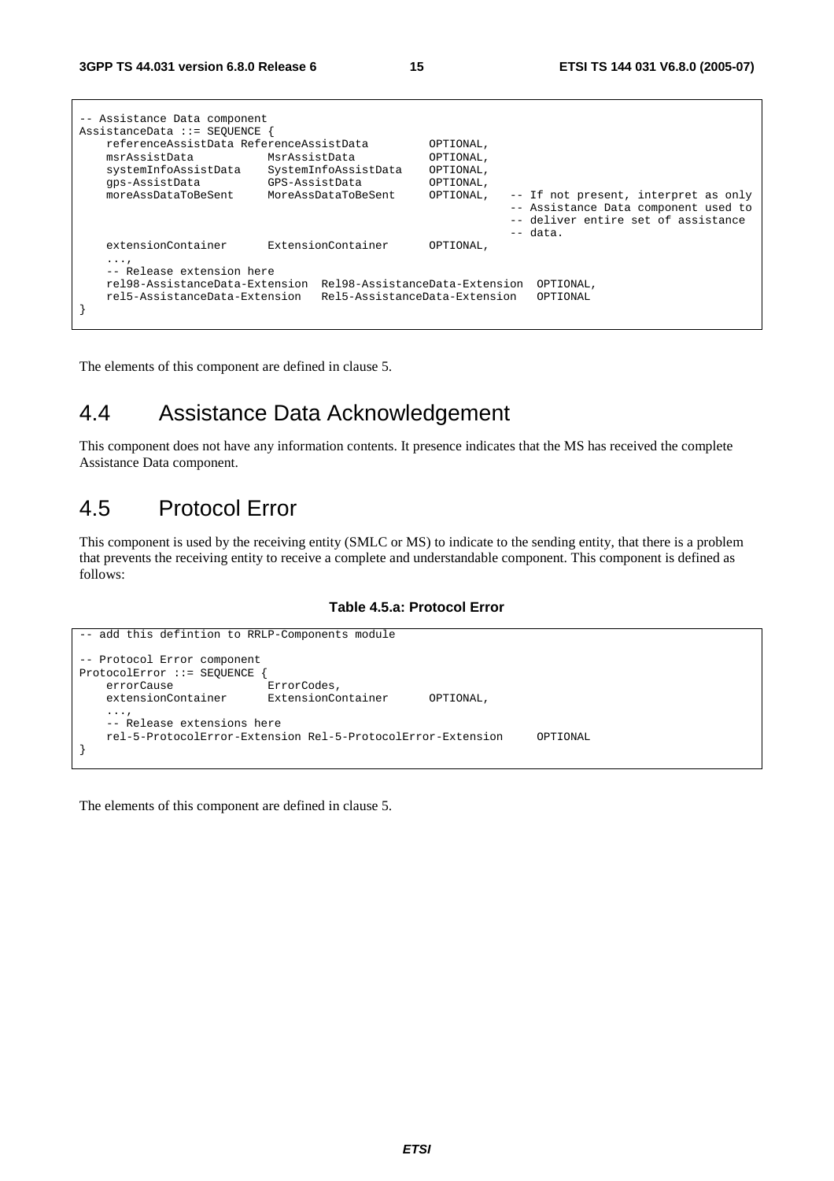```
-- Assistance Data component
AssistanceData ::= SEQUENCE {
    referenceAssistData ReferenceAssistData         OPTIONAL,
    msrAssistData           MsrAssistData           OPTIONAL,
    systemInfoAssistData    SystemInfoAssistData    OPTIONAL,
    gps-AssistData          GPS-AssistData          OPTIONAL,
    moreAssDataToBeSent     MoreAssDataToBeSent     OPTIONAL,   -- If not present, interpret as only
                                                                -- Assistance Data component used to
                                                                -- deliver entire set of assistance
                                                                -- data.
    extensionContainer      ExtensionContainer      OPTIONAL,
    ...,
    -- Release extension here
    rel98-AssistanceData-Extension  Rel98-AssistanceData-Extension  OPTIONAL,
    rel5-AssistanceData-Extension   Rel5-AssistanceData-Extension   OPTIONAL
}
```

The elements of this component are defined in clause 5.

## 4.4 Assistance Data Acknowledgement

This component does not have any information contents. It presence indicates that the MS has received the complete Assistance Data component.

## 4.5 Protocol Error

This component is used by the receiving entity (SMLC or MS) to indicate to the sending entity, that there is a problem that prevents the receiving entity to receive a complete and understandable component. This component is defined as follows:

**Table 4.5.a: Protocol Error**

```
-- add this defintion to RRLP-Components module

-- Protocol Error component
ProtocolError ::= SEQUENCE {
    errorCause              ErrorCodes,
    extensionContainer      ExtensionContainer      OPTIONAL,
    ...,
    -- Release extensions here
    rel-5-ProtocolError-Extension Rel-5-ProtocolError-Extension     OPTIONAL
}
```

The elements of this component are defined in clause 5.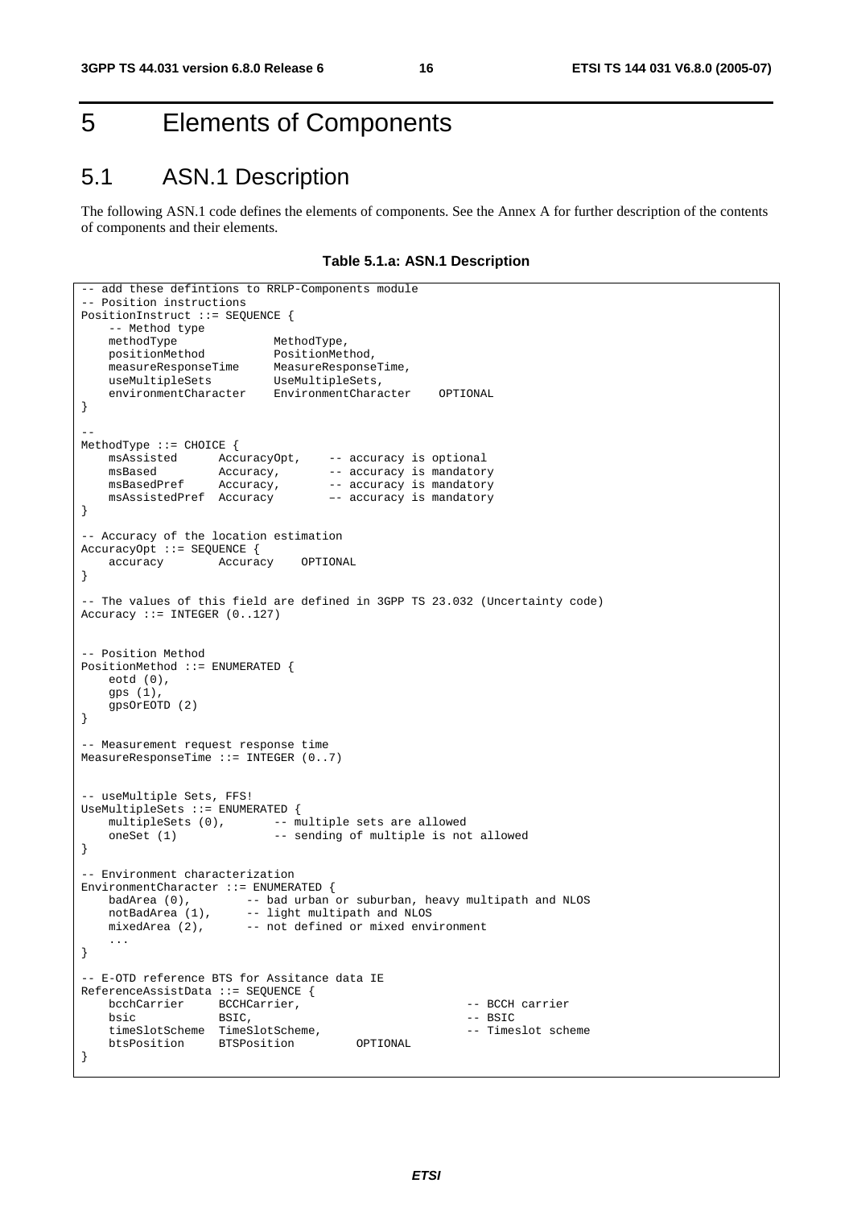# 5 Elements of Components

## 5.1 ASN.1 Description

The following ASN.1 code defines the elements of components. See the Annex A for further description of the contents of components and their elements.

**Table 5.1.a: ASN.1 Description**

```
-- add these defintions to RRLP-Components module
-- Position instructions
PositionInstruct ::= SEQUENCE {
    -- Method type
    methodType              MethodType,
    positionMethod          PositionMethod,
    measureResponseTime     MeasureResponseTime,
    useMultipleSets         UseMultipleSets,
    environmentCharacter    EnvironmentCharacter    OPTIONAL
}

--
MethodType ::= CHOICE {
    msAssisted      AccuracyOpt,    -- accuracy is optional
    msBased         Accuracy,       -- accuracy is mandatory
    msBasedPref     Accuracy,       -- accuracy is mandatory
    msAssistedPref  Accuracy        –- accuracy is mandatory
}

-- Accuracy of the location estimation
AccuracyOpt ::= SEQUENCE {
    accuracy        Accuracy    OPTIONAL
}

-- The values of this field are defined in 3GPP TS 23.032 (Uncertainty code)
Accuracy ::= INTEGER (0..127)


-- Position Method
PositionMethod ::= ENUMERATED {
    eotd (0),
    gps (1),
    gpsOrEOTD (2)
}

-- Measurement request response time
MeasureResponseTime ::= INTEGER (0..7)


-- useMultiple Sets, FFS!
UseMultipleSets ::= ENUMERATED {
    multipleSets (0),       -- multiple sets are allowed
    oneSet (1)              -- sending of multiple is not allowed
}

-- Environment characterization
EnvironmentCharacter ::= ENUMERATED {
    badArea (0),        -- bad urban or suburban, heavy multipath and NLOS
    notBadArea (1),     -- light multipath and NLOS
    mixedArea (2),      -- not defined or mixed environment
    ...
}

-- E-OTD reference BTS for Assitance data IE
ReferenceAssistData ::= SEQUENCE {
    bcchCarrier     BCCHCarrier,                        -- BCCH carrier
    bsic            BSIC,                               -- BSIC
    timeSlotScheme  TimeSlotScheme,                     -- Timeslot scheme
    btsPosition     BTSPosition         OPTIONAL
}
```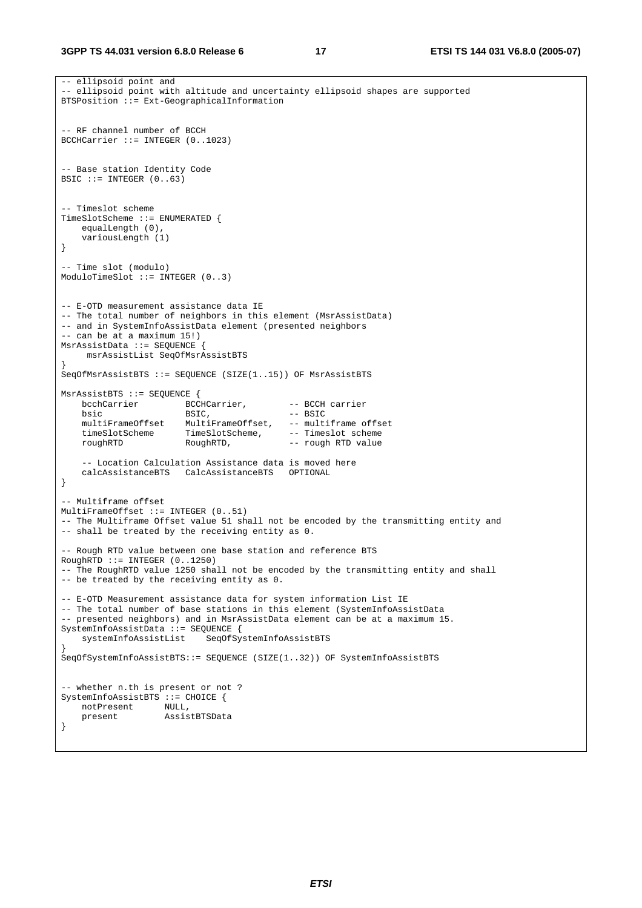```
-- ellipsoid point and
-- ellipsoid point with altitude and uncertainty ellipsoid shapes are supported
BTSPosition ::= Ext-GeographicalInformation


-- RF channel number of BCCH
BCCHCarrier ::= INTEGER (0..1023)


-- Base station Identity Code
BSIC ::= INTEGER (0..63)


-- Timeslot scheme
TimeSlotScheme ::= ENUMERATED {
    equalLength (0),
    variousLength (1)
}

-- Time slot (modulo)
ModuloTimeSlot ::= INTEGER (0..3)


-- E-OTD measurement assistance data IE
-- The total number of neighbors in this element (MsrAssistData)
-- and in SystemInfoAssistData element (presented neighbors
-- can be at a maximum 15!)
MsrAssistData ::= SEQUENCE {
     msrAssistList SeqOfMsrAssistBTS
}
SeqOfMsrAssistBTS ::= SEQUENCE (SIZE(1..15)) OF MsrAssistBTS

MsrAssistBTS ::= SEQUENCE {
    bcchCarrier         BCCHCarrier,        -- BCCH carrier
    bsic                BSIC,               -- BSIC
    multiFrameOffset    MultiFrameOffset,   -- multiframe offset
    timeSlotScheme      TimeSlotScheme,     -- Timeslot scheme
    roughRTD            RoughRTD,           -- rough RTD value

    -- Location Calculation Assistance data is moved here
    calcAssistanceBTS   CalcAssistanceBTS   OPTIONAL
}

-- Multiframe offset
MultiFrameOffset ::= INTEGER (0..51)
-- The Multiframe Offset value 51 shall not be encoded by the transmitting entity and
-- shall be treated by the receiving entity as 0.

-- Rough RTD value between one base station and reference BTS
RoughRTD ::= INTEGER (0..1250)
-- The RoughRTD value 1250 shall not be encoded by the transmitting entity and shall
-- be treated by the receiving entity as 0.

-- E-OTD Measurement assistance data for system information List IE
-- The total number of base stations in this element (SystemInfoAssistData
-- presented neighbors) and in MsrAssistData element can be at a maximum 15.
SystemInfoAssistData ::= SEQUENCE {
    systemInfoAssistList    SeqOfSystemInfoAssistBTS
}
SeqOfSystemInfoAssistBTS::= SEQUENCE (SIZE(1..32)) OF SystemInfoAssistBTS


-- whether n.th is present or not ?
SystemInfoAssistBTS ::= CHOICE {
    notPresent      NULL,
    present         AssistBTSData
}
```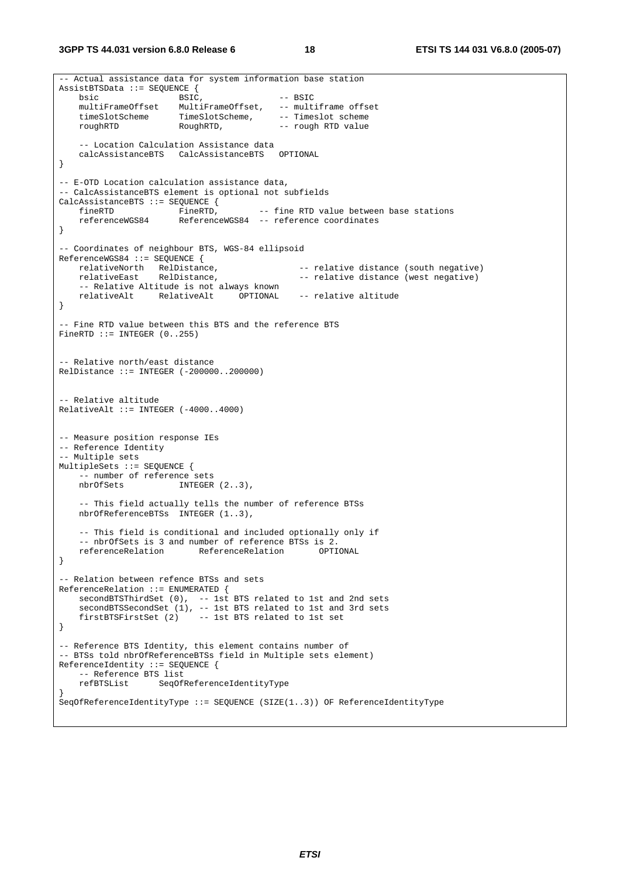```
-- Actual assistance data for system information base station
AssistBTSData ::= SEQUENCE {
    bsic                BSIC,               -- BSIC
    multiFrameOffset    MultiFrameOffset,   -- multiframe offset
    timeSlotScheme      TimeSlotScheme,     -- Timeslot scheme
    roughRTD            RoughRTD,           -- rough RTD value

    -- Location Calculation Assistance data
    calcAssistanceBTS   CalcAssistanceBTS   OPTIONAL
}

-- E-OTD Location calculation assistance data,
-- CalcAssistanceBTS element is optional not subfields
CalcAssistanceBTS ::= SEQUENCE {
    fineRTD             FineRTD,        -- fine RTD value between base stations
    referenceWGS84      ReferenceWGS84  -- reference coordinates
}

-- Coordinates of neighbour BTS, WGS-84 ellipsoid
ReferenceWGS84 ::= SEQUENCE {
    relativeNorth   RelDistance,                -- relative distance (south negative)
    relativeEast    RelDistance,                -- relative distance (west negative)
    -- Relative Altitude is not always known
    relativeAlt     RelativeAlt     OPTIONAL    -- relative altitude
}

-- Fine RTD value between this BTS and the reference BTS
FineRTD ::= INTEGER (0..255)


-- Relative north/east distance
RelDistance ::= INTEGER (-200000..200000)


-- Relative altitude
RelativeAlt ::= INTEGER (-4000..4000)


-- Measure position response IEs
-- Reference Identity
-- Multiple sets
MultipleSets ::= SEQUENCE {
    -- number of reference sets
    nbrOfSets           INTEGER (2..3),

    -- This field actually tells the number of reference BTSs
    nbrOfReferenceBTSs  INTEGER (1..3),

    -- This field is conditional and included optionally only if
    -- nbrOfSets is 3 and number of reference BTSs is 2.
    referenceRelation       ReferenceRelation       OPTIONAL
}

-- Relation between refence BTSs and sets
ReferenceRelation ::= ENUMERATED {
    secondBTSThirdSet (0),  -- 1st BTS related to 1st and 2nd sets
    secondBTSSecondSet (1), -- 1st BTS related to 1st and 3rd sets
    firstBTSFirstSet (2)    -- 1st BTS related to 1st set
}

-- Reference BTS Identity, this element contains number of
-- BTSs told nbrOfReferenceBTSs field in Multiple sets element)
ReferenceIdentity ::= SEQUENCE {
    -- Reference BTS list
    refBTSList      SeqOfReferenceIdentityType
}
SeqOfReferenceIdentityType ::= SEQUENCE (SIZE(1..3)) OF ReferenceIdentityType
```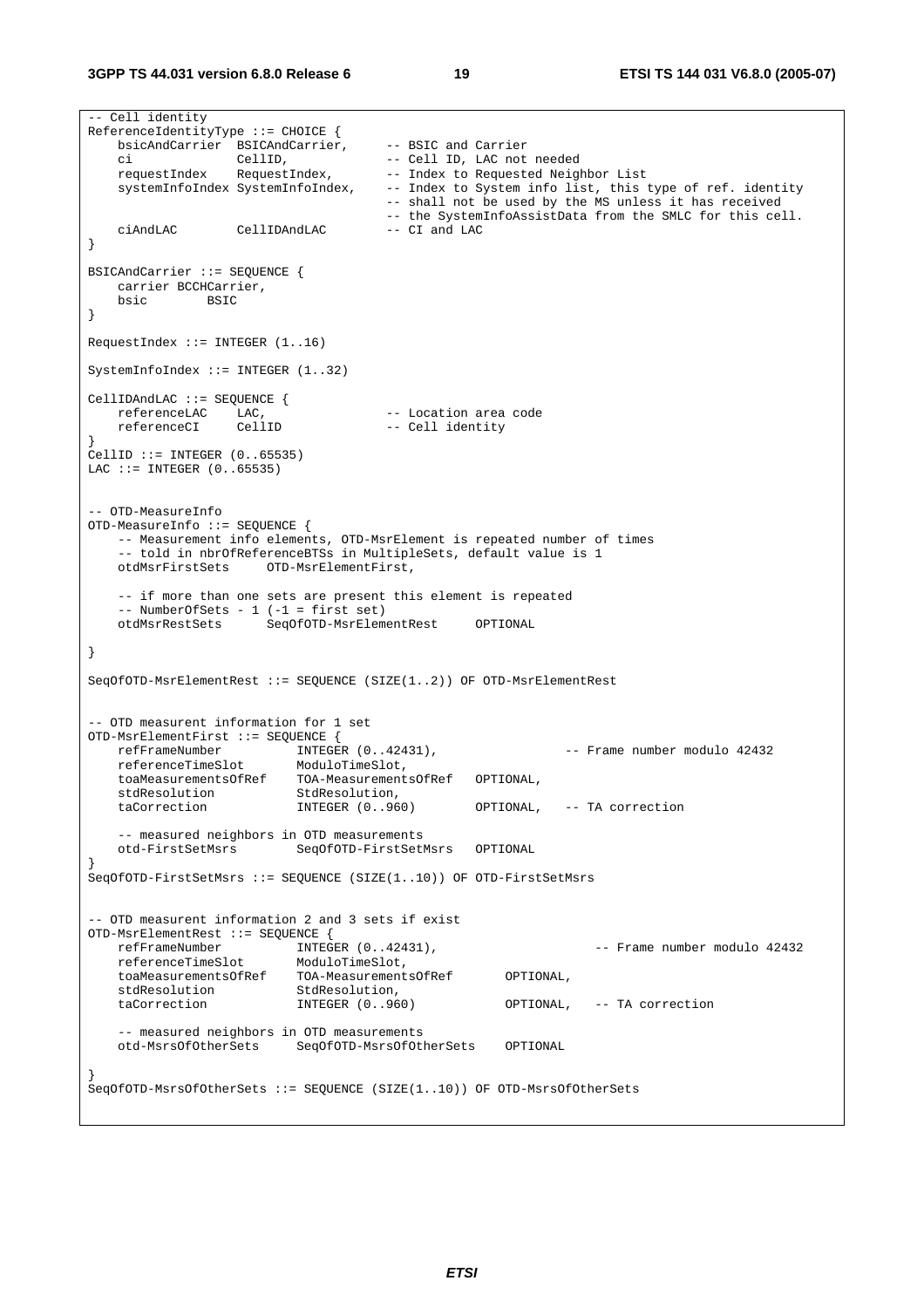```
-- Cell identity
ReferenceIdentityType ::= CHOICE {
    bsicAndCarrier  BSICAndCarrier,     -- BSIC and Carrier
    ci              CellID,             -- Cell ID, LAC not needed
    requestIndex    RequestIndex,       -- Index to Requested Neighbor List
    systemInfoIndex SystemInfoIndex,    -- Index to System info list, this type of ref. identity
                                        -- shall not be used by the MS unless it has received
                                        -- the SystemInfoAssistData from the SMLC for this cell.
    ciAndLAC        CellIDAndLAC        -- CI and LAC
}

BSICAndCarrier ::= SEQUENCE {
    carrier BCCHCarrier,
    bsic        BSIC
}

RequestIndex ::= INTEGER (1..16)

SystemInfoIndex ::= INTEGER (1..32)

CellIDAndLAC ::= SEQUENCE {
    referenceLAC    LAC,                -- Location area code
    referenceCI     CellID              -- Cell identity
}
CellID ::= INTEGER (0..65535)
LAC ::= INTEGER (0..65535)


-- OTD-MeasureInfo
OTD-MeasureInfo ::= SEQUENCE {
    -- Measurement info elements, OTD-MsrElement is repeated number of times
    -- told in nbrOfReferenceBTSs in MultipleSets, default value is 1
    otdMsrFirstSets     OTD-MsrElementFirst,

    -- if more than one sets are present this element is repeated
    -- NumberOfSets - 1 (-1 = first set)
    otdMsrRestSets      SeqOfOTD-MsrElementRest     OPTIONAL

}

SeqOfOTD-MsrElementRest ::= SEQUENCE (SIZE(1..2)) OF OTD-MsrElementRest


-- OTD measurent information for 1 set
OTD-MsrElementFirst ::= SEQUENCE {
    refFrameNumber          INTEGER (0..42431),               -- Frame number modulo 42432
    referenceTimeSlot       ModuloTimeSlot,
    toaMeasurementsOfRef    TOA-MeasurementsOfRef   OPTIONAL,
    stdResolution           StdResolution,
    taCorrection            INTEGER (0..960)        OPTIONAL,   -- TA correction

    -- measured neighbors in OTD measurements
    otd-FirstSetMsrs        SeqOfOTD-FirstSetMsrs   OPTIONAL
}
SeqOfOTD-FirstSetMsrs ::= SEQUENCE (SIZE(1..10)) OF OTD-FirstSetMsrs


-- OTD measurent information 2 and 3 sets if exist
OTD-MsrElementRest ::= SEQUENCE {
    refFrameNumber          INTEGER (0..42431),                   -- Frame number modulo 42432
    referenceTimeSlot       ModuloTimeSlot,
    toaMeasurementsOfRef    TOA-MeasurementsOfRef       OPTIONAL,
    stdResolution           StdResolution,
    taCorrection            INTEGER (0..960)            OPTIONAL,   -- TA correction

    -- measured neighbors in OTD measurements
    otd-MsrsOfOtherSets     SeqOfOTD-MsrsOfOtherSets    OPTIONAL

}
SeqOfOTD-MsrsOfOtherSets ::= SEQUENCE (SIZE(1..10)) OF OTD-MsrsOfOtherSets
```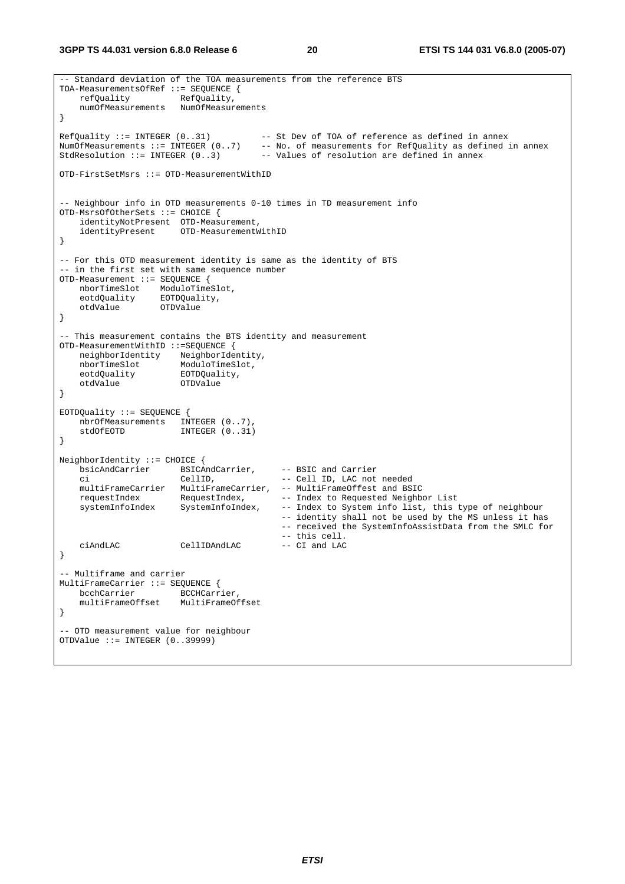```
-- Standard deviation of the TOA measurements from the reference BTS
TOA-MeasurementsOfRef ::= SEQUENCE {
    refQuality          RefQuality,
    numOfMeasurements   NumOfMeasurements
}

RefQuality ::= INTEGER (0..31)          -- St Dev of TOA of reference as defined in annex
NumOfMeasurements ::= INTEGER (0..7)    -- No. of measurements for RefQuality as defined in annex
StdResolution ::= INTEGER (0..3)        -- Values of resolution are defined in annex

OTD-FirstSetMsrs ::= OTD-MeasurementWithID


-- Neighbour info in OTD measurements 0-10 times in TD measurement info
OTD-MsrsOfOtherSets ::= CHOICE {
    identityNotPresent  OTD-Measurement,
    identityPresent     OTD-MeasurementWithID
}

-- For this OTD measurement identity is same as the identity of BTS
-- in the first set with same sequence number
OTD-Measurement ::= SEQUENCE {
    nborTimeSlot    ModuloTimeSlot,
    eotdQuality     EOTDQuality,
    otdValue        OTDValue
}

-- This measurement contains the BTS identity and measurement
OTD-MeasurementWithID ::=SEQUENCE {
    neighborIdentity    NeighborIdentity,
    nborTimeSlot        ModuloTimeSlot,
    eotdQuality         EOTDQuality,
    otdValue            OTDValue
}

EOTDQuality ::= SEQUENCE {
    nbrOfMeasurements   INTEGER (0..7),
    stdOfEOTD           INTEGER (0..31)
}

NeighborIdentity ::= CHOICE {
    bsicAndCarrier      BSICAndCarrier,     -- BSIC and Carrier
    ci                  CellID,             -- Cell ID, LAC not needed
    multiFrameCarrier   MultiFrameCarrier,  -- MultiFrameOffest and BSIC
    requestIndex        RequestIndex,       -- Index to Requested Neighbor List
    systemInfoIndex     SystemInfoIndex,    -- Index to System info list, this type of neighbour
                                            -- identity shall not be used by the MS unless it has
                                            -- received the SystemInfoAssistData from the SMLC for
                                            -- this cell.
    ciAndLAC            CellIDAndLAC        -- CI and LAC
}

-- Multiframe and carrier
MultiFrameCarrier ::= SEQUENCE {
    bcchCarrier         BCCHCarrier,
    multiFrameOffset    MultiFrameOffset
}

-- OTD measurement value for neighbour
OTDValue ::= INTEGER (0..39999)
```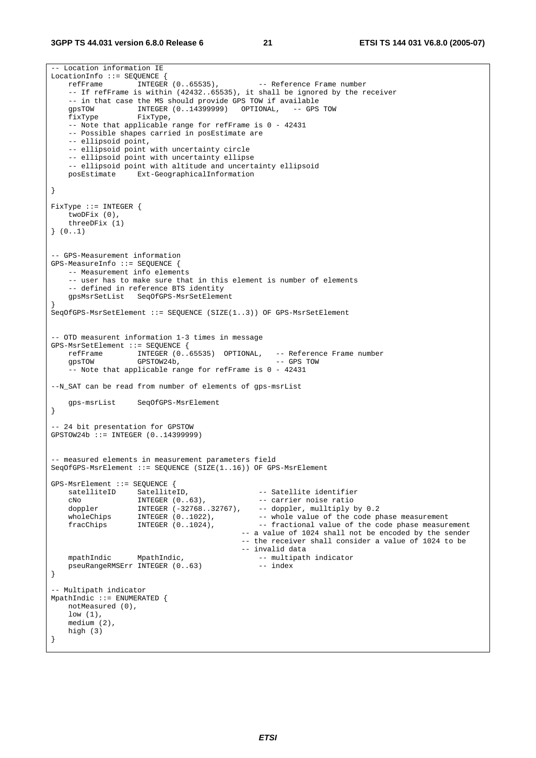```
-- Location information IE
LocationInfo ::= SEQUENCE {
    refFrame        INTEGER (0..65535),         -- Reference Frame number
    -- If refFrame is within (42432..65535), it shall be ignored by the receiver
    -- in that case the MS should provide GPS TOW if available
    gpsTOW          INTEGER (0..14399999)   OPTIONAL,   -- GPS TOW
    fixType         FixType,
    -- Note that applicable range for refFrame is 0 - 42431
    -- Possible shapes carried in posEstimate are
    -- ellipsoid point,
    -- ellipsoid point with uncertainty circle
    -- ellipsoid point with uncertainty ellipse
    -- ellipsoid point with altitude and uncertainty ellipsoid
    posEstimate     Ext-GeographicalInformation

}

FixType ::= INTEGER {
    twoDFix (0),
    threeDFix (1)
} (0..1)


-- GPS-Measurement information
GPS-MeasureInfo ::= SEQUENCE {
    -- Measurement info elements
    -- user has to make sure that in this element is number of elements
    -- defined in reference BTS identity
    gpsMsrSetList   SeqOfGPS-MsrSetElement
}
SeqOfGPS-MsrSetElement ::= SEQUENCE (SIZE(1..3)) OF GPS-MsrSetElement


-- OTD measurent information 1-3 times in message
GPS-MsrSetElement ::= SEQUENCE {
    refFrame        INTEGER (0..65535)  OPTIONAL,   -- Reference Frame number
    gpsTOW          GPSTOW24b,                      -- GPS TOW
    -- Note that applicable range for refFrame is 0 - 42431

--N_SAT can be read from number of elements of gps-msrList

    gps-msrList     SeqOfGPS-MsrElement
}

-- 24 bit presentation for GPSTOW
GPSTOW24b ::= INTEGER (0..14399999)


-- measured elements in measurement parameters field
SeqOfGPS-MsrElement ::= SEQUENCE (SIZE(1..16)) OF GPS-MsrElement

GPS-MsrElement ::= SEQUENCE {
    satelliteID     SatelliteID,                -- Satellite identifier
    cNo             INTEGER (0..63),            -- carrier noise ratio
    doppler         INTEGER (-32768..32767),    -- doppler, mulltiply by 0.2
    wholeChips      INTEGER (0..1022),          -- whole value of the code phase measurement
    fracChips       INTEGER (0..1024),          -- fractional value of the code phase measurement
                                        -- a value of 1024 shall not be encoded by the sender
                                        -- the receiver shall consider a value of 1024 to be
                                        -- invalid data
    mpathIndic      MpathIndic,                 -- multipath indicator
    pseuRangeRMSErr INTEGER (0..63)             -- index
}

-- Multipath indicator
MpathIndic ::= ENUMERATED {
    notMeasured (0),
    low (1),
    medium (2),
    high (3)
}
```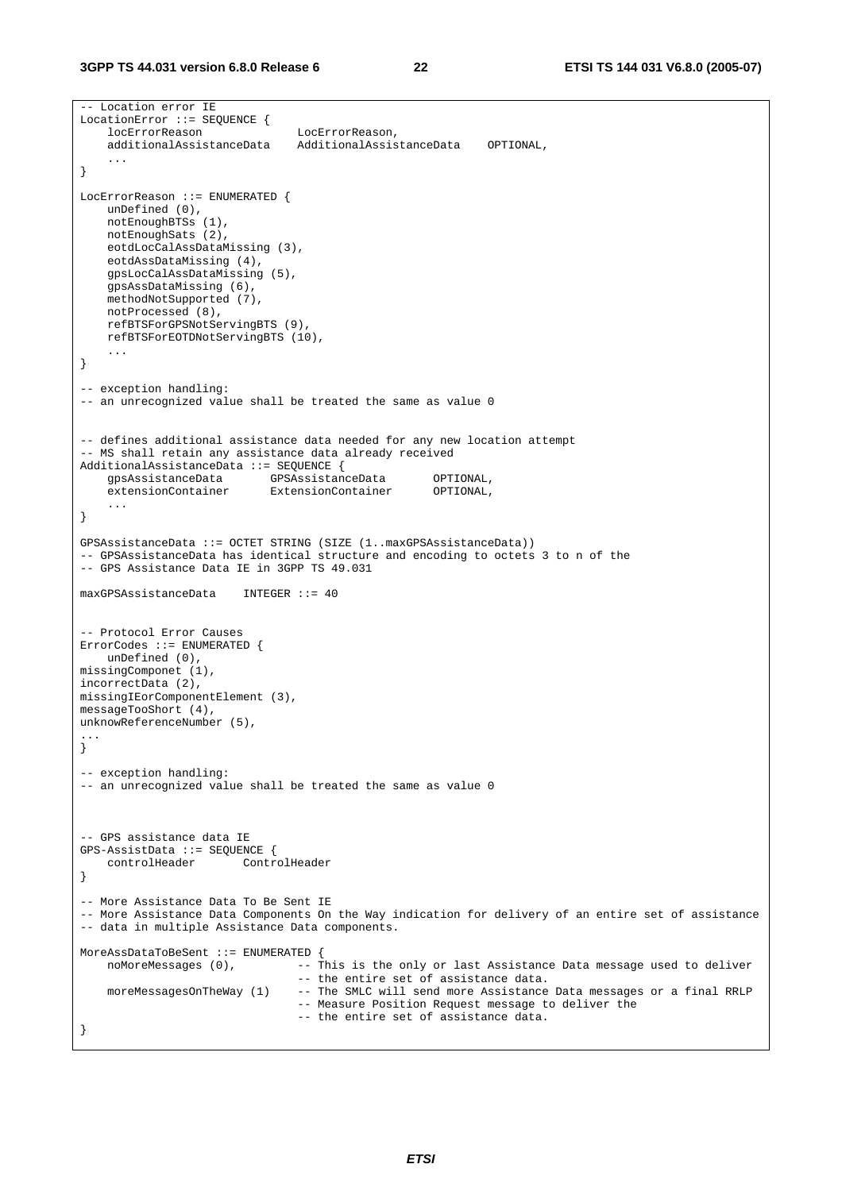```
-- Location error IE
LocationError ::= SEQUENCE {
    locErrorReason              LocErrorReason,
    additionalAssistanceData    AdditionalAssistanceData    OPTIONAL,
    ...
}

LocErrorReason ::= ENUMERATED {
    unDefined (0),
    notEnoughBTSs (1),
    notEnoughSats (2),
    eotdLocCalAssDataMissing (3),
    eotdAssDataMissing (4),
    gpsLocCalAssDataMissing (5),
    gpsAssDataMissing (6),
    methodNotSupported (7),
    notProcessed (8),
    refBTSForGPSNotServingBTS (9),
    refBTSForEOTDNotServingBTS (10),
    ...
}

-- exception handling:
-- an unrecognized value shall be treated the same as value 0


-- defines additional assistance data needed for any new location attempt
-- MS shall retain any assistance data already received
AdditionalAssistanceData ::= SEQUENCE {
    gpsAssistanceData       GPSAssistanceData       OPTIONAL,
    extensionContainer      ExtensionContainer      OPTIONAL,
    ...
}

GPSAssistanceData ::= OCTET STRING (SIZE (1..maxGPSAssistanceData))
-- GPSAssistanceData has identical structure and encoding to octets 3 to n of the
-- GPS Assistance Data IE in 3GPP TS 49.031

maxGPSAssistanceData    INTEGER ::= 40


-- Protocol Error Causes
ErrorCodes ::= ENUMERATED {
    unDefined (0),
missingComponet (1),
incorrectData (2),
missingIEorComponentElement (3),
messageTooShort (4),
unknowReferenceNumber (5),
...
}

-- exception handling:
-- an unrecognized value shall be treated the same as value 0



-- GPS assistance data IE
GPS-AssistData ::= SEQUENCE {
    controlHeader       ControlHeader
}

-- More Assistance Data To Be Sent IE
-- More Assistance Data Components On the Way indication for delivery of an entire set of assistance
-- data in multiple Assistance Data components.

MoreAssDataToBeSent ::= ENUMERATED {
    noMoreMessages (0),         -- This is the only or last Assistance Data message used to deliver
                                -- the entire set of assistance data.
    moreMessagesOnTheWay (1)    -- The SMLC will send more Assistance Data messages or a final RRLP
                                -- Measure Position Request message to deliver the
                                -- the entire set of assistance data.
}
```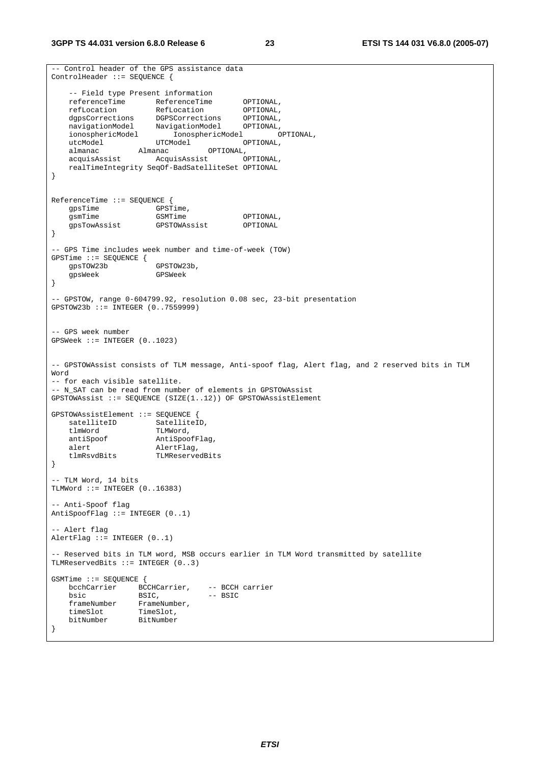```
-- Control header of the GPS assistance data
ControlHeader ::= SEQUENCE {

    -- Field type Present information
    referenceTime       ReferenceTime       OPTIONAL,
    refLocation         RefLocation         OPTIONAL,
    dgpsCorrections     DGPSCorrections     OPTIONAL,
    navigationModel     NavigationModel     OPTIONAL,
    ionosphericModel        IonosphericModel        OPTIONAL,
    utcModel            UTCModel            OPTIONAL,
    almanac         Almanac         OPTIONAL,
    acquisAssist        AcquisAssist        OPTIONAL,
    realTimeIntegrity SeqOf-BadSatelliteSet OPTIONAL
}


ReferenceTime ::= SEQUENCE {
    gpsTime             GPSTime,
    gsmTime             GSMTime             OPTIONAL,
    gpsTowAssist        GPSTOWAssist        OPTIONAL
}

-- GPS Time includes week number and time-of-week (TOW)
GPSTime ::= SEQUENCE {
    gpsTOW23b           GPSTOW23b,
    gpsWeek             GPSWeek
}

-- GPSTOW, range 0-604799.92, resolution 0.08 sec, 23-bit presentation
GPSTOW23b ::= INTEGER (0..7559999)


-- GPS week number
GPSWeek ::= INTEGER (0..1023)


-- GPSTOWAssist consists of TLM message, Anti-spoof flag, Alert flag, and 2 reserved bits in TLM
Word
-- for each visible satellite.
-- N_SAT can be read from number of elements in GPSTOWAssist
GPSTOWAssist ::= SEQUENCE (SIZE(1..12)) OF GPSTOWAssistElement

GPSTOWAssistElement ::= SEQUENCE {
    satelliteID         SatelliteID,
    tlmWord             TLMWord,
    antiSpoof           AntiSpoofFlag,
    alert               AlertFlag,
    tlmRsvdBits         TLMReservedBits
}

-- TLM Word, 14 bits
TLMWord ::= INTEGER (0..16383)

-- Anti-Spoof flag
AntiSpoofFlag ::= INTEGER (0..1)

-- Alert flag
AlertFlag ::= INTEGER (0..1)

-- Reserved bits in TLM word, MSB occurs earlier in TLM Word transmitted by satellite
TLMReservedBits ::= INTEGER (0..3)

GSMTime ::= SEQUENCE {
    bcchCarrier     BCCHCarrier,    -- BCCH carrier
    bsic            BSIC,           -- BSIC
    frameNumber     FrameNumber,
    timeSlot        TimeSlot,
    bitNumber       BitNumber
}
```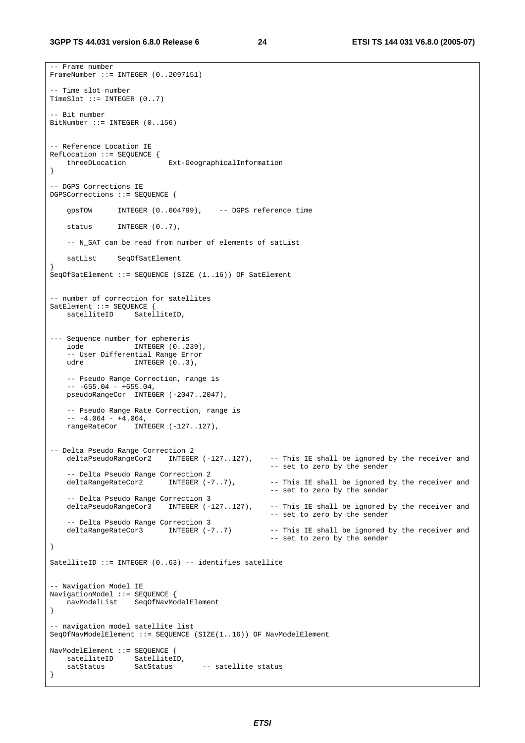```
-- Frame number
FrameNumber ::= INTEGER (0..2097151)

-- Time slot number
TimeSlot ::= INTEGER (0..7)

-- Bit number
BitNumber ::= INTEGER (0..156)


-- Reference Location IE
RefLocation ::= SEQUENCE {
    threeDLocation          Ext-GeographicalInformation
}

-- DGPS Corrections IE
DGPSCorrections ::= SEQUENCE {

    gpsTOW      INTEGER (0..604799),    -- DGPS reference time

    status      INTEGER (0..7),

    -- N_SAT can be read from number of elements of satList

    satList     SeqOfSatElement
}
SeqOfSatElement ::= SEQUENCE (SIZE (1..16)) OF SatElement


-- number of correction for satellites
SatElement ::= SEQUENCE {
    satelliteID     SatelliteID,


--- Sequence number for ephemeris
    iode            INTEGER (0..239),
    -- User Differential Range Error
    udre            INTEGER (0..3),

    -- Pseudo Range Correction, range is
    -- -655.04 - +655.04,
    pseudoRangeCor  INTEGER (-2047..2047),

    -- Pseudo Range Rate Correction, range is
    -- -4.064 - +4.064,
    rangeRateCor    INTEGER (-127..127),


-- Delta Pseudo Range Correction 2
    deltaPseudoRangeCor2    INTEGER (-127..127),    -- This IE shall be ignored by the receiver and
                                                    -- set to zero by the sender
    -- Delta Pseudo Range Correction 2
    deltaRangeRateCor2      INTEGER (-7..7),        -- This IE shall be ignored by the receiver and
                                                    -- set to zero by the sender
    -- Delta Pseudo Range Correction 3
    deltaPseudoRangeCor3    INTEGER (-127..127),    -- This IE shall be ignored by the receiver and
                                                    -- set to zero by the sender
    -- Delta Pseudo Range Correction 3
    deltaRangeRateCor3      INTEGER (-7..7)         -- This IE shall be ignored by the receiver and
                                                    -- set to zero by the sender
}

SatelliteID ::= INTEGER (0..63) -- identifies satellite


-- Navigation Model IE
NavigationModel ::= SEQUENCE {
    navModelList    SeqOfNavModelElement
}

-- navigation model satellite list
SeqOfNavModelElement ::= SEQUENCE (SIZE(1..16)) OF NavModelElement

NavModelElement ::= SEQUENCE {
    satelliteID     SatelliteID,
    satStatus       SatStatus       -- satellite status
}
```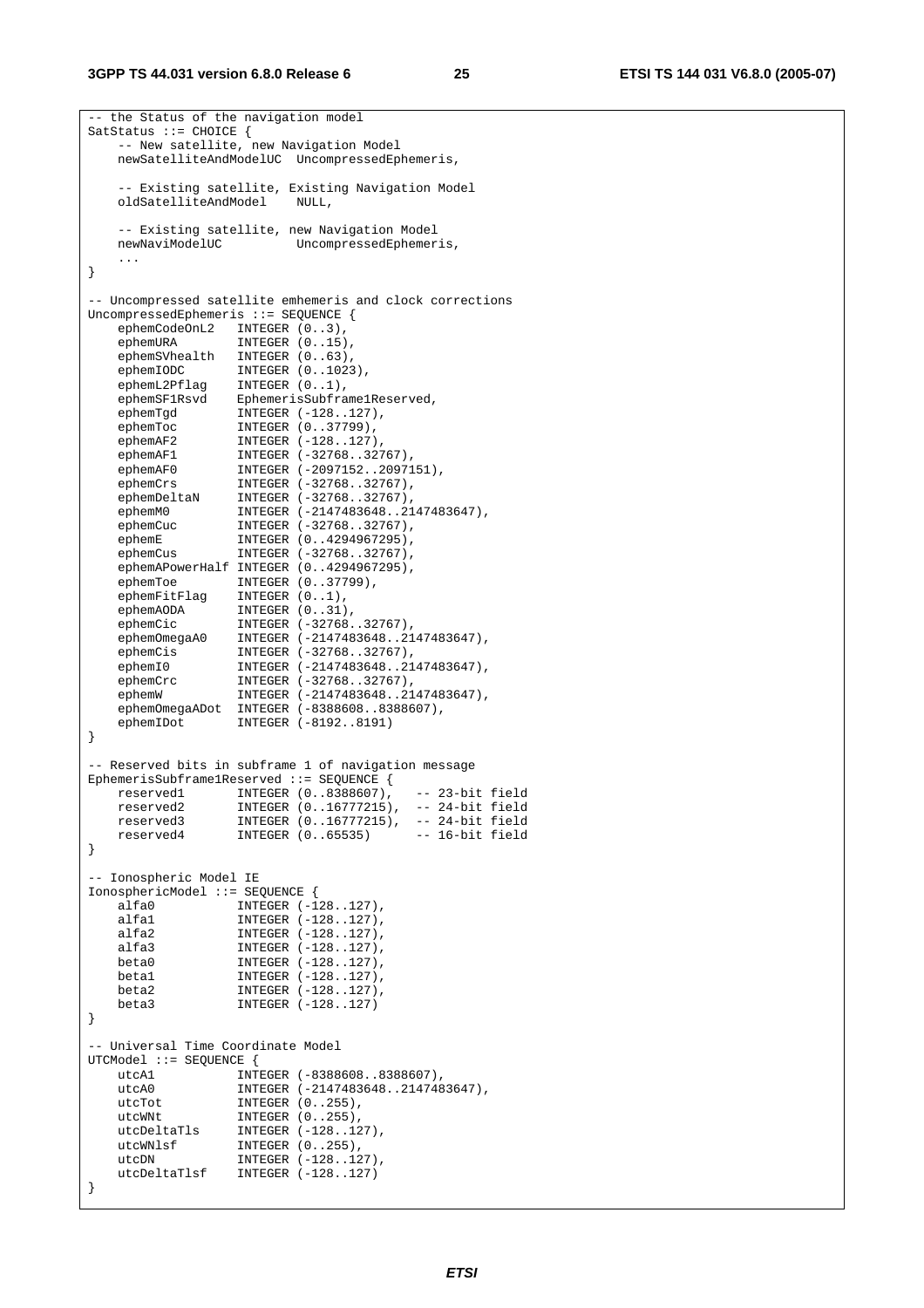```
-- the Status of the navigation model
SatStatus ::= CHOICE {
    -- New satellite, new Navigation Model
    newSatelliteAndModelUC  UncompressedEphemeris,

    -- Existing satellite, Existing Navigation Model
    oldSatelliteAndModel    NULL,

    -- Existing satellite, new Navigation Model
    newNaviModelUC          UncompressedEphemeris,
    ...
}

-- Uncompressed satellite emhemeris and clock corrections
UncompressedEphemeris ::= SEQUENCE {
    ephemCodeOnL2   INTEGER (0..3),
    ephemURA        INTEGER (0..15),
    ephemSVhealth   INTEGER (0..63),
    ephemIODC       INTEGER (0..1023),
    ephemL2Pflag    INTEGER (0..1),
    ephemSF1Rsvd    EphemerisSubframe1Reserved,
    ephemTgd        INTEGER (-128..127),
    ephemToc        INTEGER (0..37799),
    ephemAF2        INTEGER (-128..127),
    ephemAF1        INTEGER (-32768..32767),
    ephemAF0        INTEGER (-2097152..2097151),
    ephemCrs        INTEGER (-32768..32767),
    ephemDeltaN     INTEGER (-32768..32767),
    ephemM0         INTEGER (-2147483648..2147483647),
    ephemCuc        INTEGER (-32768..32767),
    ephemE          INTEGER (0..4294967295),
    ephemCus        INTEGER (-32768..32767),
    ephemAPowerHalf INTEGER (0..4294967295),
    ephemToe        INTEGER (0..37799),
    ephemFitFlag    INTEGER (0..1),
    ephemAODA       INTEGER (0..31),
    ephemCic        INTEGER (-32768..32767),
    ephemOmegaA0    INTEGER (-2147483648..2147483647),
    ephemCis        INTEGER (-32768..32767),
    ephemI0         INTEGER (-2147483648..2147483647),
    ephemCrc        INTEGER (-32768..32767),
    ephemW          INTEGER (-2147483648..2147483647),
    ephemOmegaADot  INTEGER (-8388608..8388607),
    ephemIDot       INTEGER (-8192..8191)
}

-- Reserved bits in subframe 1 of navigation message
EphemerisSubframe1Reserved ::= SEQUENCE {
    reserved1       INTEGER (0..8388607),   -- 23-bit field
    reserved2       INTEGER (0..16777215),  -- 24-bit field
    reserved3       INTEGER (0..16777215),  -- 24-bit field
    reserved4       INTEGER (0..65535)      -- 16-bit field
}

-- Ionospheric Model IE
IonosphericModel ::= SEQUENCE {
    alfa0           INTEGER (-128..127),
    alfa1           INTEGER (-128..127),
    alfa2           INTEGER (-128..127),
    alfa3           INTEGER (-128..127),
    beta0           INTEGER (-128..127),
    beta1           INTEGER (-128..127),
    beta2           INTEGER (-128..127),
    beta3           INTEGER (-128..127)
}

-- Universal Time Coordinate Model
UTCModel ::= SEQUENCE {
    utcA1           INTEGER (-8388608..8388607),
    utcA0           INTEGER (-2147483648..2147483647),
    utcTot          INTEGER (0..255),
    utcWNt          INTEGER (0..255),
    utcDeltaTls     INTEGER (-128..127),
    utcWNlsf        INTEGER (0..255),
    utcDN           INTEGER (-128..127),
    utcDeltaTlsf    INTEGER (-128..127)
}
```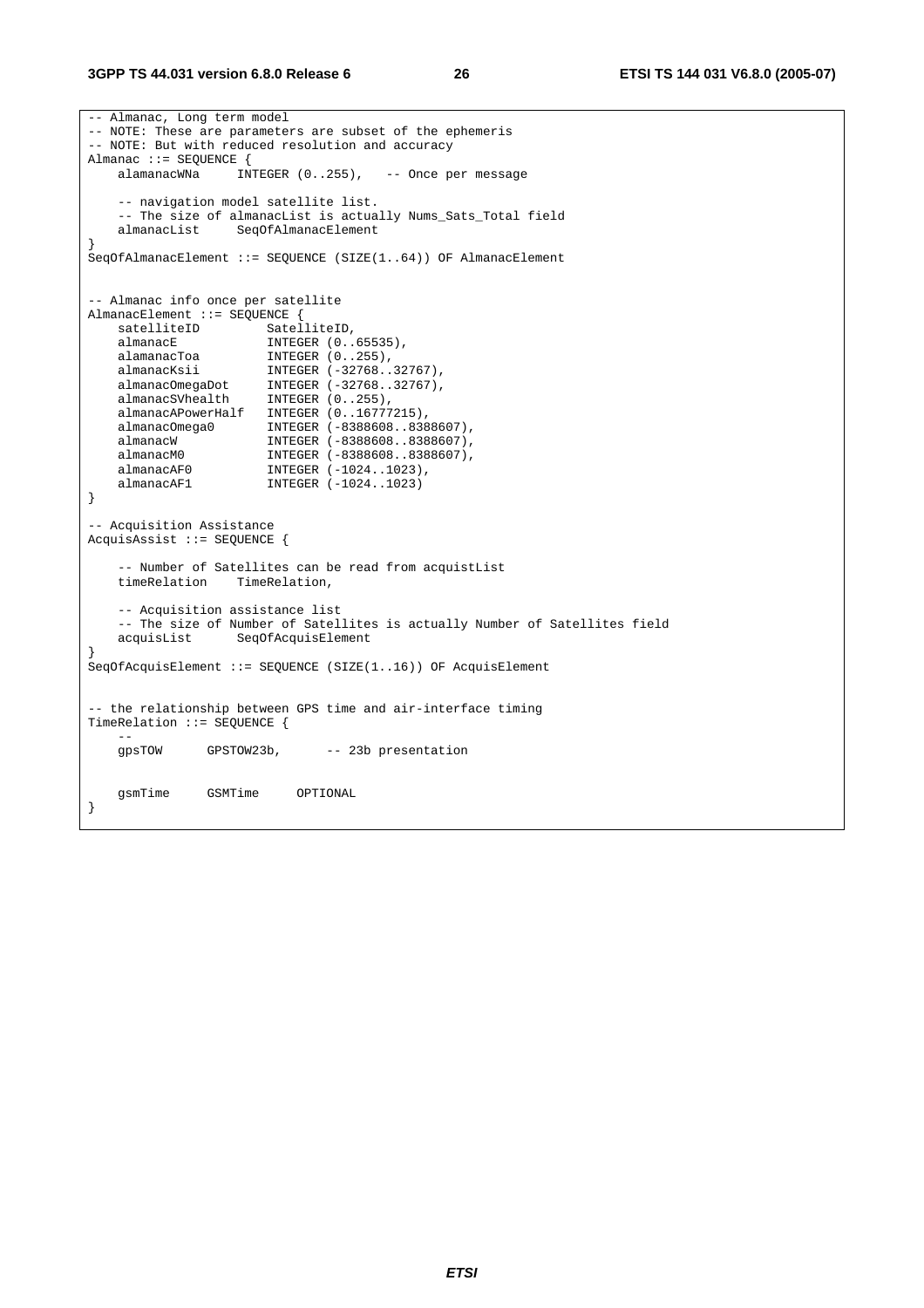```
-- Almanac, Long term model
-- NOTE: These are parameters are subset of the ephemeris
-- NOTE: But with reduced resolution and accuracy
Almanac ::= SEQUENCE {
    alamanacWNa     INTEGER (0..255),   -- Once per message

    -- navigation model satellite list.
    -- The size of almanacList is actually Nums_Sats_Total field
    almanacList     SeqOfAlmanacElement
}
SeqOfAlmanacElement ::= SEQUENCE (SIZE(1..64)) OF AlmanacElement


-- Almanac info once per satellite
AlmanacElement ::= SEQUENCE {
    satelliteID         SatelliteID,
    almanacE            INTEGER (0..65535),
    alamanacToa         INTEGER (0..255),
    almanacKsii         INTEGER (-32768..32767),
    almanacOmegaDot     INTEGER (-32768..32767),
    almanacSVhealth     INTEGER (0..255),
    almanacAPowerHalf   INTEGER (0..16777215),
    almanacOmega0       INTEGER (-8388608..8388607),
    almanacW            INTEGER (-8388608..8388607),
    almanacM0           INTEGER (-8388608..8388607),
    almanacAF0          INTEGER (-1024..1023),
    almanacAF1          INTEGER (-1024..1023)
}

-- Acquisition Assistance
AcquisAssist ::= SEQUENCE {

    -- Number of Satellites can be read from acquistList
    timeRelation    TimeRelation,

    -- Acquisition assistance list
    -- The size of Number of Satellites is actually Number of Satellites field
    acquisList      SeqOfAcquisElement
}
SeqOfAcquisElement ::= SEQUENCE (SIZE(1..16)) OF AcquisElement


-- the relationship between GPS time and air-interface timing
TimeRelation ::= SEQUENCE {
    --
    gpsTOW      GPSTOW23b,      -- 23b presentation


    gsmTime     GSMTime     OPTIONAL
}
```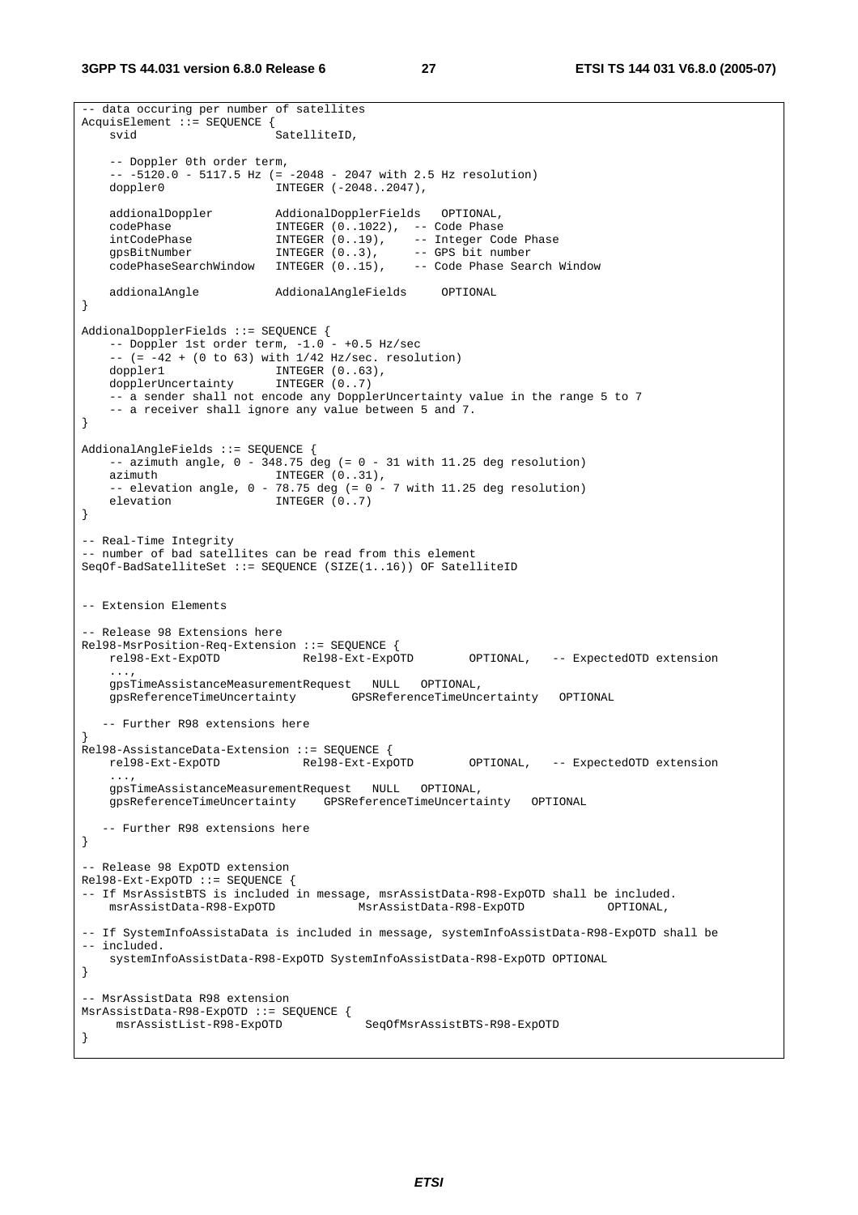```
-- data occuring per number of satellites
AcquisElement ::= SEQUENCE {
    svid                    SatelliteID,

    -- Doppler 0th order term,
    -- -5120.0 - 5117.5 Hz (= -2048 - 2047 with 2.5 Hz resolution)
    doppler0                INTEGER (-2048..2047),

    addionalDoppler         AddionalDopplerFields   OPTIONAL,
    codePhase               INTEGER (0..1022),  -- Code Phase
    intCodePhase            INTEGER (0..19),    -- Integer Code Phase
    gpsBitNumber            INTEGER (0..3),     -- GPS bit number
    codePhaseSearchWindow   INTEGER (0..15),    -- Code Phase Search Window

    addionalAngle           AddionalAngleFields     OPTIONAL
}

AddionalDopplerFields ::= SEQUENCE {
    -- Doppler 1st order term, -1.0 - +0.5 Hz/sec
    -- (= -42 + (0 to 63) with 1/42 Hz/sec. resolution)
    doppler1                INTEGER (0..63),
    dopplerUncertainty      INTEGER (0..7)
    -- a sender shall not encode any DopplerUncertainty value in the range 5 to 7
    -- a receiver shall ignore any value between 5 and 7.
}

AddionalAngleFields ::= SEQUENCE {
    -- azimuth angle, 0 - 348.75 deg (= 0 - 31 with 11.25 deg resolution)
    azimuth                 INTEGER (0..31),
    -- elevation angle, 0 - 78.75 deg (= 0 - 7 with 11.25 deg resolution)
    elevation               INTEGER (0..7)
}

-- Real-Time Integrity
-- number of bad satellites can be read from this element
SeqOf-BadSatelliteSet ::= SEQUENCE (SIZE(1..16)) OF SatelliteID


-- Extension Elements

-- Release 98 Extensions here
Rel98-MsrPosition-Req-Extension ::= SEQUENCE {
    rel98-Ext-ExpOTD            Rel98-Ext-ExpOTD        OPTIONAL,   -- ExpectedOTD extension
    ...,
    gpsTimeAssistanceMeasurementRequest   NULL   OPTIONAL,
    gpsReferenceTimeUncertainty        GPSReferenceTimeUncertainty   OPTIONAL

   -- Further R98 extensions here
}
Rel98-AssistanceData-Extension ::= SEQUENCE {
    rel98-Ext-ExpOTD            Rel98-Ext-ExpOTD        OPTIONAL,   -- ExpectedOTD extension
    ...,
    gpsTimeAssistanceMeasurementRequest   NULL   OPTIONAL,
    gpsReferenceTimeUncertainty    GPSReferenceTimeUncertainty   OPTIONAL

   -- Further R98 extensions here
}

-- Release 98 ExpOTD extension
Rel98-Ext-ExpOTD ::= SEQUENCE {
-- If MsrAssistBTS is included in message, msrAssistData-R98-ExpOTD shall be included.
    msrAssistData-R98-ExpOTD            MsrAssistData-R98-ExpOTD            OPTIONAL,

-- If SystemInfoAssistaData is included in message, systemInfoAssistData-R98-ExpOTD shall be
-- included.
    systemInfoAssistData-R98-ExpOTD SystemInfoAssistData-R98-ExpOTD OPTIONAL
}

-- MsrAssistData R98 extension
MsrAssistData-R98-ExpOTD ::= SEQUENCE {
     msrAssistList-R98-ExpOTD            SeqOfMsrAssistBTS-R98-ExpOTD
}
```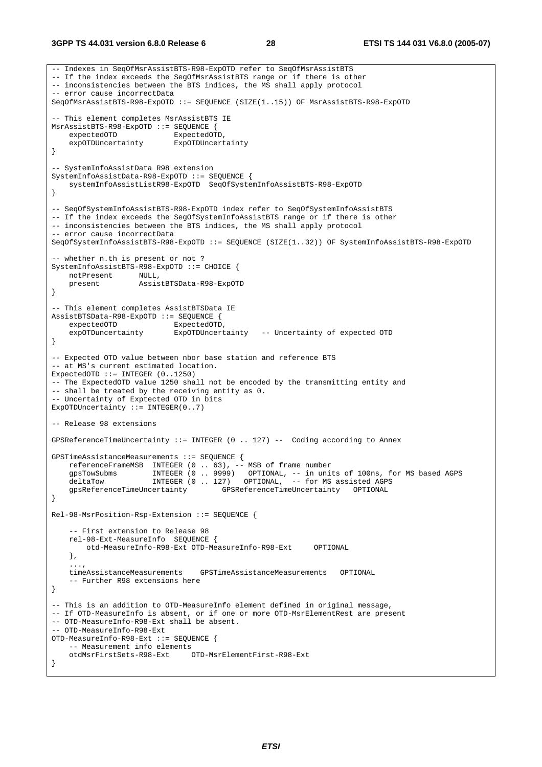```
-- Indexes in SeqOfMsrAssistBTS-R98-ExpOTD refer to SeqOfMsrAssistBTS
-- If the index exceeds the SegOfMsrAssistBTS range or if there is other
-- inconsistencies between the BTS indices, the MS shall apply protocol
-- error cause incorrectData
SeqOfMsrAssistBTS-R98-ExpOTD ::= SEQUENCE (SIZE(1..15)) OF MsrAssistBTS-R98-ExpOTD

-- This element completes MsrAssistBTS IE
MsrAssistBTS-R98-ExpOTD ::= SEQUENCE {
    expectedOTD             ExpectedOTD,
    expOTDUncertainty       ExpOTDUncertainty
}

-- SystemInfoAssistData R98 extension
SystemInfoAssistData-R98-ExpOTD ::= SEQUENCE {
    systemInfoAssistListR98-ExpOTD  SeqOfSystemInfoAssistBTS-R98-ExpOTD
}

-- SeqOfSystemInfoAssistBTS-R98-ExpOTD index refer to SeqOfSystemInfoAssistBTS
-- If the index exceeds the SegOfSystemInfoAssistBTS range or if there is other
-- inconsistencies between the BTS indices, the MS shall apply protocol
-- error cause incorrectData
SeqOfSystemInfoAssistBTS-R98-ExpOTD ::= SEQUENCE (SIZE(1..32)) OF SystemInfoAssistBTS-R98-ExpOTD

-- whether n.th is present or not ?
SystemInfoAssistBTS-R98-ExpOTD ::= CHOICE {
    notPresent      NULL,
    present         AssistBTSData-R98-ExpOTD
}

-- This element completes AssistBTSData IE
AssistBTSData-R98-ExpOTD ::= SEQUENCE {
    expectedOTD             ExpectedOTD,
    expOTDuncertainty       ExpOTDUncertainty   -- Uncertainty of expected OTD
}

-- Expected OTD value between nbor base station and reference BTS
-- at MS's current estimated location.
ExpectedOTD ::= INTEGER (0..1250)
-- The ExpectedOTD value 1250 shall not be encoded by the transmitting entity and
-- shall be treated by the receiving entity as 0.
-- Uncertainty of Exptected OTD in bits
ExpOTDUncertainty ::= INTEGER(0..7)

-- Release 98 extensions

GPSReferenceTimeUncertainty ::= INTEGER (0 .. 127) --  Coding according to Annex

GPSTimeAssistanceMeasurements ::= SEQUENCE {
    referenceFrameMSB  INTEGER (0 .. 63), -- MSB of frame number
    gpsTowSubms        INTEGER (0 .. 9999)   OPTIONAL, -- in units of 100ns, for MS based AGPS
    deltaTow           INTEGER (0 .. 127)   OPTIONAL, -- for MS assisted AGPS
    gpsReferenceTimeUncertainty        GPSReferenceTimeUncertainty   OPTIONAL
}

Rel-98-MsrPosition-Rsp-Extension ::= SEQUENCE {

    -- First extension to Release 98
    rel-98-Ext-MeasureInfo  SEQUENCE {
        otd-MeasureInfo-R98-Ext OTD-MeasureInfo-R98-Ext     OPTIONAL
    },
    ...,
    timeAssistanceMeasurements    GPSTimeAssistanceMeasurements   OPTIONAL
    -- Further R98 extensions here
}

-- This is an addition to OTD-MeasureInfo element defined in original message,
-- If OTD-MeasureInfo is absent, or if one or more OTD-MsrElementRest are present
-- OTD-MeasureInfo-R98-Ext shall be absent.
-- OTD-MeasureInfo-R98-Ext
OTD-MeasureInfo-R98-Ext ::= SEQUENCE {
    -- Measurement info elements
    otdMsrFirstSets-R98-Ext     OTD-MsrElementFirst-R98-Ext
}
```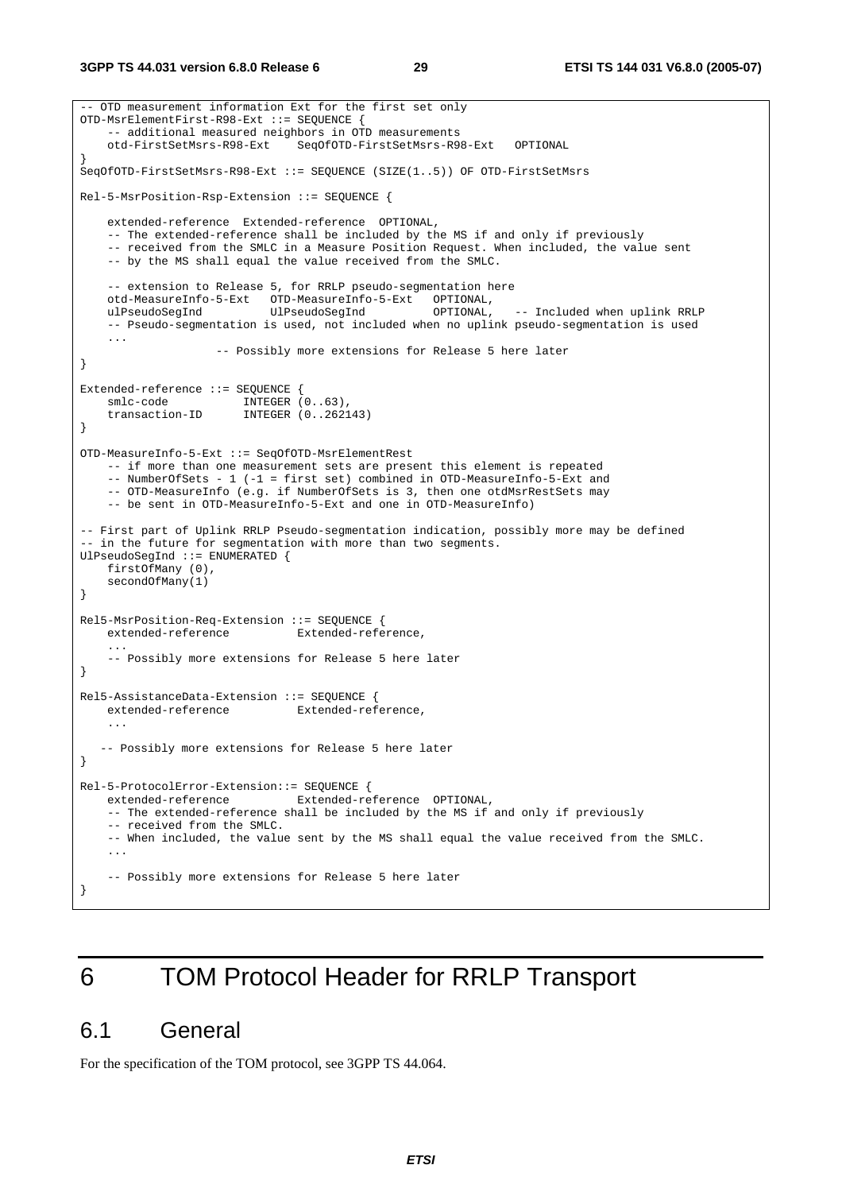```
-- OTD measurement information Ext for the first set only
OTD-MsrElementFirst-R98-Ext ::= SEQUENCE {
    -- additional measured neighbors in OTD measurements
    otd-FirstSetMsrs-R98-Ext    SeqOfOTD-FirstSetMsrs-R98-Ext   OPTIONAL
}
SeqOfOTD-FirstSetMsrs-R98-Ext ::= SEQUENCE (SIZE(1..5)) OF OTD-FirstSetMsrs

Rel-5-MsrPosition-Rsp-Extension ::= SEQUENCE {

    extended-reference  Extended-reference  OPTIONAL,
    -- The extended-reference shall be included by the MS if and only if previously
    -- received from the SMLC in a Measure Position Request. When included, the value sent
    -- by the MS shall equal the value received from the SMLC.

    -- extension to Release 5, for RRLP pseudo-segmentation here
    otd-MeasureInfo-5-Ext   OTD-MeasureInfo-5-Ext   OPTIONAL,
    ulPseudoSegInd          UlPseudoSegInd          OPTIONAL,   -- Included when uplink RRLP
    -- Pseudo-segmentation is used, not included when no uplink pseudo-segmentation is used
    ...
                    -- Possibly more extensions for Release 5 here later
}

Extended-reference ::= SEQUENCE {
    smlc-code           INTEGER (0..63),
    transaction-ID      INTEGER (0..262143)
}

OTD-MeasureInfo-5-Ext ::= SeqOfOTD-MsrElementRest
    -- if more than one measurement sets are present this element is repeated
    -- NumberOfSets - 1 (-1 = first set) combined in OTD-MeasureInfo-5-Ext and
    -- OTD-MeasureInfo (e.g. if NumberOfSets is 3, then one otdMsrRestSets may
    -- be sent in OTD-MeasureInfo-5-Ext and one in OTD-MeasureInfo)

-- First part of Uplink RRLP Pseudo-segmentation indication, possibly more may be defined
-- in the future for segmentation with more than two segments.
UlPseudoSegInd ::= ENUMERATED {
    firstOfMany (0),
    secondOfMany(1)
}

Rel5-MsrPosition-Req-Extension ::= SEQUENCE {
    extended-reference          Extended-reference,
    ...
    -- Possibly more extensions for Release 5 here later
}

Rel5-AssistanceData-Extension ::= SEQUENCE {
    extended-reference          Extended-reference,
    ...

   -- Possibly more extensions for Release 5 here later
}

Rel-5-ProtocolError-Extension::= SEQUENCE {
    extended-reference          Extended-reference  OPTIONAL,
    -- The extended-reference shall be included by the MS if and only if previously
    -- received from the SMLC.
    -- When included, the value sent by the MS shall equal the value received from the SMLC.
    ...

    -- Possibly more extensions for Release 5 here later
}
```

# 6 TOM Protocol Header for RRLP Transport

## 6.1 General

For the specification of the TOM protocol, see 3GPP TS 44.064.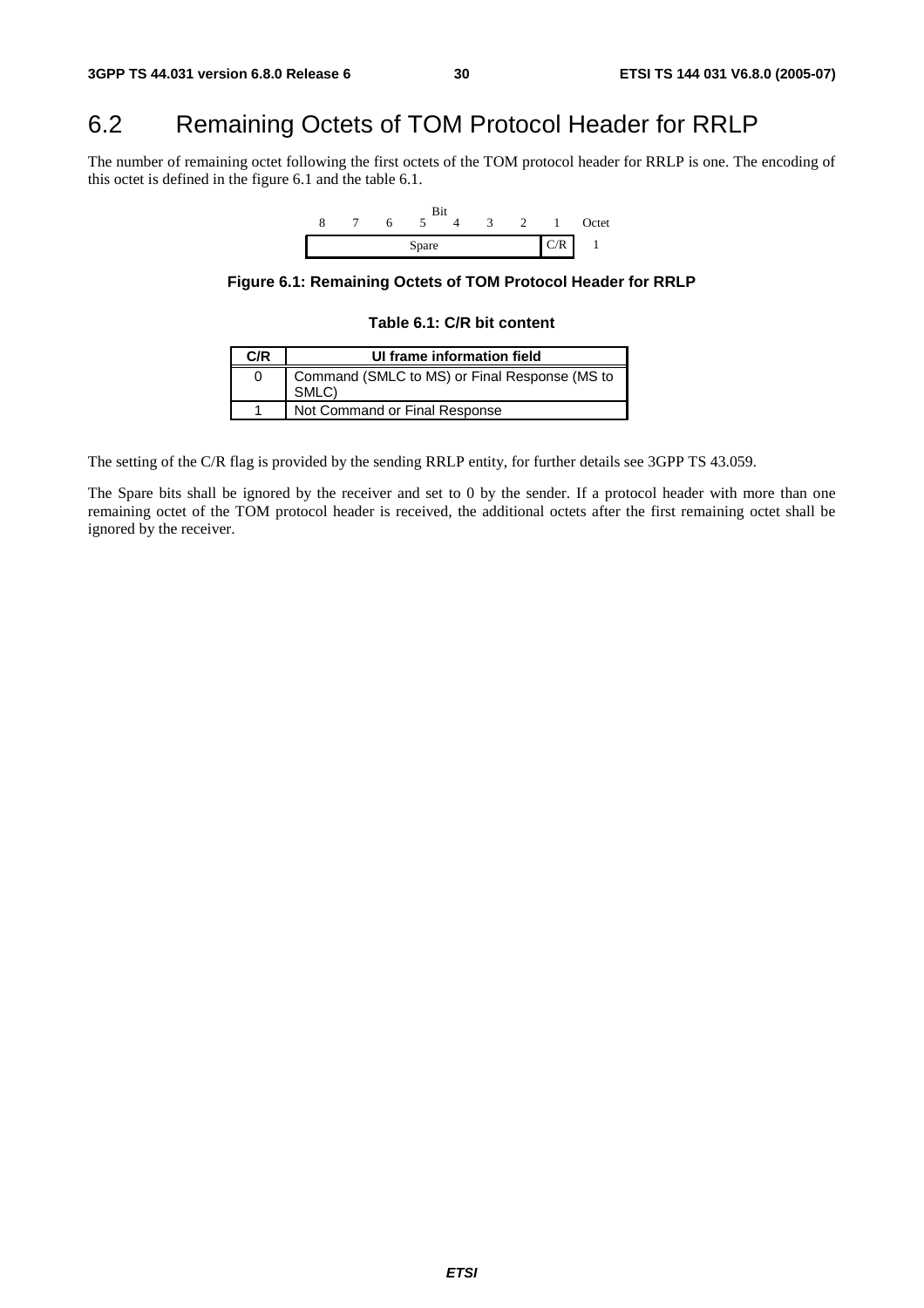## 6.2 Remaining Octets of TOM Protocol Header for RRLP

The number of remaining octet following the first octets of the TOM protocol header for RRLP is one. The encoding of this octet is defined in the figure 6.1 and the table 6.1.

| Bit 8 | 7 | 6 | 5 | 4 | 3 | 2 | 1 | Octet |
|---|---|---|---|---|---|---|---|---|
| Spare | | | | | | | C/R | 1 |

**Figure 6.1: Remaining Octets of TOM Protocol Header for RRLP**

**Table 6.1: C/R bit content**

| C/R | UI frame information field |
|---|---|
| 0 | Command (SMLC to MS) or Final Response (MS to SMLC) |
| 1 | Not Command or Final Response |

The setting of the C/R flag is provided by the sending RRLP entity, for further details see 3GPP TS 43.059.

The Spare bits shall be ignored by the receiver and set to 0 by the sender. If a protocol header with more than one remaining octet of the TOM protocol header is received, the additional octets after the first remaining octet shall be ignored by the receiver.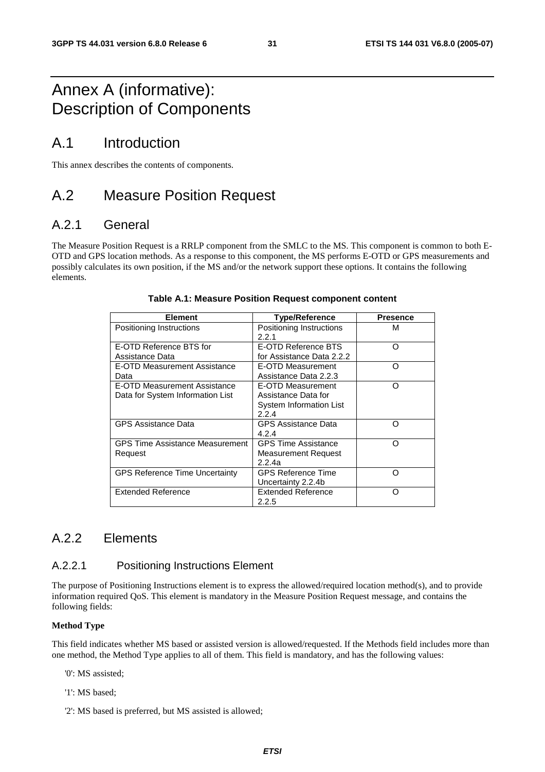# Annex A (informative): Description of Components

## A.1 Introduction

This annex describes the contents of components.

## A.2 Measure Position Request

### A.2.1 General

The Measure Position Request is a RRLP component from the SMLC to the MS. This component is common to both E-OTD and GPS location methods. As a response to this component, the MS performs E-OTD or GPS measurements and possibly calculates its own position, if the MS and/or the network support these options. It contains the following elements.

**Table A.1: Measure Position Request component content**

| Element | Type/Reference | Presence |
|---|---|---|
| Positioning Instructions | Positioning Instructions 2.2.1 | M |
| E-OTD Reference BTS for Assistance Data | E-OTD Reference BTS for Assistance Data 2.2.2 | O |
| E-OTD Measurement Assistance Data | E-OTD Measurement Assistance Data 2.2.3 | O |
| E-OTD Measurement Assistance Data for System Information List | E-OTD Measurement Assistance Data for System Information List 2.2.4 | O |
| GPS Assistance Data | GPS Assistance Data 4.2.4 | O |
| GPS Time Assistance Measurement Request | GPS Time Assistance Measurement Request 2.2.4a | O |
| GPS Reference Time Uncertainty | GPS Reference Time Uncertainty 2.2.4b | O |
| Extended Reference | Extended Reference 2.2.5 | O |

### A.2.2 Elements

#### A.2.2.1 Positioning Instructions Element

The purpose of Positioning Instructions element is to express the allowed/required location method(s), and to provide information required QoS. This element is mandatory in the Measure Position Request message, and contains the following fields:

**Method Type**

This field indicates whether MS based or assisted version is allowed/requested. If the Methods field includes more than one method, the Method Type applies to all of them. This field is mandatory, and has the following values:

'0': MS assisted;

'1': MS based;

'2': MS based is preferred, but MS assisted is allowed;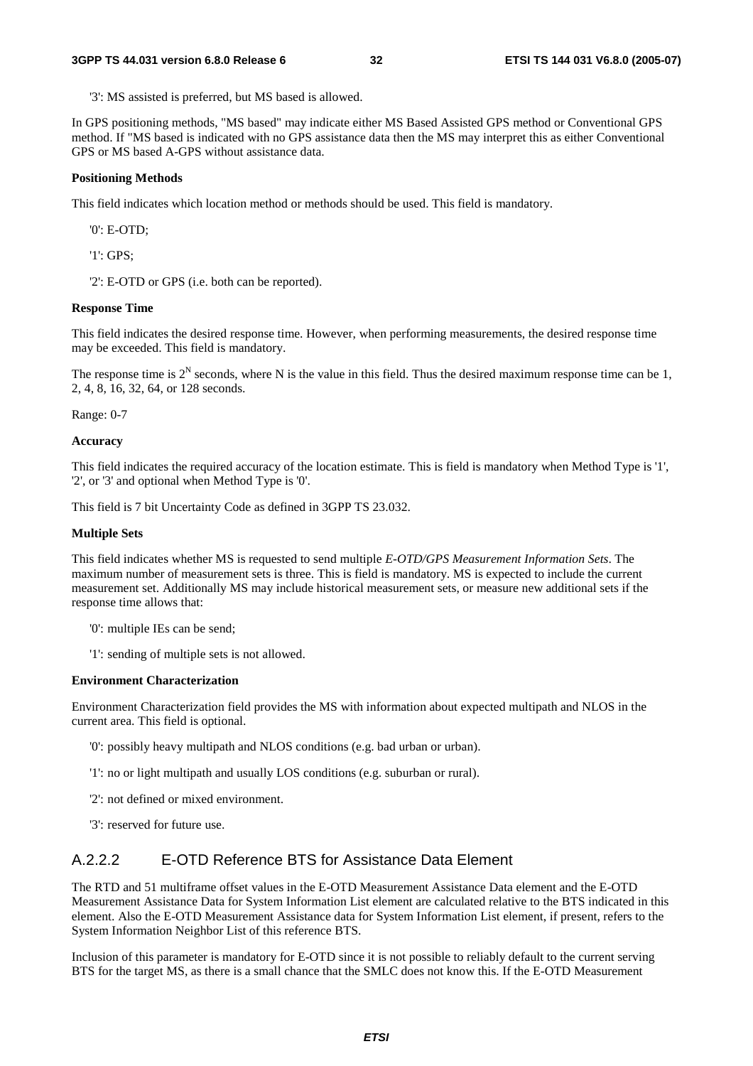'3': MS assisted is preferred, but MS based is allowed.

In GPS positioning methods, "MS based" may indicate either MS Based Assisted GPS method or Conventional GPS method. If "MS based is indicated with no GPS assistance data then the MS may interpret this as either Conventional GPS or MS based A-GPS without assistance data.

**Positioning Methods**

This field indicates which location method or methods should be used. This field is mandatory.

'0': E-OTD;

'1': GPS;

'2': E-OTD or GPS (i.e. both can be reported).

**Response Time**

This field indicates the desired response time. However, when performing measurements, the desired response time may be exceeded. This field is mandatory.

The response time is $2^N$ seconds, where N is the value in this field. Thus the desired maximum response time can be 1, 2, 4, 8, 16, 32, 64, or 128 seconds.

Range: 0-7

**Accuracy**

This field indicates the required accuracy of the location estimate. This is field is mandatory when Method Type is '1', '2', or '3' and optional when Method Type is '0'.

This field is 7 bit Uncertainty Code as defined in 3GPP TS 23.032.

**Multiple Sets**

This field indicates whether MS is requested to send multiple *E-OTD/GPS Measurement Information Sets*. The maximum number of measurement sets is three. This is field is mandatory. MS is expected to include the current measurement set. Additionally MS may include historical measurement sets, or measure new additional sets if the response time allows that:

'0': multiple IEs can be send;

'1': sending of multiple sets is not allowed.

**Environment Characterization**

Environment Characterization field provides the MS with information about expected multipath and NLOS in the current area. This field is optional.

'0': possibly heavy multipath and NLOS conditions (e.g. bad urban or urban).

'1': no or light multipath and usually LOS conditions (e.g. suburban or rural).

'2': not defined or mixed environment.

'3': reserved for future use.

### A.2.2.2 E-OTD Reference BTS for Assistance Data Element

The RTD and 51 multiframe offset values in the E-OTD Measurement Assistance Data element and the E-OTD Measurement Assistance Data for System Information List element are calculated relative to the BTS indicated in this element. Also the E-OTD Measurement Assistance data for System Information List element, if present, refers to the System Information Neighbor List of this reference BTS.

Inclusion of this parameter is mandatory for E-OTD since it is not possible to reliably default to the current serving BTS for the target MS, as there is a small chance that the SMLC does not know this. If the E-OTD Measurement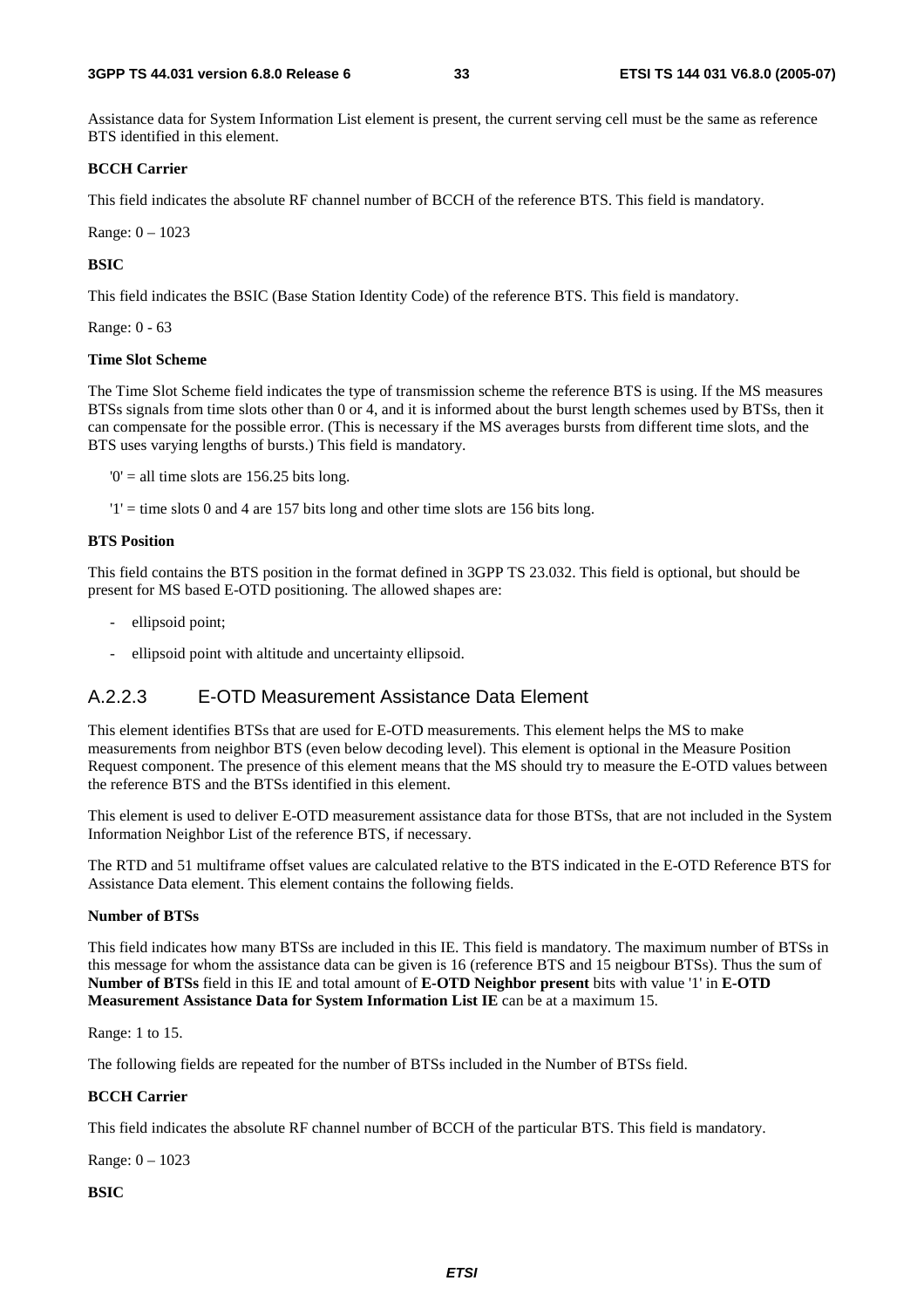Assistance data for System Information List element is present, the current serving cell must be the same as reference BTS identified in this element.

**BCCH Carrier**

This field indicates the absolute RF channel number of BCCH of the reference BTS. This field is mandatory.

Range: 0 – 1023

**BSIC**

This field indicates the BSIC (Base Station Identity Code) of the reference BTS. This field is mandatory.

Range: 0 - 63

**Time Slot Scheme**

The Time Slot Scheme field indicates the type of transmission scheme the reference BTS is using. If the MS measures BTSs signals from time slots other than 0 or 4, and it is informed about the burst length schemes used by BTSs, then it can compensate for the possible error. (This is necessary if the MS averages bursts from different time slots, and the BTS uses varying lengths of bursts.) This field is mandatory.

'0' = all time slots are 156.25 bits long.

'1' = time slots 0 and 4 are 157 bits long and other time slots are 156 bits long.

**BTS Position**

This field contains the BTS position in the format defined in 3GPP TS 23.032. This field is optional, but should be present for MS based E-OTD positioning. The allowed shapes are:

- ellipsoid point;
- ellipsoid point with altitude and uncertainty ellipsoid.

### A.2.2.3 E-OTD Measurement Assistance Data Element

This element identifies BTSs that are used for E-OTD measurements. This element helps the MS to make measurements from neighbor BTS (even below decoding level). This element is optional in the Measure Position Request component. The presence of this element means that the MS should try to measure the E-OTD values between the reference BTS and the BTSs identified in this element.

This element is used to deliver E-OTD measurement assistance data for those BTSs, that are not included in the System Information Neighbor List of the reference BTS, if necessary.

The RTD and 51 multiframe offset values are calculated relative to the BTS indicated in the E-OTD Reference BTS for Assistance Data element. This element contains the following fields.

**Number of BTSs**

This field indicates how many BTSs are included in this IE. This field is mandatory. The maximum number of BTSs in this message for whom the assistance data can be given is 16 (reference BTS and 15 neigbour BTSs). Thus the sum of **Number of BTSs** field in this IE and total amount of **E-OTD Neighbor present** bits with value '1' in **E-OTD Measurement Assistance Data for System Information List IE** can be at a maximum 15.

Range: 1 to 15.

The following fields are repeated for the number of BTSs included in the Number of BTSs field.

**BCCH Carrier**

This field indicates the absolute RF channel number of BCCH of the particular BTS. This field is mandatory.

Range: 0 – 1023

**BSIC**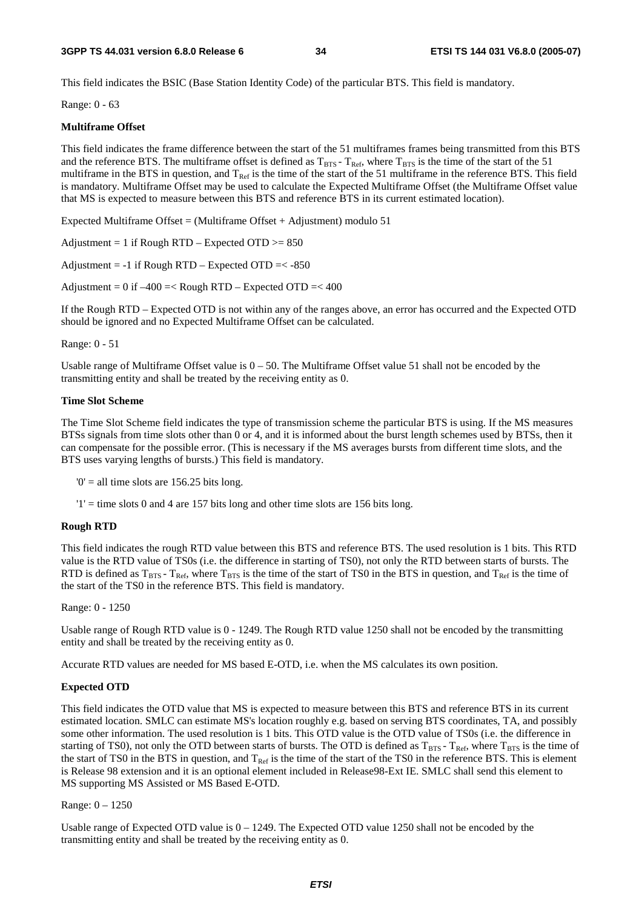This field indicates the BSIC (Base Station Identity Code) of the particular BTS. This field is mandatory.

Range: 0 - 63

**Multiframe Offset**

This field indicates the frame difference between the start of the 51 multiframes frames being transmitted from this BTS and the reference BTS. The multiframe offset is defined as $T_{BTS}$ - $T_{Ref}$, where $T_{BTS}$ is the time of the start of the 51 multiframe in the BTS in question, and $T_{Ref}$ is the time of the start of the 51 multiframe in the reference BTS. This field is mandatory. Multiframe Offset may be used to calculate the Expected Multiframe Offset (the Multiframe Offset value that MS is expected to measure between this BTS and reference BTS in its current estimated location).

Expected Multiframe Offset = (Multiframe Offset + Adjustment) modulo 51

Adjustment = 1 if Rough RTD – Expected OTD >= 850

Adjustment = -1 if Rough RTD – Expected OTD =< -850

Adjustment = 0 if –400 =< Rough RTD – Expected OTD =< 400

If the Rough RTD – Expected OTD is not within any of the ranges above, an error has occurred and the Expected OTD should be ignored and no Expected Multiframe Offset can be calculated.

Range: 0 - 51

Usable range of Multiframe Offset value is 0 – 50. The Multiframe Offset value 51 shall not be encoded by the transmitting entity and shall be treated by the receiving entity as 0.

**Time Slot Scheme**

The Time Slot Scheme field indicates the type of transmission scheme the particular BTS is using. If the MS measures BTSs signals from time slots other than 0 or 4, and it is informed about the burst length schemes used by BTSs, then it can compensate for the possible error. (This is necessary if the MS averages bursts from different time slots, and the BTS uses varying lengths of bursts.) This field is mandatory.

'0' = all time slots are 156.25 bits long.

'1' = time slots 0 and 4 are 157 bits long and other time slots are 156 bits long.

**Rough RTD**

This field indicates the rough RTD value between this BTS and reference BTS. The used resolution is 1 bits. This RTD value is the RTD value of TS0s (i.e. the difference in starting of TS0), not only the RTD between starts of bursts. The RTD is defined as $T_{BTS}$ - $T_{Ref}$, where $T_{BTS}$ is the time of the start of TS0 in the BTS in question, and $T_{Ref}$ is the time of the start of the TS0 in the reference BTS. This field is mandatory.

Range: 0 - 1250

Usable range of Rough RTD value is 0 - 1249. The Rough RTD value 1250 shall not be encoded by the transmitting entity and shall be treated by the receiving entity as 0.

Accurate RTD values are needed for MS based E-OTD, i.e. when the MS calculates its own position.

**Expected OTD**

This field indicates the OTD value that MS is expected to measure between this BTS and reference BTS in its current estimated location. SMLC can estimate MS's location roughly e.g. based on serving BTS coordinates, TA, and possibly some other information. The used resolution is 1 bits. This OTD value is the OTD value of TS0s (i.e. the difference in starting of TS0), not only the OTD between starts of bursts. The OTD is defined as $T_{BTS}$ - $T_{Ref}$, where $T_{BTS}$ is the time of the start of TS0 in the BTS in question, and $T_{Ref}$ is the time of the start of the TS0 in the reference BTS. This is element is Release 98 extension and it is an optional element included in Release98-Ext IE. SMLC shall send this element to MS supporting MS Assisted or MS Based E-OTD.

Range: 0 – 1250

Usable range of Expected OTD value is 0 – 1249. The Expected OTD value 1250 shall not be encoded by the transmitting entity and shall be treated by the receiving entity as 0.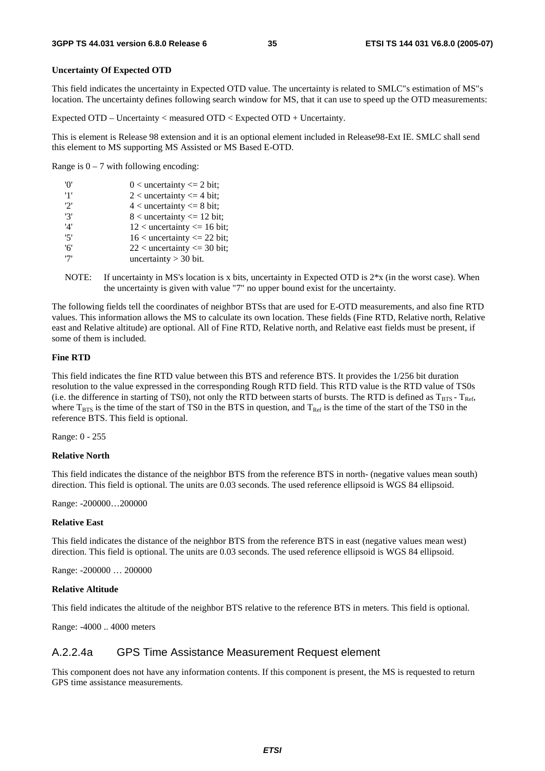**Uncertainty Of Expected OTD**

This field indicates the uncertainty in Expected OTD value. The uncertainty is related to SMLC"s estimation of MS"s location. The uncertainty defines following search window for MS, that it can use to speed up the OTD measurements:

Expected OTD – Uncertainty < measured OTD < Expected OTD + Uncertainty.

This is element is Release 98 extension and it is an optional element included in Release98-Ext IE. SMLC shall send this element to MS supporting MS Assisted or MS Based E-OTD.

Range is 0 – 7 with following encoding:

| | |
|---|---|
| '0' | 0 < uncertainty <= 2 bit; |
| '1' | 2 < uncertainty <= 4 bit; |
| '2' | 4 < uncertainty <= 8 bit; |
| '3' | 8 < uncertainty <= 12 bit; |
| '4' | 12 < uncertainty <= 16 bit; |
| '5' | 16 < uncertainty <= 22 bit; |
| '6' | 22 < uncertainty <= 30 bit; |
| '7' | uncertainty > 30 bit. |

NOTE: If uncertainty in MS's location is x bits, uncertainty in Expected OTD is 2*x (in the worst case). When the uncertainty is given with value "7" no upper bound exist for the uncertainty.

The following fields tell the coordinates of neighbor BTSs that are used for E-OTD measurements, and also fine RTD values. This information allows the MS to calculate its own location. These fields (Fine RTD, Relative north, Relative east and Relative altitude) are optional. All of Fine RTD, Relative north, and Relative east fields must be present, if some of them is included.

**Fine RTD**

This field indicates the fine RTD value between this BTS and reference BTS. It provides the 1/256 bit duration resolution to the value expressed in the corresponding Rough RTD field. This RTD value is the RTD value of TS0s (i.e. the difference in starting of TS0), not only the RTD between starts of bursts. The RTD is defined as $T_{BTS} - T_{Ref}$, where $T_{BTS}$ is the time of the start of TS0 in the BTS in question, and $T_{Ref}$ is the time of the start of the TS0 in the reference BTS. This field is optional.

Range: 0 - 255

**Relative North**

This field indicates the distance of the neighbor BTS from the reference BTS in north- (negative values mean south) direction. This field is optional. The units are 0.03 seconds. The used reference ellipsoid is WGS 84 ellipsoid.

Range: -200000…200000

**Relative East**

This field indicates the distance of the neighbor BTS from the reference BTS in east (negative values mean west) direction. This field is optional. The units are 0.03 seconds. The used reference ellipsoid is WGS 84 ellipsoid.

Range: -200000 … 200000

**Relative Altitude**

This field indicates the altitude of the neighbor BTS relative to the reference BTS in meters. This field is optional.

Range: -4000 .. 4000 meters

### A.2.2.4a GPS Time Assistance Measurement Request element

This component does not have any information contents. If this component is present, the MS is requested to return GPS time assistance measurements.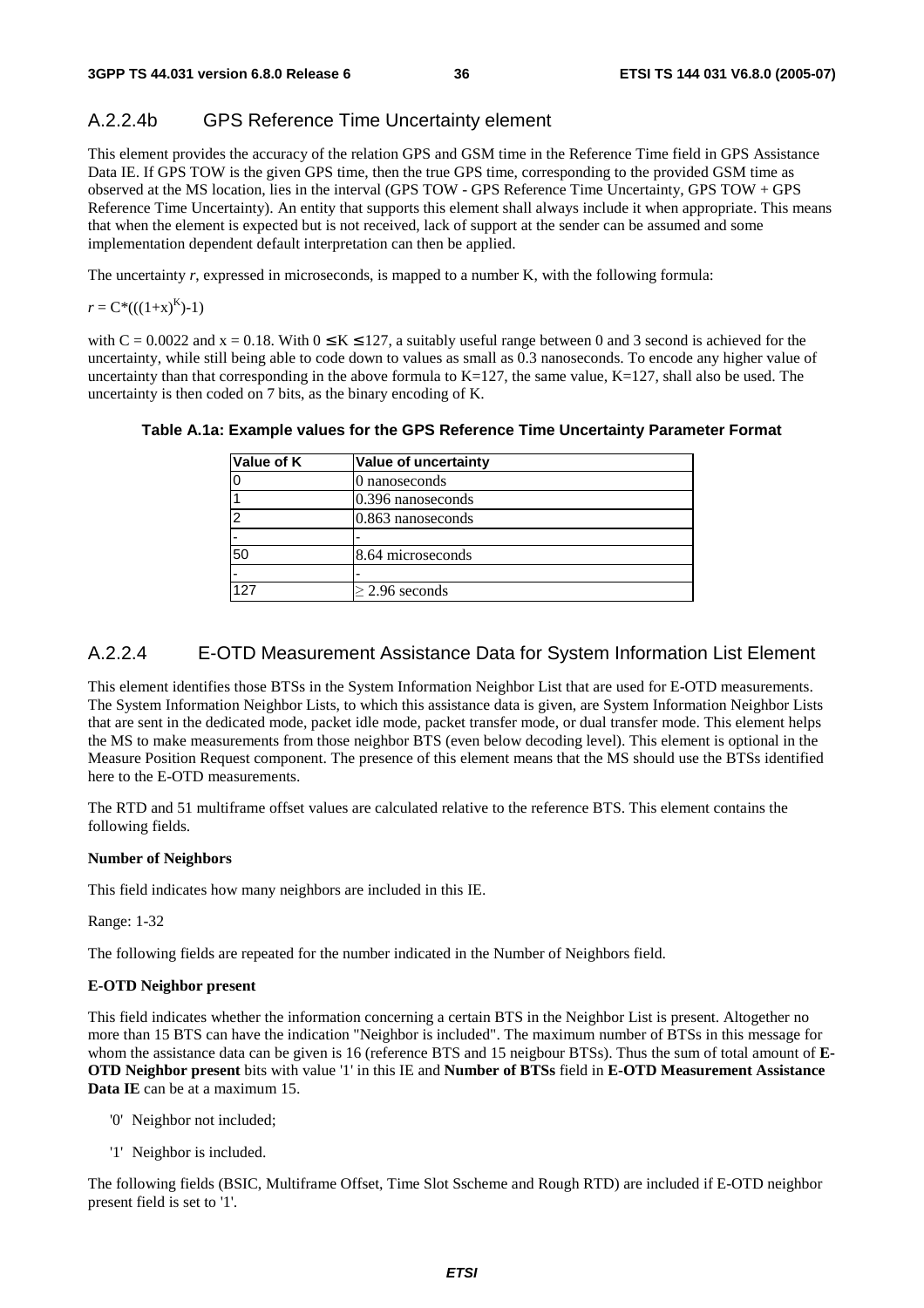### A.2.2.4b GPS Reference Time Uncertainty element

This element provides the accuracy of the relation GPS and GSM time in the Reference Time field in GPS Assistance Data IE. If GPS TOW is the given GPS time, then the true GPS time, corresponding to the provided GSM time as observed at the MS location, lies in the interval (GPS TOW - GPS Reference Time Uncertainty, GPS TOW + GPS Reference Time Uncertainty). An entity that supports this element shall always include it when appropriate. This means that when the element is expected but is not received, lack of support at the sender can be assumed and some implementation dependent default interpretation can then be applied.

The uncertainty $r$, expressed in microseconds, is mapped to a number K, with the following formula:

$r = C*(((1+x)^K)-1)$

with C = 0.0022 and x = 0.18. With $0 \leq K \leq 127$, a suitably useful range between 0 and 3 second is achieved for the uncertainty, while still being able to code down to values as small as 0.3 nanoseconds. To encode any higher value of uncertainty than that corresponding in the above formula to K=127, the same value, K=127, shall also be used. The uncertainty is then coded on 7 bits, as the binary encoding of K.

**Table A.1a: Example values for the GPS Reference Time Uncertainty Parameter Format**

| Value of K | Value of uncertainty |
|---|---|
| 0 | 0 nanoseconds |
| 1 | 0.396 nanoseconds |
| 2 | 0.863 nanoseconds |
| - | - |
| 50 | 8.64 microseconds |
| - | - |
| 127 | $\geq$ 2.96 seconds |

### A.2.2.4 E-OTD Measurement Assistance Data for System Information List Element

This element identifies those BTSs in the System Information Neighbor List that are used for E-OTD measurements. The System Information Neighbor Lists, to which this assistance data is given, are System Information Neighbor Lists that are sent in the dedicated mode, packet idle mode, packet transfer mode, or dual transfer mode. This element helps the MS to make measurements from those neighbor BTS (even below decoding level). This element is optional in the Measure Position Request component. The presence of this element means that the MS should use the BTSs identified here to the E-OTD measurements.

The RTD and 51 multiframe offset values are calculated relative to the reference BTS. This element contains the following fields.

**Number of Neighbors**

This field indicates how many neighbors are included in this IE.

Range: 1-32

The following fields are repeated for the number indicated in the Number of Neighbors field.

**E-OTD Neighbor present**

This field indicates whether the information concerning a certain BTS in the Neighbor List is present. Altogether no more than 15 BTS can have the indication "Neighbor is included". The maximum number of BTSs in this message for whom the assistance data can be given is 16 (reference BTS and 15 neigbour BTSs). Thus the sum of total amount of **E-OTD Neighbor present** bits with value '1' in this IE and **Number of BTSs** field in **E-OTD Measurement Assistance Data IE** can be at a maximum 15.

- '0' Neighbor not included;
- '1' Neighbor is included.

The following fields (BSIC, Multiframe Offset, Time Slot Sscheme and Rough RTD) are included if E-OTD neighbor present field is set to '1'.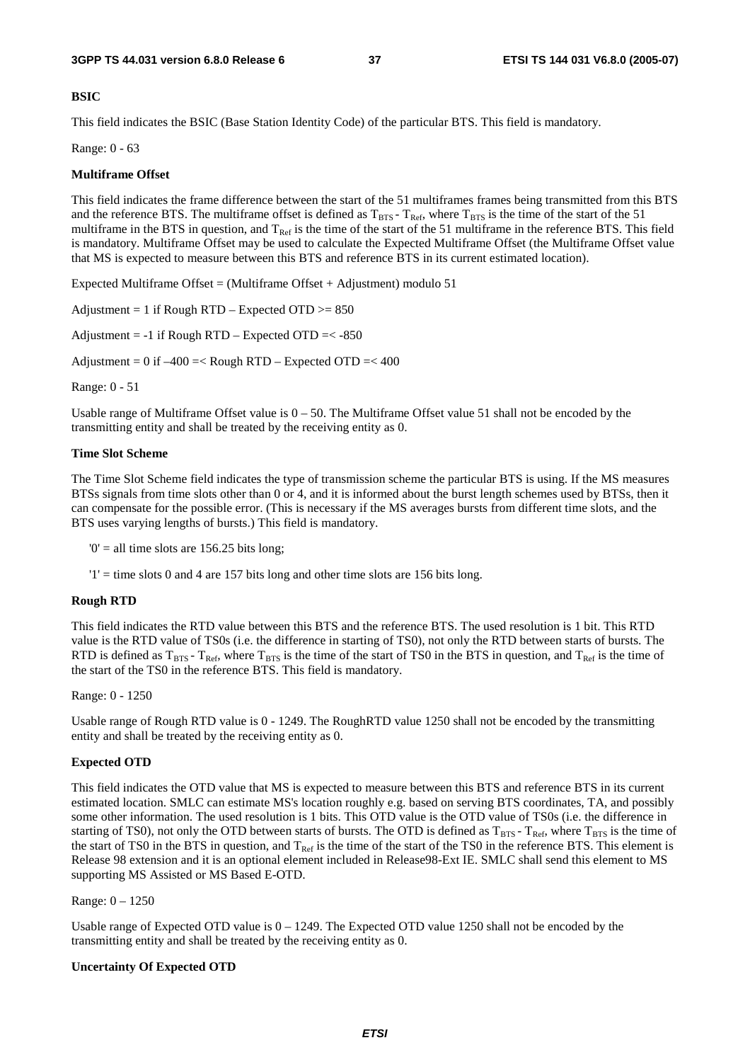**BSIC**

This field indicates the BSIC (Base Station Identity Code) of the particular BTS. This field is mandatory.

Range: 0 - 63

**Multiframe Offset**

This field indicates the frame difference between the start of the 51 multiframes frames being transmitted from this BTS and the reference BTS. The multiframe offset is defined as $T_{BTS}$ - $T_{Ref}$, where $T_{BTS}$ is the time of the start of the 51 multiframe in the BTS in question, and $T_{Ref}$ is the time of the start of the 51 multiframe in the reference BTS. This field is mandatory. Multiframe Offset may be used to calculate the Expected Multiframe Offset (the Multiframe Offset value that MS is expected to measure between this BTS and reference BTS in its current estimated location).

Expected Multiframe Offset = (Multiframe Offset + Adjustment) modulo 51

Adjustment = 1 if Rough RTD – Expected OTD >= 850

Adjustment = -1 if Rough RTD – Expected OTD =< -850

Adjustment = 0 if –400 =< Rough RTD – Expected OTD =< 400

Range: 0 - 51

Usable range of Multiframe Offset value is 0 – 50. The Multiframe Offset value 51 shall not be encoded by the transmitting entity and shall be treated by the receiving entity as 0.

**Time Slot Scheme**

The Time Slot Scheme field indicates the type of transmission scheme the particular BTS is using. If the MS measures BTSs signals from time slots other than 0 or 4, and it is informed about the burst length schemes used by BTSs, then it can compensate for the possible error. (This is necessary if the MS averages bursts from different time slots, and the BTS uses varying lengths of bursts.) This field is mandatory.

'0' = all time slots are 156.25 bits long;

'1' = time slots 0 and 4 are 157 bits long and other time slots are 156 bits long.

**Rough RTD**

This field indicates the RTD value between this BTS and the reference BTS. The used resolution is 1 bit. This RTD value is the RTD value of TS0s (i.e. the difference in starting of TS0), not only the RTD between starts of bursts. The RTD is defined as $T_{BTS}$ - $T_{Ref}$, where $T_{BTS}$ is the time of the start of TS0 in the BTS in question, and $T_{Ref}$ is the time of the start of the TS0 in the reference BTS. This field is mandatory.

Range: 0 - 1250

Usable range of Rough RTD value is 0 - 1249. The RoughRTD value 1250 shall not be encoded by the transmitting entity and shall be treated by the receiving entity as 0.

**Expected OTD**

This field indicates the OTD value that MS is expected to measure between this BTS and reference BTS in its current estimated location. SMLC can estimate MS's location roughly e.g. based on serving BTS coordinates, TA, and possibly some other information. The used resolution is 1 bits. This OTD value is the OTD value of TS0s (i.e. the difference in starting of TS0), not only the OTD between starts of bursts. The OTD is defined as $T_{BTS}$ - $T_{Ref}$, where $T_{BTS}$ is the time of the start of TS0 in the BTS in question, and $T_{Ref}$ is the time of the start of the TS0 in the reference BTS. This element is Release 98 extension and it is an optional element included in Release98-Ext IE. SMLC shall send this element to MS supporting MS Assisted or MS Based E-OTD.

Range: 0 – 1250

Usable range of Expected OTD value is 0 – 1249. The Expected OTD value 1250 shall not be encoded by the transmitting entity and shall be treated by the receiving entity as 0.

**Uncertainty Of Expected OTD**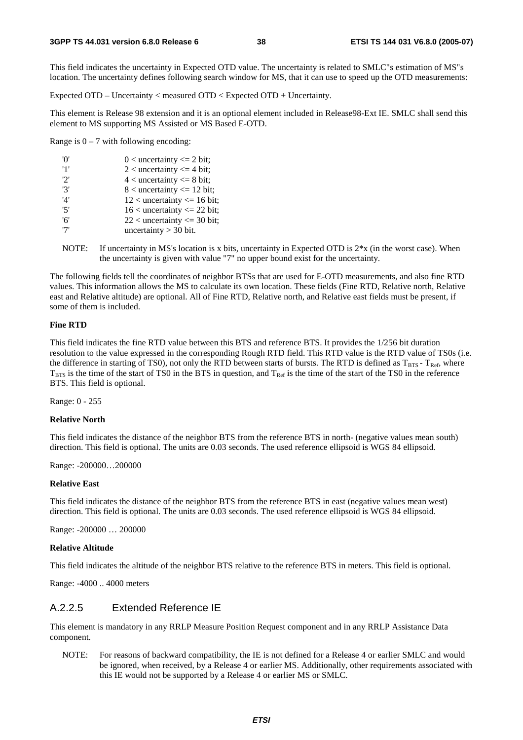This field indicates the uncertainty in Expected OTD value. The uncertainty is related to SMLC"s estimation of MS"s location. The uncertainty defines following search window for MS, that it can use to speed up the OTD measurements:

Expected OTD – Uncertainty < measured OTD < Expected OTD + Uncertainty.

This element is Release 98 extension and it is an optional element included in Release98-Ext IE. SMLC shall send this element to MS supporting MS Assisted or MS Based E-OTD.

Range is 0 – 7 with following encoding:

| | |
|---|---|
| '0' | 0 < uncertainty <= 2 bit; |
| '1' | 2 < uncertainty <= 4 bit; |
| '2' | 4 < uncertainty <= 8 bit; |
| '3' | 8 < uncertainty <= 12 bit; |
| '4' | 12 < uncertainty <= 16 bit; |
| '5' | 16 < uncertainty <= 22 bit; |
| '6' | 22 < uncertainty <= 30 bit; |
| '7' | uncertainty > 30 bit. |

NOTE: If uncertainty in MS's location is x bits, uncertainty in Expected OTD is 2*x (in the worst case). When the uncertainty is given with value "7" no upper bound exist for the uncertainty.

The following fields tell the coordinates of neighbor BTSs that are used for E-OTD measurements, and also fine RTD values. This information allows the MS to calculate its own location. These fields (Fine RTD, Relative north, Relative east and Relative altitude) are optional. All of Fine RTD, Relative north, and Relative east fields must be present, if some of them is included.

**Fine RTD**

This field indicates the fine RTD value between this BTS and reference BTS. It provides the 1/256 bit duration resolution to the value expressed in the corresponding Rough RTD field. This RTD value is the RTD value of TS0s (i.e. the difference in starting of TS0), not only the RTD between starts of bursts. The RTD is defined as $T_{BTS} - T_{Ref}$, where $T_{BTS}$ is the time of the start of TS0 in the BTS in question, and $T_{Ref}$ is the time of the start of the TS0 in the reference BTS. This field is optional.

Range: 0 - 255

**Relative North**

This field indicates the distance of the neighbor BTS from the reference BTS in north- (negative values mean south) direction. This field is optional. The units are 0.03 seconds. The used reference ellipsoid is WGS 84 ellipsoid.

Range: -200000…200000

**Relative East**

This field indicates the distance of the neighbor BTS from the reference BTS in east (negative values mean west) direction. This field is optional. The units are 0.03 seconds. The used reference ellipsoid is WGS 84 ellipsoid.

Range: -200000 … 200000

**Relative Altitude**

This field indicates the altitude of the neighbor BTS relative to the reference BTS in meters. This field is optional.

Range: -4000 .. 4000 meters

### A.2.2.5 Extended Reference IE

This element is mandatory in any RRLP Measure Position Request component and in any RRLP Assistance Data component.

NOTE: For reasons of backward compatibility, the IE is not defined for a Release 4 or earlier SMLC and would be ignored, when received, by a Release 4 or earlier MS. Additionally, other requirements associated with this IE would not be supported by a Release 4 or earlier MS or SMLC.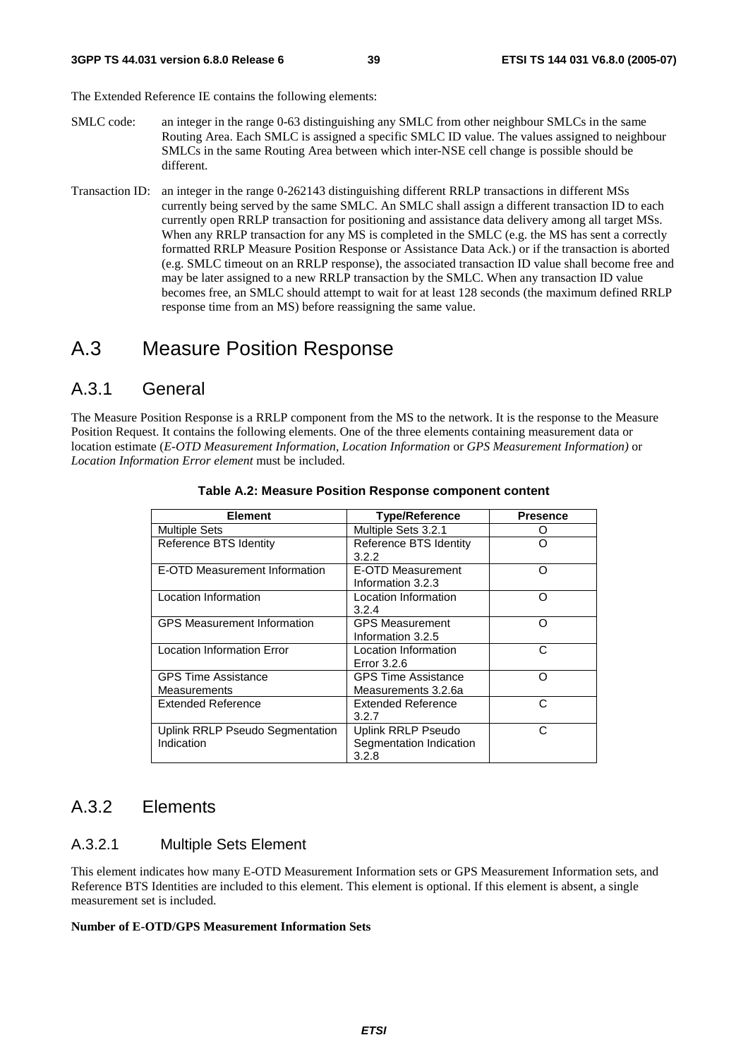The Extended Reference IE contains the following elements:

SMLC code: an integer in the range 0-63 distinguishing any SMLC from other neighbour SMLCs in the same Routing Area. Each SMLC is assigned a specific SMLC ID value. The values assigned to neighbour SMLCs in the same Routing Area between which inter-NSE cell change is possible should be different.

Transaction ID: an integer in the range 0-262143 distinguishing different RRLP transactions in different MSs currently being served by the same SMLC. An SMLC shall assign a different transaction ID to each currently open RRLP transaction for positioning and assistance data delivery among all target MSs. When any RRLP transaction for any MS is completed in the SMLC (e.g. the MS has sent a correctly formatted RRLP Measure Position Response or Assistance Data Ack.) or if the transaction is aborted (e.g. SMLC timeout on an RRLP response), the associated transaction ID value shall become free and may be later assigned to a new RRLP transaction by the SMLC. When any transaction ID value becomes free, an SMLC should attempt to wait for at least 128 seconds (the maximum defined RRLP response time from an MS) before reassigning the same value.

# A.3 Measure Position Response

## A.3.1 General

The Measure Position Response is a RRLP component from the MS to the network. It is the response to the Measure Position Request. It contains the following elements. One of the three elements containing measurement data or location estimate (*E-OTD Measurement Information*, *Location Information* or *GPS Measurement Information)* or *Location Information Error element* must be included.

**Table A.2: Measure Position Response component content**

| Element | Type/Reference | Presence |
|---|---|---|
| Multiple Sets | Multiple Sets 3.2.1 | O |
| Reference BTS Identity | Reference BTS Identity 3.2.2 | O |
| E-OTD Measurement Information | E-OTD Measurement Information 3.2.3 | O |
| Location Information | Location Information 3.2.4 | O |
| GPS Measurement Information | GPS Measurement Information 3.2.5 | O |
| Location Information Error | Location Information Error 3.2.6 | C |
| GPS Time Assistance Measurements | GPS Time Assistance Measurements 3.2.6a | O |
| Extended Reference | Extended Reference 3.2.7 | C |
| Uplink RRLP Pseudo Segmentation Indication | Uplink RRLP Pseudo Segmentation Indication 3.2.8 | C |

## A.3.2 Elements

### A.3.2.1 Multiple Sets Element

This element indicates how many E-OTD Measurement Information sets or GPS Measurement Information sets, and Reference BTS Identities are included to this element. This element is optional. If this element is absent, a single measurement set is included.

**Number of E-OTD/GPS Measurement Information Sets**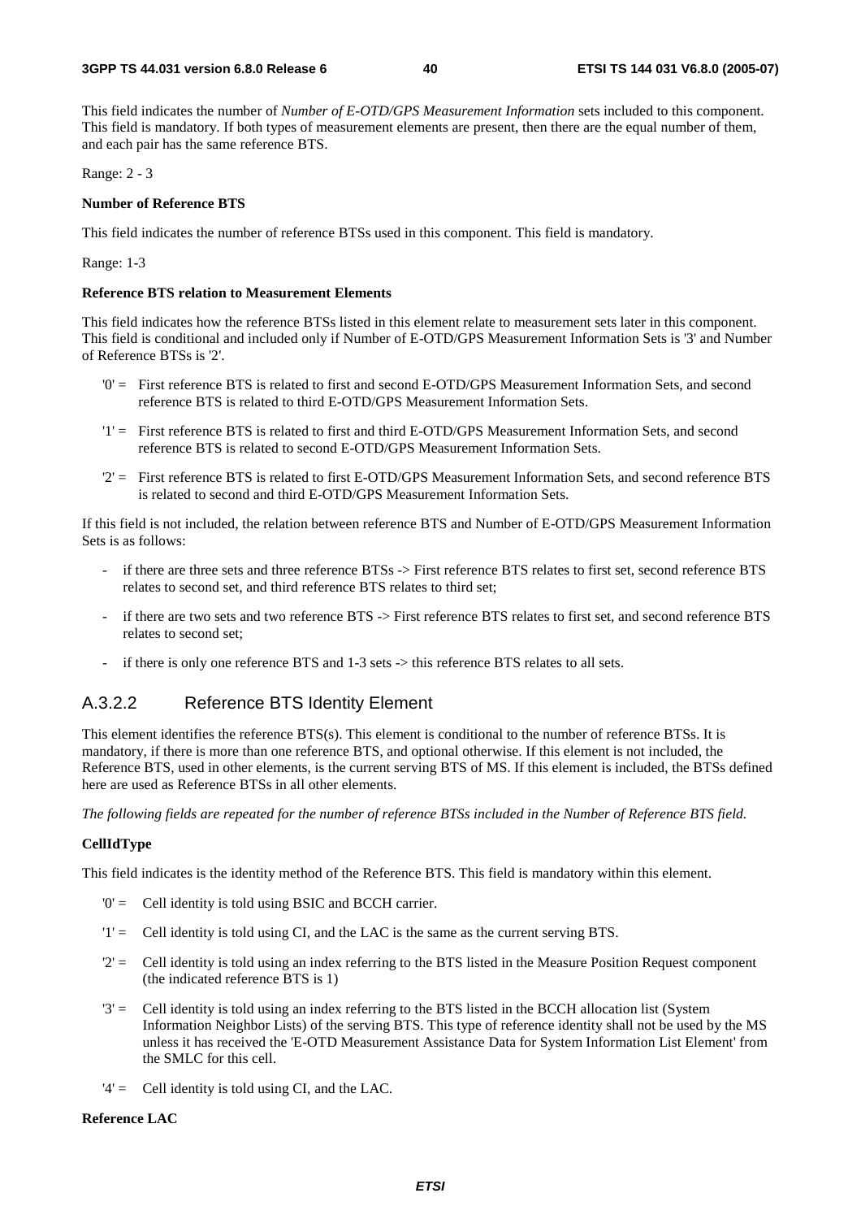This field indicates the number of *Number of E-OTD/GPS Measurement Information* sets included to this component. This field is mandatory. If both types of measurement elements are present, then there are the equal number of them, and each pair has the same reference BTS.

Range: 2 - 3

**Number of Reference BTS**

This field indicates the number of reference BTSs used in this component. This field is mandatory.

Range: 1-3

**Reference BTS relation to Measurement Elements**

This field indicates how the reference BTSs listed in this element relate to measurement sets later in this component. This field is conditional and included only if Number of E-OTD/GPS Measurement Information Sets is '3' and Number of Reference BTSs is '2'.

- '0' = First reference BTS is related to first and second E-OTD/GPS Measurement Information Sets, and second reference BTS is related to third E-OTD/GPS Measurement Information Sets.
- '1' = First reference BTS is related to first and third E-OTD/GPS Measurement Information Sets, and second reference BTS is related to second E-OTD/GPS Measurement Information Sets.
- '2' = First reference BTS is related to first E-OTD/GPS Measurement Information Sets, and second reference BTS is related to second and third E-OTD/GPS Measurement Information Sets.

If this field is not included, the relation between reference BTS and Number of E-OTD/GPS Measurement Information Sets is as follows:

- if there are three sets and three reference BTSs -> First reference BTS relates to first set, second reference BTS relates to second set, and third reference BTS relates to third set;
- if there are two sets and two reference BTS -> First reference BTS relates to first set, and second reference BTS relates to second set;
- if there is only one reference BTS and 1-3 sets -> this reference BTS relates to all sets.

### A.3.2.2 Reference BTS Identity Element

This element identifies the reference BTS(s). This element is conditional to the number of reference BTSs. It is mandatory, if there is more than one reference BTS, and optional otherwise. If this element is not included, the Reference BTS, used in other elements, is the current serving BTS of MS. If this element is included, the BTSs defined here are used as Reference BTSs in all other elements.

*The following fields are repeated for the number of reference BTSs included in the Number of Reference BTS field.*

**CellIdType**

This field indicates is the identity method of the Reference BTS. This field is mandatory within this element.

- '0' = Cell identity is told using BSIC and BCCH carrier.
- '1' = Cell identity is told using CI, and the LAC is the same as the current serving BTS.
- '2' = Cell identity is told using an index referring to the BTS listed in the Measure Position Request component (the indicated reference BTS is 1)
- '3' = Cell identity is told using an index referring to the BTS listed in the BCCH allocation list (System Information Neighbor Lists) of the serving BTS. This type of reference identity shall not be used by the MS unless it has received the 'E-OTD Measurement Assistance Data for System Information List Element' from the SMLC for this cell.
- '4' = Cell identity is told using CI, and the LAC.

**Reference LAC**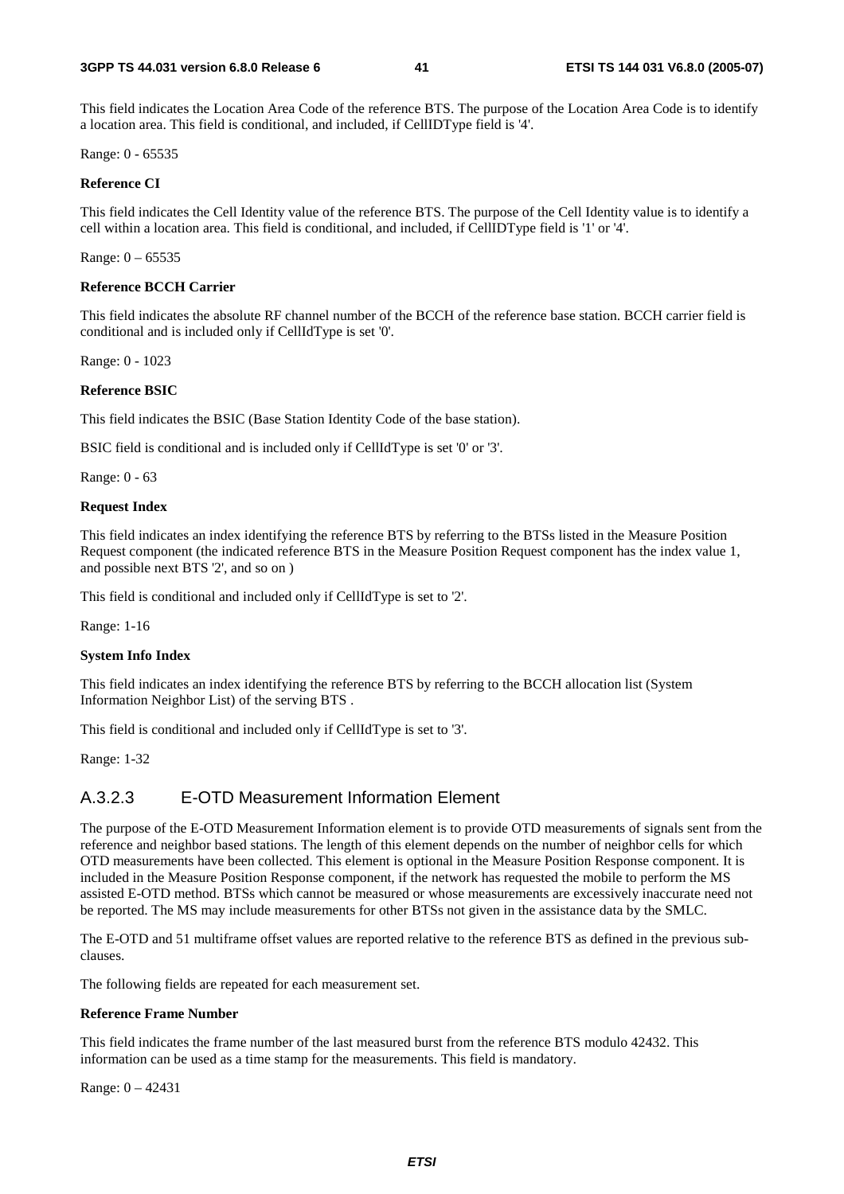This field indicates the Location Area Code of the reference BTS. The purpose of the Location Area Code is to identify a location area. This field is conditional, and included, if CellIDType field is '4'.

Range: 0 - 65535

**Reference CI**

This field indicates the Cell Identity value of the reference BTS. The purpose of the Cell Identity value is to identify a cell within a location area. This field is conditional, and included, if CellIDType field is '1' or '4'.

Range: 0 – 65535

**Reference BCCH Carrier**

This field indicates the absolute RF channel number of the BCCH of the reference base station. BCCH carrier field is conditional and is included only if CellIdType is set '0'.

Range: 0 - 1023

**Reference BSIC**

This field indicates the BSIC (Base Station Identity Code of the base station).

BSIC field is conditional and is included only if CellIdType is set '0' or '3'.

Range: 0 - 63

**Request Index**

This field indicates an index identifying the reference BTS by referring to the BTSs listed in the Measure Position Request component (the indicated reference BTS in the Measure Position Request component has the index value 1, and possible next BTS '2', and so on )

This field is conditional and included only if CellIdType is set to '2'.

Range: 1-16

**System Info Index**

This field indicates an index identifying the reference BTS by referring to the BCCH allocation list (System Information Neighbor List) of the serving BTS .

This field is conditional and included only if CellIdType is set to '3'.

Range: 1-32

### A.3.2.3 E-OTD Measurement Information Element

The purpose of the E-OTD Measurement Information element is to provide OTD measurements of signals sent from the reference and neighbor based stations. The length of this element depends on the number of neighbor cells for which OTD measurements have been collected. This element is optional in the Measure Position Response component. It is included in the Measure Position Response component, if the network has requested the mobile to perform the MS assisted E-OTD method. BTSs which cannot be measured or whose measurements are excessively inaccurate need not be reported. The MS may include measurements for other BTSs not given in the assistance data by the SMLC.

The E-OTD and 51 multiframe offset values are reported relative to the reference BTS as defined in the previous sub-clauses.

The following fields are repeated for each measurement set.

**Reference Frame Number**

This field indicates the frame number of the last measured burst from the reference BTS modulo 42432. This information can be used as a time stamp for the measurements. This field is mandatory.

Range: 0 – 42431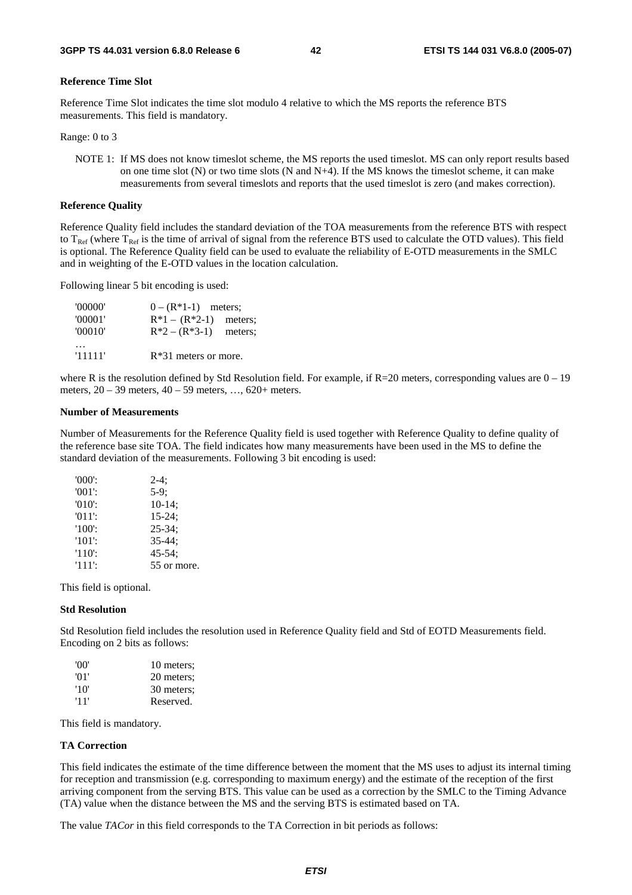**Reference Time Slot**

Reference Time Slot indicates the time slot modulo 4 relative to which the MS reports the reference BTS measurements. This field is mandatory.

Range: 0 to 3

NOTE 1: If MS does not know timeslot scheme, the MS reports the used timeslot. MS can only report results based on one time slot (N) or two time slots (N and N+4). If the MS knows the timeslot scheme, it can make measurements from several timeslots and reports that the used timeslot is zero (and makes correction).

**Reference Quality**

Reference Quality field includes the standard deviation of the TOA measurements from the reference BTS with respect to $T_{Ref}$ (where $T_{Ref}$ is the time of arrival of signal from the reference BTS used to calculate the OTD values). This field is optional. The Reference Quality field can be used to evaluate the reliability of E-OTD measurements in the SMLC and in weighting of the E-OTD values in the location calculation.

Following linear 5 bit encoding is used:

| | |
|---|---|
| '00000' | 0 – (R*1-1) meters; |
| '00001' | R*1 – (R*2-1) meters; |
| '00010' | R*2 – (R*3-1) meters; |
| … | |
| '11111' | R*31 meters or more. |

where R is the resolution defined by Std Resolution field. For example, if R=20 meters, corresponding values are 0 – 19 meters, 20 – 39 meters, 40 – 59 meters, …, 620+ meters.

**Number of Measurements**

Number of Measurements for the Reference Quality field is used together with Reference Quality to define quality of the reference base site TOA. The field indicates how many measurements have been used in the MS to define the standard deviation of the measurements. Following 3 bit encoding is used:

| | |
|---|---|
| '000': | 2-4; |
| '001': | 5-9; |
| '010': | 10-14; |
| '011': | 15-24; |
| '100': | 25-34; |
| '101': | 35-44; |
| '110': | 45-54; |
| '111': | 55 or more. |

This field is optional.

**Std Resolution**

Std Resolution field includes the resolution used in Reference Quality field and Std of EOTD Measurements field. Encoding on 2 bits as follows:

| | |
|---|---|
| '00' | 10 meters; |
| '01' | 20 meters; |
| '10' | 30 meters; |
| '11' | Reserved. |

This field is mandatory.

**TA Correction**

This field indicates the estimate of the time difference between the moment that the MS uses to adjust its internal timing for reception and transmission (e.g. corresponding to maximum energy) and the estimate of the reception of the first arriving component from the serving BTS. This value can be used as a correction by the SMLC to the Timing Advance (TA) value when the distance between the MS and the serving BTS is estimated based on TA.

The value *TACor* in this field corresponds to the TA Correction in bit periods as follows: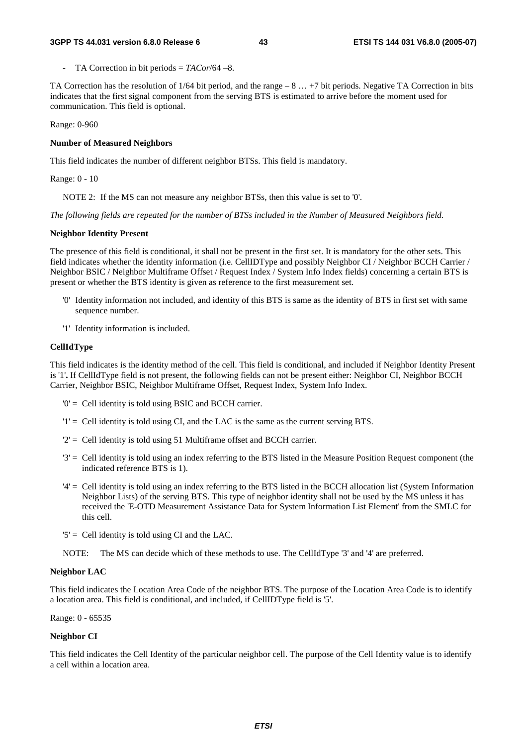- TA Correction in bit periods = *TACor*/64 –8.

TA Correction has the resolution of 1/64 bit period, and the range – 8 … +7 bit periods. Negative TA Correction in bits indicates that the first signal component from the serving BTS is estimated to arrive before the moment used for communication. This field is optional.

Range: 0-960

**Number of Measured Neighbors**

This field indicates the number of different neighbor BTSs. This field is mandatory.

Range: 0 - 10

NOTE 2: If the MS can not measure any neighbor BTSs, then this value is set to '0'.

*The following fields are repeated for the number of BTSs included in the Number of Measured Neighbors field.*

**Neighbor Identity Present**

The presence of this field is conditional, it shall not be present in the first set. It is mandatory for the other sets. This field indicates whether the identity information (i.e. CellIDType and possibly Neighbor CI / Neighbor BCCH Carrier / Neighbor BSIC / Neighbor Multiframe Offset / Request Index / System Info Index fields) concerning a certain BTS is present or whether the BTS identity is given as reference to the first measurement set.

- '0' Identity information not included, and identity of this BTS is same as the identity of BTS in first set with same sequence number.
- '1' Identity information is included.

**CellIdType**

This field indicates is the identity method of the cell. This field is conditional, and included if Neighbor Identity Present is '1'**.** If CellIdType field is not present, the following fields can not be present either: Neighbor CI, Neighbor BCCH Carrier, Neighbor BSIC, Neighbor Multiframe Offset, Request Index, System Info Index.

- '0' = Cell identity is told using BSIC and BCCH carrier.
- '1' = Cell identity is told using CI, and the LAC is the same as the current serving BTS.
- '2' = Cell identity is told using 51 Multiframe offset and BCCH carrier.
- '3' = Cell identity is told using an index referring to the BTS listed in the Measure Position Request component (the indicated reference BTS is 1).
- '4' = Cell identity is told using an index referring to the BTS listed in the BCCH allocation list (System Information Neighbor Lists) of the serving BTS. This type of neighbor identity shall not be used by the MS unless it has received the 'E-OTD Measurement Assistance Data for System Information List Element' from the SMLC for this cell.
- '5' = Cell identity is told using CI and the LAC.

NOTE: The MS can decide which of these methods to use. The CellIdType '3' and '4' are preferred.

**Neighbor LAC**

This field indicates the Location Area Code of the neighbor BTS. The purpose of the Location Area Code is to identify a location area. This field is conditional, and included, if CellIDType field is '5'.

Range: 0 - 65535

**Neighbor CI**

This field indicates the Cell Identity of the particular neighbor cell. The purpose of the Cell Identity value is to identify a cell within a location area.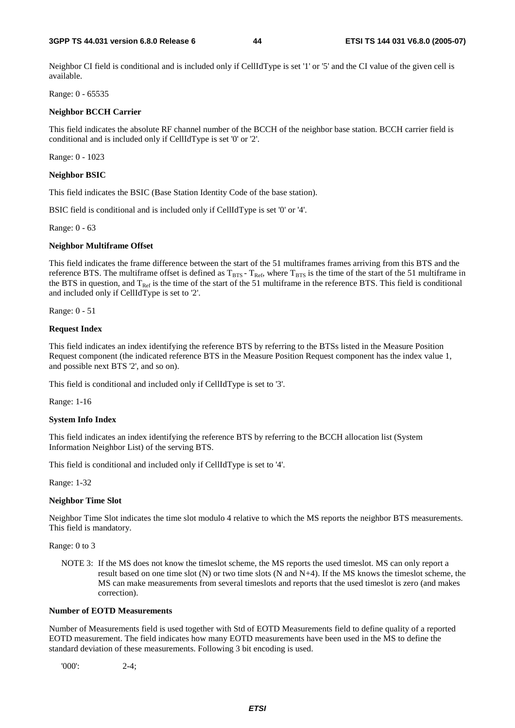Neighbor CI field is conditional and is included only if CellIdType is set '1' or '5' and the CI value of the given cell is available.

Range: 0 - 65535

**Neighbor BCCH Carrier**

This field indicates the absolute RF channel number of the BCCH of the neighbor base station. BCCH carrier field is conditional and is included only if CellIdType is set '0' or '2'.

Range: 0 - 1023

**Neighbor BSIC**

This field indicates the BSIC (Base Station Identity Code of the base station).

BSIC field is conditional and is included only if CellIdType is set '0' or '4'.

Range: 0 - 63

**Neighbor Multiframe Offset**

This field indicates the frame difference between the start of the 51 multiframes frames arriving from this BTS and the reference BTS. The multiframe offset is defined as $T_{BTS}$ - $T_{Ref}$, where $T_{BTS}$ is the time of the start of the 51 multiframe in the BTS in question, and $T_{Ref}$ is the time of the start of the 51 multiframe in the reference BTS. This field is conditional and included only if CellIdType is set to '2'.

Range: 0 - 51

**Request Index**

This field indicates an index identifying the reference BTS by referring to the BTSs listed in the Measure Position Request component (the indicated reference BTS in the Measure Position Request component has the index value 1, and possible next BTS '2', and so on).

This field is conditional and included only if CellIdType is set to '3'.

Range: 1-16

**System Info Index**

This field indicates an index identifying the reference BTS by referring to the BCCH allocation list (System Information Neighbor List) of the serving BTS.

This field is conditional and included only if CellIdType is set to '4'.

Range: 1-32

**Neighbor Time Slot**

Neighbor Time Slot indicates the time slot modulo 4 relative to which the MS reports the neighbor BTS measurements. This field is mandatory.

Range: 0 to 3

NOTE 3: If the MS does not know the timeslot scheme, the MS reports the used timeslot. MS can only report a result based on one time slot (N) or two time slots (N and N+4). If the MS knows the timeslot scheme, the MS can make measurements from several timeslots and reports that the used timeslot is zero (and makes correction).

**Number of EOTD Measurements**

Number of Measurements field is used together with Std of EOTD Measurements field to define quality of a reported EOTD measurement. The field indicates how many EOTD measurements have been used in the MS to define the standard deviation of these measurements. Following 3 bit encoding is used.

'000': 2-4;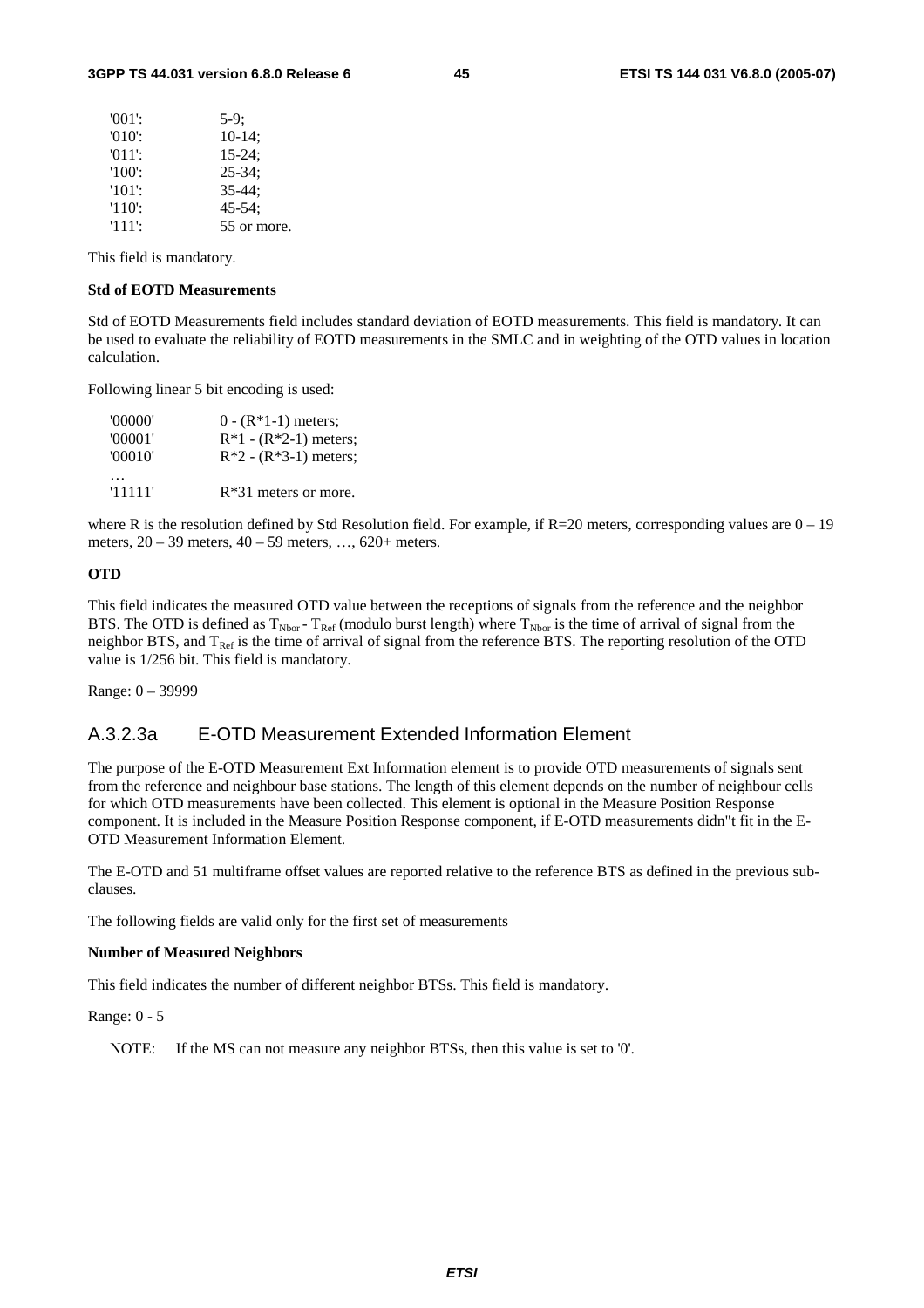| | |
|---|---|
| '001': | 5-9; |
| '010': | 10-14; |
| '011': | 15-24; |
| '100': | 25-34; |
| '101': | 35-44; |
| '110': | 45-54; |
| '111': | 55 or more. |

This field is mandatory.

**Std of EOTD Measurements**

Std of EOTD Measurements field includes standard deviation of EOTD measurements. This field is mandatory. It can be used to evaluate the reliability of EOTD measurements in the SMLC and in weighting of the OTD values in location calculation.

Following linear 5 bit encoding is used:

| | |
|---|---|
| '00000' | 0 - (R*1-1) meters; |
| '00001' | R*1 - (R*2-1) meters; |
| '00010' | R*2 - (R*3-1) meters; |
| … | |
| '11111' | R*31 meters or more. |

where R is the resolution defined by Std Resolution field. For example, if R=20 meters, corresponding values are 0 – 19 meters, 20 – 39 meters, 40 – 59 meters, …, 620+ meters.

**OTD**

This field indicates the measured OTD value between the receptions of signals from the reference and the neighbor BTS. The OTD is defined as $T_{Nbor} - T_{Ref}$ (modulo burst length) where $T_{Nbor}$ is the time of arrival of signal from the neighbor BTS, and $T_{Ref}$ is the time of arrival of signal from the reference BTS. The reporting resolution of the OTD value is 1/256 bit. This field is mandatory.

Range: 0 – 39999

### A.3.2.3a E-OTD Measurement Extended Information Element

The purpose of the E-OTD Measurement Ext Information element is to provide OTD measurements of signals sent from the reference and neighbour base stations. The length of this element depends on the number of neighbour cells for which OTD measurements have been collected. This element is optional in the Measure Position Response component. It is included in the Measure Position Response component, if E-OTD measurements didn"t fit in the E-OTD Measurement Information Element.

The E-OTD and 51 multiframe offset values are reported relative to the reference BTS as defined in the previous sub-clauses.

The following fields are valid only for the first set of measurements

**Number of Measured Neighbors**

This field indicates the number of different neighbor BTSs. This field is mandatory.

Range: 0 - 5

NOTE: If the MS can not measure any neighbor BTSs, then this value is set to '0'.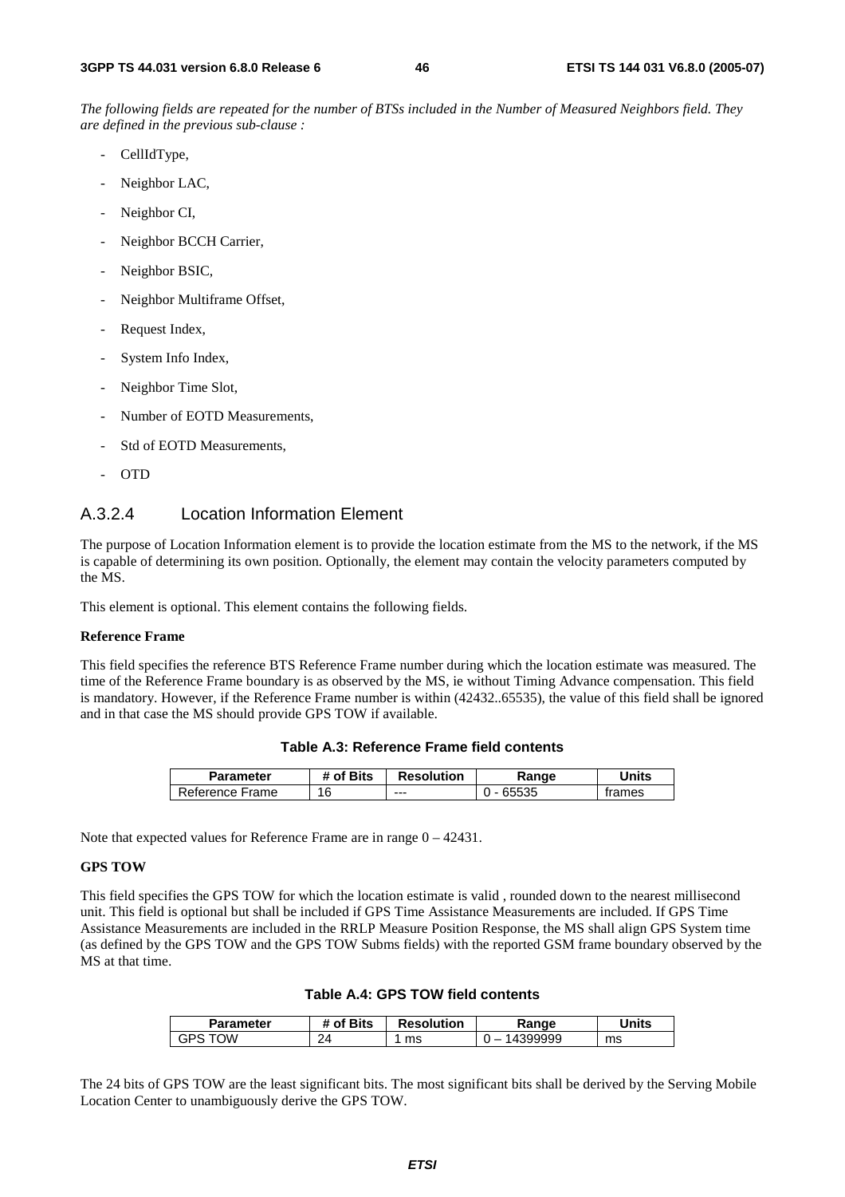*The following fields are repeated for the number of BTSs included in the Number of Measured Neighbors field. They are defined in the previous sub-clause :*

- CellIdType,
- Neighbor LAC,
- Neighbor CI,
- Neighbor BCCH Carrier,
- Neighbor BSIC,
- Neighbor Multiframe Offset,
- Request Index,
- System Info Index,
- Neighbor Time Slot,
- Number of EOTD Measurements,
- Std of EOTD Measurements,
- OTD

### A.3.2.4 Location Information Element

The purpose of Location Information element is to provide the location estimate from the MS to the network, if the MS is capable of determining its own position. Optionally, the element may contain the velocity parameters computed by the MS.

This element is optional. This element contains the following fields.

**Reference Frame**

This field specifies the reference BTS Reference Frame number during which the location estimate was measured. The time of the Reference Frame boundary is as observed by the MS, ie without Timing Advance compensation. This field is mandatory. However, if the Reference Frame number is within (42432..65535), the value of this field shall be ignored and in that case the MS should provide GPS TOW if available.

**Table A.3: Reference Frame field contents**

| Parameter | # of Bits | Resolution | Range | Units |
|---|---|---|---|---|
| Reference Frame | 16 | --- | 0 - 65535 | frames |

Note that expected values for Reference Frame are in range 0 – 42431.

**GPS TOW**

This field specifies the GPS TOW for which the location estimate is valid , rounded down to the nearest millisecond unit. This field is optional but shall be included if GPS Time Assistance Measurements are included. If GPS Time Assistance Measurements are included in the RRLP Measure Position Response, the MS shall align GPS System time (as defined by the GPS TOW and the GPS TOW Subms fields) with the reported GSM frame boundary observed by the MS at that time.

**Table A.4: GPS TOW field contents**

| Parameter | # of Bits | Resolution | Range | Units |
|---|---|---|---|---|
| GPS TOW | 24 | 1 ms | 0 – 14399999 | ms |

The 24 bits of GPS TOW are the least significant bits. The most significant bits shall be derived by the Serving Mobile Location Center to unambiguously derive the GPS TOW.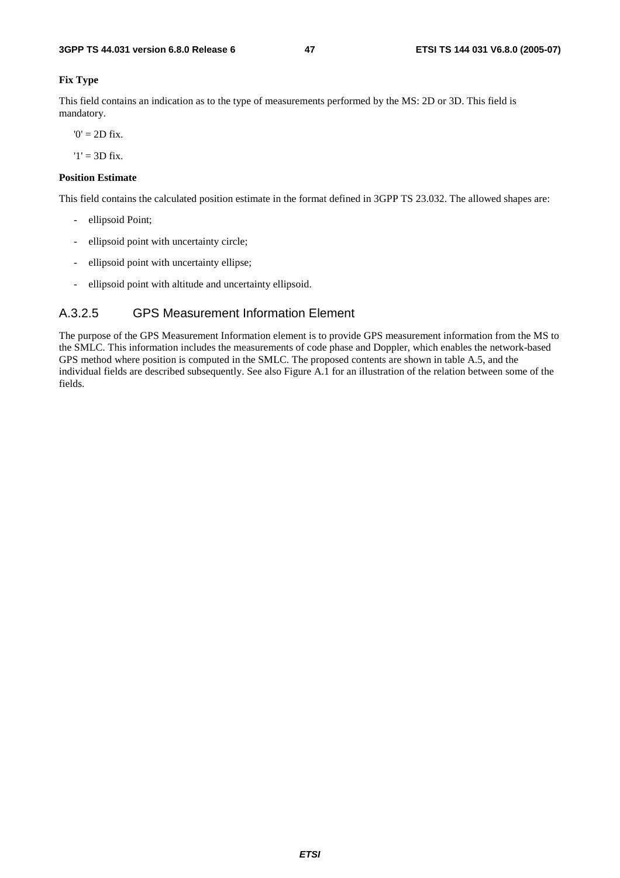**Fix Type**

This field contains an indication as to the type of measurements performed by the MS: 2D or 3D. This field is mandatory.

'0' = 2D fix.

'1' = 3D fix.

**Position Estimate**

This field contains the calculated position estimate in the format defined in 3GPP TS 23.032. The allowed shapes are:

- ellipsoid Point;
- ellipsoid point with uncertainty circle;
- ellipsoid point with uncertainty ellipse;
- ellipsoid point with altitude and uncertainty ellipsoid.

### A.3.2.5 GPS Measurement Information Element

The purpose of the GPS Measurement Information element is to provide GPS measurement information from the MS to the SMLC. This information includes the measurements of code phase and Doppler, which enables the network-based GPS method where position is computed in the SMLC. The proposed contents are shown in table A.5, and the individual fields are described subsequently. See also Figure A.1 for an illustration of the relation between some of the fields.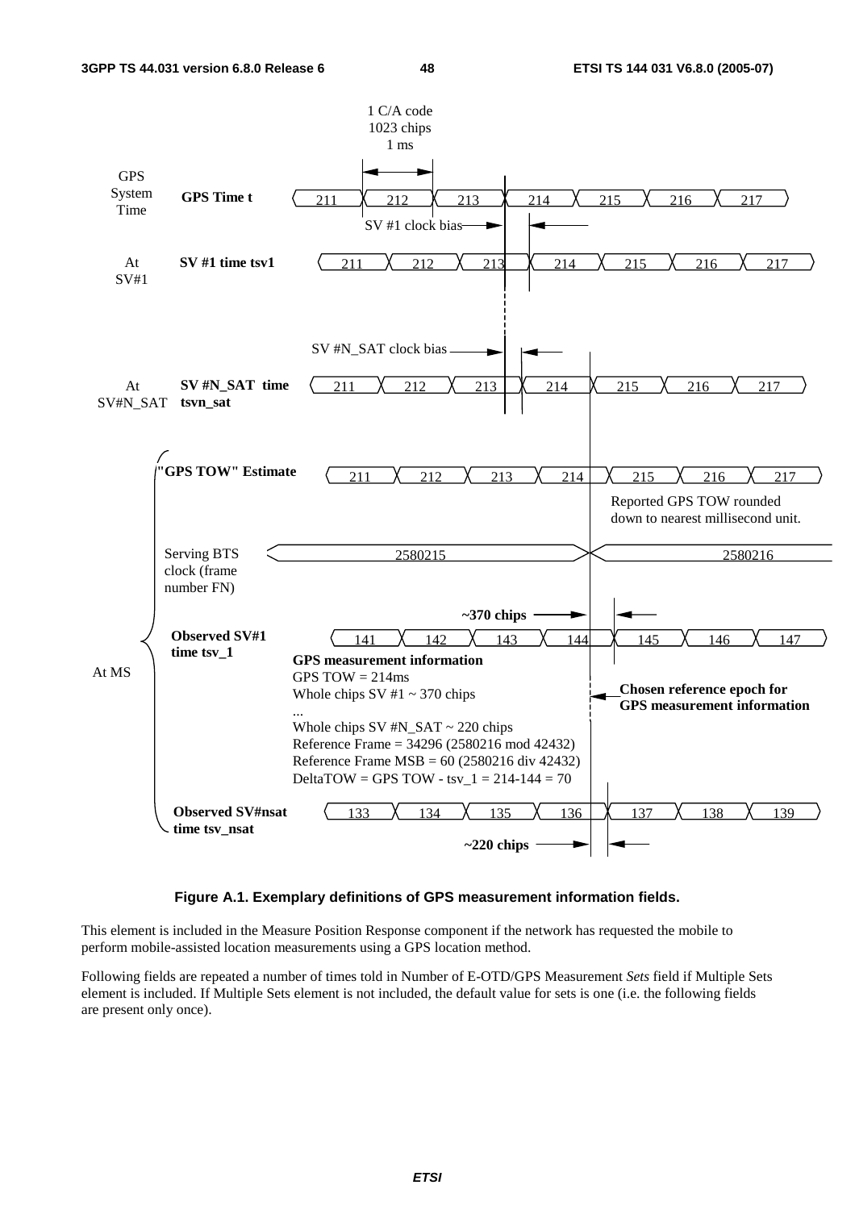**Figure A.1. Exemplary definitions of GPS measurement information fields.**

This element is included in the Measure Position Response component if the network has requested the mobile to perform mobile-assisted location measurements using a GPS location method.

Following fields are repeated a number of times told in Number of E-OTD/GPS Measurement *Sets* field if Multiple Sets element is included. If Multiple Sets element is not included, the default value for sets is one (i.e. the following fields are present only once).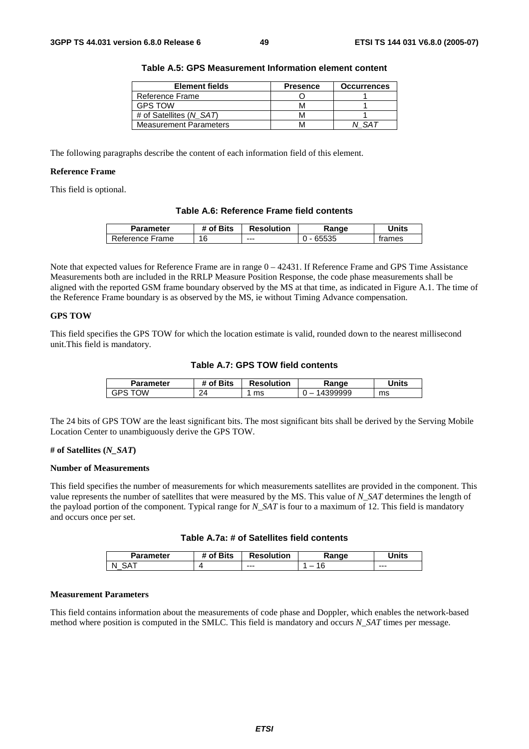**Table A.5: GPS Measurement Information element content**

| Element fields | Presence | Occurrences |
|---|---|---|
| Reference Frame | O | 1 |
| GPS TOW | M | 1 |
| # of Satellites (*N_SAT*) | M | 1 |
| Measurement Parameters | M | *N_SAT* |

The following paragraphs describe the content of each information field of this element.

**Reference Frame**

This field is optional.

**Table A.6: Reference Frame field contents**

| Parameter | # of Bits | Resolution | Range | Units |
|---|---|---|---|---|
| Reference Frame | 16 | --- | 0 - 65535 | frames |

Note that expected values for Reference Frame are in range 0 – 42431. If Reference Frame and GPS Time Assistance Measurements both are included in the RRLP Measure Position Response, the code phase measurements shall be aligned with the reported GSM frame boundary observed by the MS at that time, as indicated in Figure A.1. The time of the Reference Frame boundary is as observed by the MS, ie without Timing Advance compensation.

**GPS TOW**

This field specifies the GPS TOW for which the location estimate is valid, rounded down to the nearest millisecond unit.This field is mandatory.

**Table A.7: GPS TOW field contents**

| Parameter | # of Bits | Resolution | Range | Units |
|---|---|---|---|---|
| GPS TOW | 24 | 1 ms | 0 – 14399999 | ms |

The 24 bits of GPS TOW are the least significant bits. The most significant bits shall be derived by the Serving Mobile Location Center to unambiguously derive the GPS TOW.

**# of Satellites (*N_SAT*)**

**Number of Measurements**

This field specifies the number of measurements for which measurements satellites are provided in the component. This value represents the number of satellites that were measured by the MS. This value of *N_SAT* determines the length of the payload portion of the component. Typical range for *N_SAT* is four to a maximum of 12. This field is mandatory and occurs once per set.

**Table A.7a: # of Satellites field contents**

| Parameter | # of Bits | Resolution | Range | Units |
|---|---|---|---|---|
| N_SAT | 4 | --- | 1 – 16 | --- |

**Measurement Parameters**

This field contains information about the measurements of code phase and Doppler, which enables the network-based method where position is computed in the SMLC. This field is mandatory and occurs *N_SAT* times per message.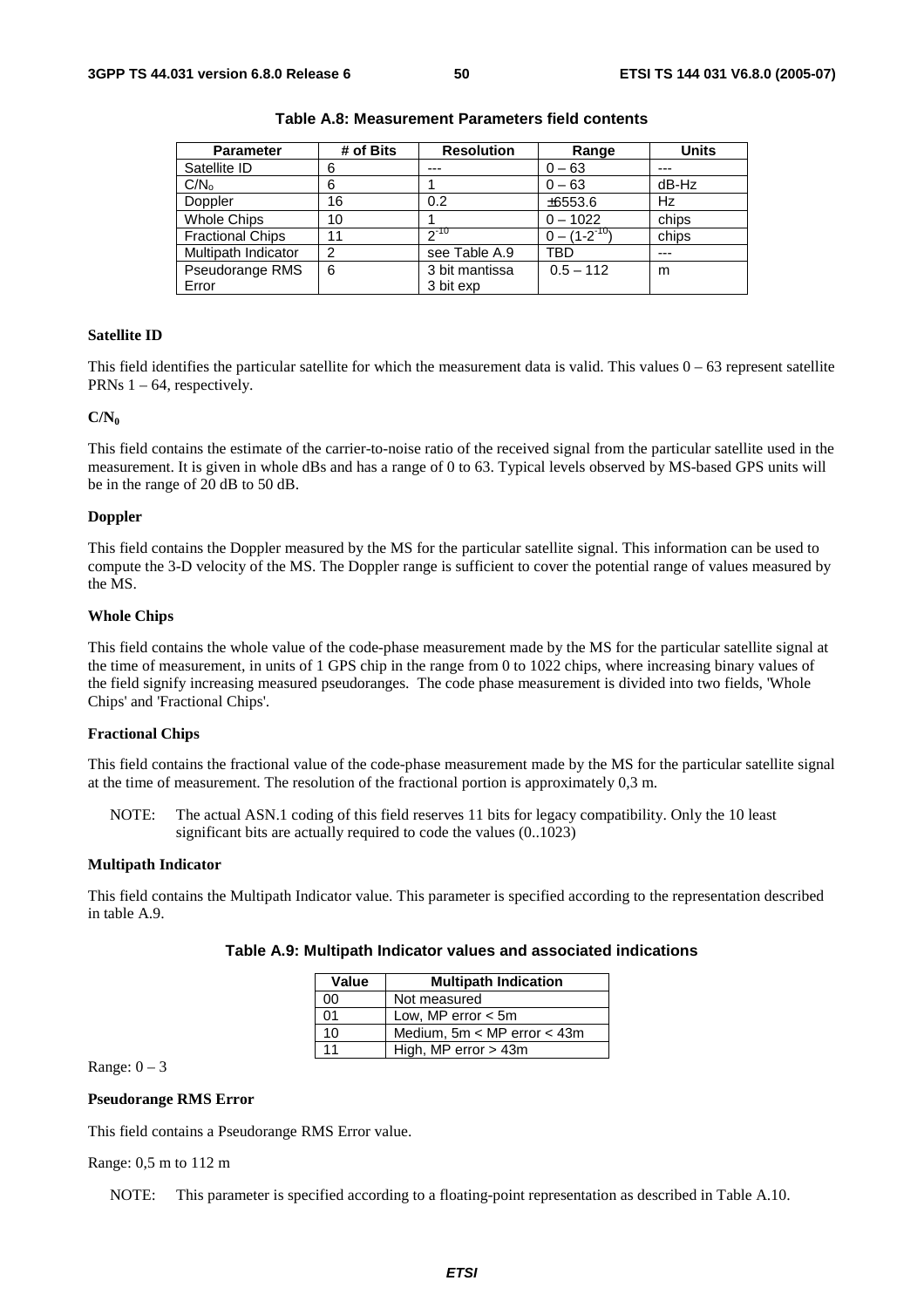**Table A.8: Measurement Parameters field contents**

| Parameter | # of Bits | Resolution | Range | Units |
|---|---|---|---|---|
| Satellite ID | 6 | --- | 0 – 63 | --- |
| $C/N_o$ | 6 | 1 | 0 – 63 | dB-Hz |
| Doppler | 16 | 0.2 | ±6553.6 | Hz |
| Whole Chips | 10 | 1 | 0 – 1022 | chips |
| Fractional Chips | 11 | $2^{-10}$ | $0 – (1-2^{-10})$ | chips |
| Multipath Indicator | 2 | see Table A.9 | TBD | --- |
| Pseudorange RMS Error | 6 | 3 bit mantissa 3 bit exp | 0.5 – 112 | m |

**Satellite ID**

This field identifies the particular satellite for which the measurement data is valid. This values 0 – 63 represent satellite PRNs 1 – 64, respectively.

**$C/N_0$**

This field contains the estimate of the carrier-to-noise ratio of the received signal from the particular satellite used in the measurement. It is given in whole dBs and has a range of 0 to 63. Typical levels observed by MS-based GPS units will be in the range of 20 dB to 50 dB.

**Doppler**

This field contains the Doppler measured by the MS for the particular satellite signal. This information can be used to compute the 3-D velocity of the MS. The Doppler range is sufficient to cover the potential range of values measured by the MS.

**Whole Chips**

This field contains the whole value of the code-phase measurement made by the MS for the particular satellite signal at the time of measurement, in units of 1 GPS chip in the range from 0 to 1022 chips, where increasing binary values of the field signify increasing measured pseudoranges. The code phase measurement is divided into two fields, 'Whole Chips' and 'Fractional Chips'.

**Fractional Chips**

This field contains the fractional value of the code-phase measurement made by the MS for the particular satellite signal at the time of measurement. The resolution of the fractional portion is approximately 0,3 m.

NOTE: The actual ASN.1 coding of this field reserves 11 bits for legacy compatibility. Only the 10 least significant bits are actually required to code the values (0..1023)

**Multipath Indicator**

This field contains the Multipath Indicator value. This parameter is specified according to the representation described in table A.9.

**Table A.9: Multipath Indicator values and associated indications**

| Value | Multipath Indication |
|---|---|
| 00 | Not measured |
| 01 | Low, MP error < 5m |
| 10 | Medium, 5m < MP error < 43m |
| 11 | High, MP error > 43m |

Range: 0 – 3

**Pseudorange RMS Error**

This field contains a Pseudorange RMS Error value.

Range: 0,5 m to 112 m

NOTE: This parameter is specified according to a floating-point representation as described in Table A.10.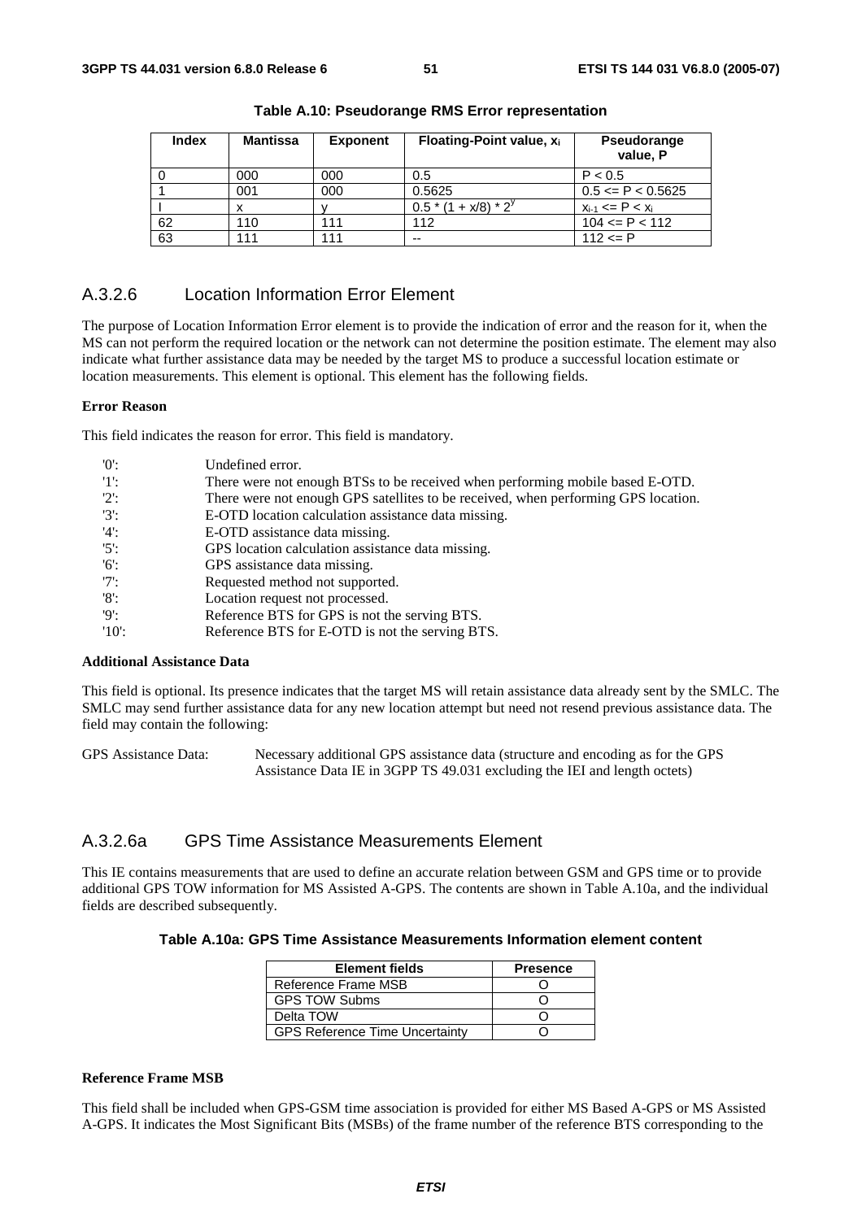**Table A.10: Pseudorange RMS Error representation**

| Index | Mantissa | Exponent | Floating-Point value, $x_i$ | Pseudorange value, P |
|---|---|---|---|---|
| 0 | 000 | 000 | 0.5 | P < 0.5 |
| 1 | 001 | 000 | 0.5625 | 0.5 <= P < 0.5625 |
| I | x | y | $0.5 * (1 + x/8) * 2^y$ | $x_{i-1} <= P < x_i$ |
| 62 | 110 | 111 | 112 | 104 <= P < 112 |
| 63 | 111 | 111 | -- | 112 <= P |

### A.3.2.6 Location Information Error Element

The purpose of Location Information Error element is to provide the indication of error and the reason for it, when the MS can not perform the required location or the network can not determine the position estimate. The element may also indicate what further assistance data may be needed by the target MS to produce a successful location estimate or location measurements. This element is optional. This element has the following fields.

**Error Reason**

This field indicates the reason for error. This field is mandatory.

| | |
|---|---|
| '0': | Undefined error. |
| '1': | There were not enough BTSs to be received when performing mobile based E-OTD. |
| '2': | There were not enough GPS satellites to be received, when performing GPS location. |
| '3': | E-OTD location calculation assistance data missing. |
| '4': | E-OTD assistance data missing. |
| '5': | GPS location calculation assistance data missing. |
| '6': | GPS assistance data missing. |
| '7': | Requested method not supported. |
| '8': | Location request not processed. |
| '9': | Reference BTS for GPS is not the serving BTS. |
| '10': | Reference BTS for E-OTD is not the serving BTS. |

**Additional Assistance Data**

This field is optional. Its presence indicates that the target MS will retain assistance data already sent by the SMLC. The SMLC may send further assistance data for any new location attempt but need not resend previous assistance data. The field may contain the following:

GPS Assistance Data: Necessary additional GPS assistance data (structure and encoding as for the GPS Assistance Data IE in 3GPP TS 49.031 excluding the IEI and length octets)

### A.3.2.6a GPS Time Assistance Measurements Element

This IE contains measurements that are used to define an accurate relation between GSM and GPS time or to provide additional GPS TOW information for MS Assisted A-GPS. The contents are shown in Table A.10a, and the individual fields are described subsequently.

**Table A.10a: GPS Time Assistance Measurements Information element content**

| Element fields | Presence |
|---|---|
| Reference Frame MSB | O |
| GPS TOW Subms | O |
| Delta TOW | O |
| GPS Reference Time Uncertainty | O |

**Reference Frame MSB**

This field shall be included when GPS-GSM time association is provided for either MS Based A-GPS or MS Assisted A-GPS. It indicates the Most Significant Bits (MSBs) of the frame number of the reference BTS corresponding to the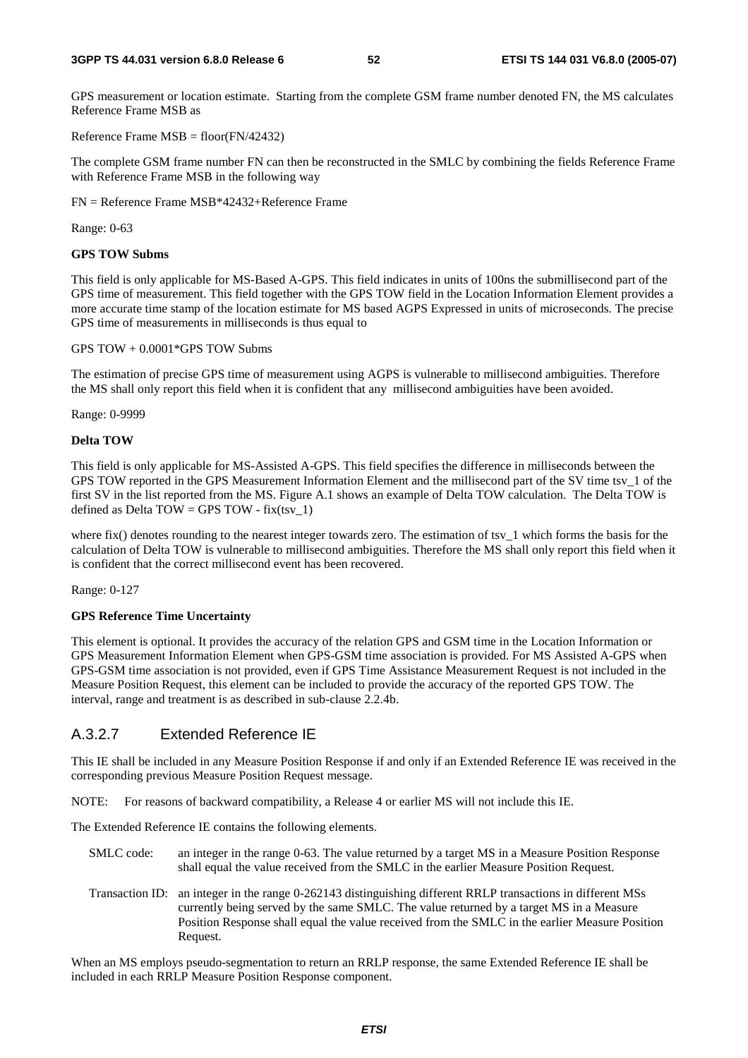GPS measurement or location estimate. Starting from the complete GSM frame number denoted FN, the MS calculates Reference Frame MSB as

Reference Frame MSB = floor(FN/42432)

The complete GSM frame number FN can then be reconstructed in the SMLC by combining the fields Reference Frame with Reference Frame MSB in the following way

FN = Reference Frame MSB*42432+Reference Frame

Range: 0-63

**GPS TOW Subms**

This field is only applicable for MS-Based A-GPS. This field indicates in units of 100ns the submillisecond part of the GPS time of measurement. This field together with the GPS TOW field in the Location Information Element provides a more accurate time stamp of the location estimate for MS based AGPS Expressed in units of microseconds. The precise GPS time of measurements in milliseconds is thus equal to

GPS TOW + 0.0001*GPS TOW Subms

The estimation of precise GPS time of measurement using AGPS is vulnerable to millisecond ambiguities. Therefore the MS shall only report this field when it is confident that any millisecond ambiguities have been avoided.

Range: 0-9999

**Delta TOW**

This field is only applicable for MS-Assisted A-GPS. This field specifies the difference in milliseconds between the GPS TOW reported in the GPS Measurement Information Element and the millisecond part of the SV time tsv_1 of the first SV in the list reported from the MS. Figure A.1 shows an example of Delta TOW calculation. The Delta TOW is defined as Delta TOW = GPS TOW - fix(tsv_1)

where fix() denotes rounding to the nearest integer towards zero. The estimation of tsv_1 which forms the basis for the calculation of Delta TOW is vulnerable to millisecond ambiguities. Therefore the MS shall only report this field when it is confident that the correct millisecond event has been recovered.

Range: 0-127

**GPS Reference Time Uncertainty**

This element is optional. It provides the accuracy of the relation GPS and GSM time in the Location Information or GPS Measurement Information Element when GPS-GSM time association is provided. For MS Assisted A-GPS when GPS-GSM time association is not provided, even if GPS Time Assistance Measurement Request is not included in the Measure Position Request, this element can be included to provide the accuracy of the reported GPS TOW. The interval, range and treatment is as described in sub-clause 2.2.4b.

### A.3.2.7 Extended Reference IE

This IE shall be included in any Measure Position Response if and only if an Extended Reference IE was received in the corresponding previous Measure Position Request message.

NOTE: For reasons of backward compatibility, a Release 4 or earlier MS will not include this IE.

The Extended Reference IE contains the following elements.

- SMLC code: an integer in the range 0-63. The value returned by a target MS in a Measure Position Response shall equal the value received from the SMLC in the earlier Measure Position Request.
- Transaction ID: an integer in the range 0-262143 distinguishing different RRLP transactions in different MSs currently being served by the same SMLC. The value returned by a target MS in a Measure Position Response shall equal the value received from the SMLC in the earlier Measure Position Request.

When an MS employs pseudo-segmentation to return an RRLP response, the same Extended Reference IE shall be included in each RRLP Measure Position Response component.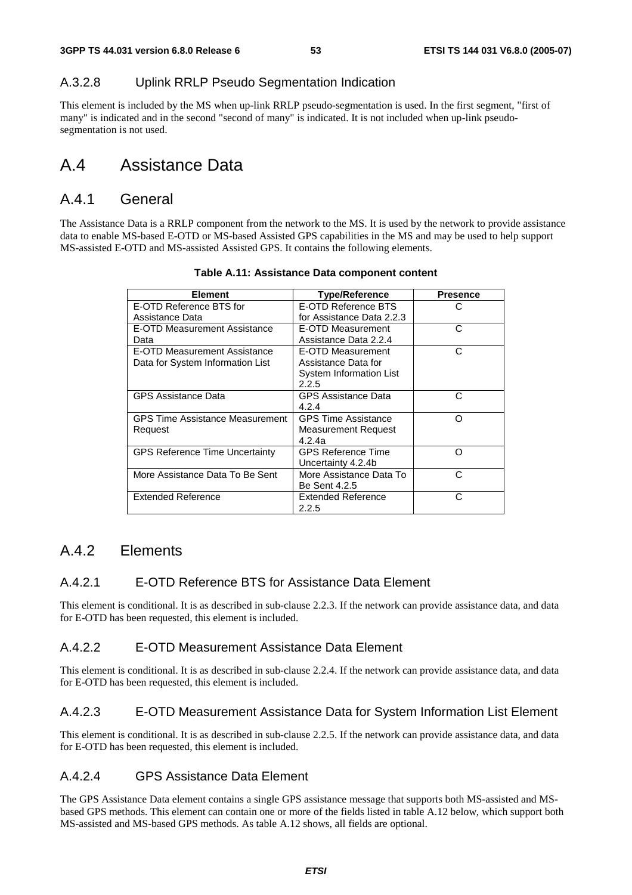### A.3.2.8 Uplink RRLP Pseudo Segmentation Indication

This element is included by the MS when up-link RRLP pseudo-segmentation is used. In the first segment, "first of many" is indicated and in the second "second of many" is indicated. It is not included when up-link pseudo-segmentation is not used.

# A.4 Assistance Data

## A.4.1 General

The Assistance Data is a RRLP component from the network to the MS. It is used by the network to provide assistance data to enable MS-based E-OTD or MS-based Assisted GPS capabilities in the MS and may be used to help support MS-assisted E-OTD and MS-assisted Assisted GPS. It contains the following elements.

**Table A.11: Assistance Data component content**

| Element | Type/Reference | Presence |
|---|---|---|
| E-OTD Reference BTS for Assistance Data | E-OTD Reference BTS for Assistance Data 2.2.3 | C |
| E-OTD Measurement Assistance Data | E-OTD Measurement Assistance Data 2.2.4 | C |
| E-OTD Measurement Assistance Data for System Information List | E-OTD Measurement Assistance Data for System Information List 2.2.5 | C |
| GPS Assistance Data | GPS Assistance Data 4.2.4 | C |
| GPS Time Assistance Measurement Request | GPS Time Assistance Measurement Request 4.2.4a | O |
| GPS Reference Time Uncertainty | GPS Reference Time Uncertainty 4.2.4b | O |
| More Assistance Data To Be Sent | More Assistance Data To Be Sent 4.2.5 | C |
| Extended Reference | Extended Reference 2.2.5 | C |

## A.4.2 Elements

### A.4.2.1 E-OTD Reference BTS for Assistance Data Element

This element is conditional. It is as described in sub-clause 2.2.3. If the network can provide assistance data, and data for E-OTD has been requested, this element is included.

### A.4.2.2 E-OTD Measurement Assistance Data Element

This element is conditional. It is as described in sub-clause 2.2.4. If the network can provide assistance data, and data for E-OTD has been requested, this element is included.

### A.4.2.3 E-OTD Measurement Assistance Data for System Information List Element

This element is conditional. It is as described in sub-clause 2.2.5. If the network can provide assistance data, and data for E-OTD has been requested, this element is included.

### A.4.2.4 GPS Assistance Data Element

The GPS Assistance Data element contains a single GPS assistance message that supports both MS-assisted and MS-based GPS methods. This element can contain one or more of the fields listed in table A.12 below, which support both MS-assisted and MS-based GPS methods. As table A.12 shows, all fields are optional.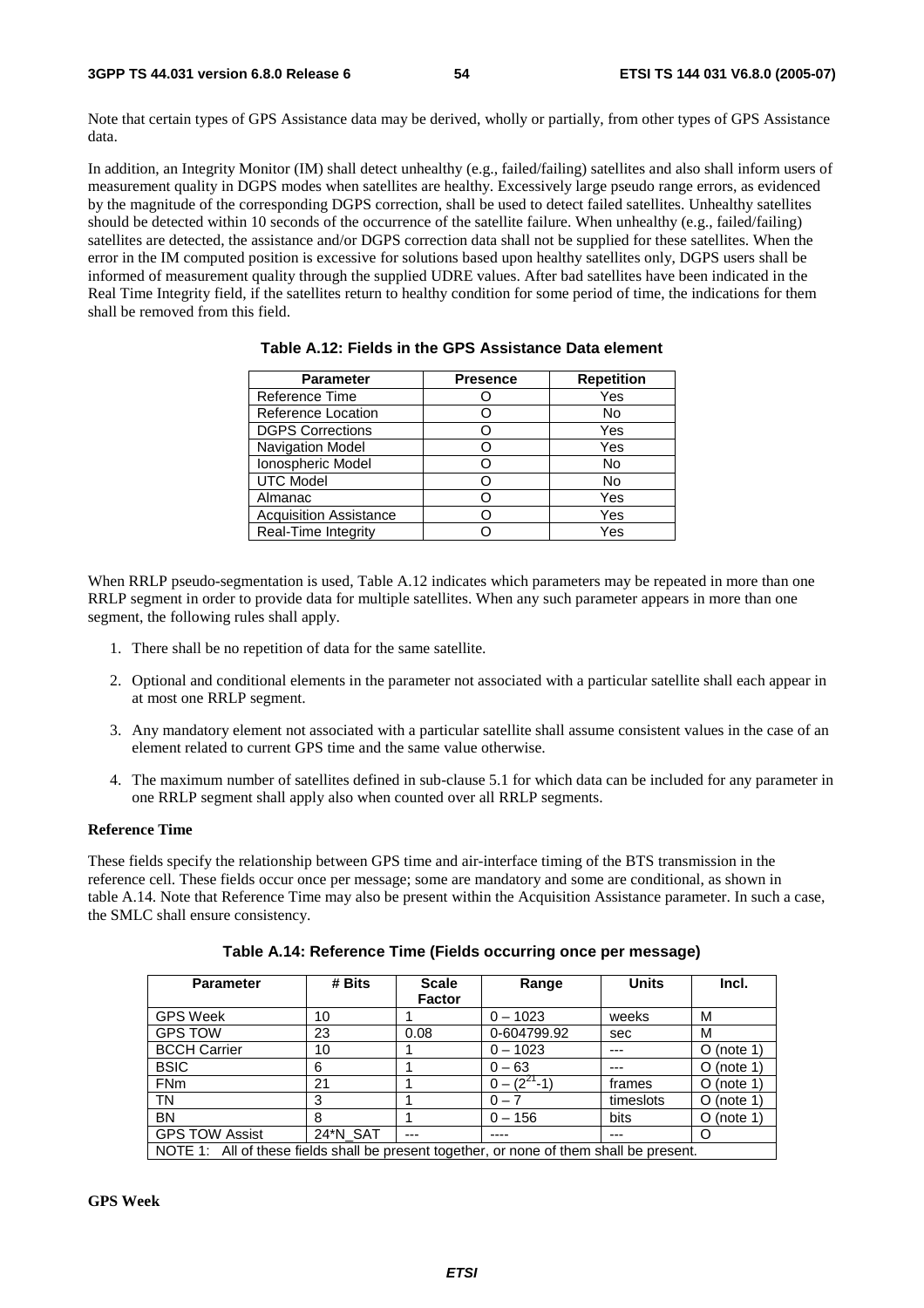Note that certain types of GPS Assistance data may be derived, wholly or partially, from other types of GPS Assistance data.

In addition, an Integrity Monitor (IM) shall detect unhealthy (e.g., failed/failing) satellites and also shall inform users of measurement quality in DGPS modes when satellites are healthy. Excessively large pseudo range errors, as evidenced by the magnitude of the corresponding DGPS correction, shall be used to detect failed satellites. Unhealthy satellites should be detected within 10 seconds of the occurrence of the satellite failure. When unhealthy (e.g., failed/failing) satellites are detected, the assistance and/or DGPS correction data shall not be supplied for these satellites. When the error in the IM computed position is excessive for solutions based upon healthy satellites only, DGPS users shall be informed of measurement quality through the supplied UDRE values. After bad satellites have been indicated in the Real Time Integrity field, if the satellites return to healthy condition for some period of time, the indications for them shall be removed from this field.

**Table A.12: Fields in the GPS Assistance Data element**

| Parameter | Presence | Repetition |
|---|---|---|
| Reference Time | O | Yes |
| Reference Location | O | No |
| DGPS Corrections | O | Yes |
| Navigation Model | O | Yes |
| Ionospheric Model | O | No |
| UTC Model | O | No |
| Almanac | O | Yes |
| Acquisition Assistance | O | Yes |
| Real-Time Integrity | O | Yes |

When RRLP pseudo-segmentation is used, Table A.12 indicates which parameters may be repeated in more than one RRLP segment in order to provide data for multiple satellites. When any such parameter appears in more than one segment, the following rules shall apply.

1. There shall be no repetition of data for the same satellite.
2. Optional and conditional elements in the parameter not associated with a particular satellite shall each appear in at most one RRLP segment.
3. Any mandatory element not associated with a particular satellite shall assume consistent values in the case of an element related to current GPS time and the same value otherwise.
4. The maximum number of satellites defined in sub-clause 5.1 for which data can be included for any parameter in one RRLP segment shall apply also when counted over all RRLP segments.

**Reference Time**

These fields specify the relationship between GPS time and air-interface timing of the BTS transmission in the reference cell. These fields occur once per message; some are mandatory and some are conditional, as shown in table A.14. Note that Reference Time may also be present within the Acquisition Assistance parameter. In such a case, the SMLC shall ensure consistency.

**Table A.14: Reference Time (Fields occurring once per message)**

| Parameter | # Bits | Scale Factor | Range | Units | Incl. |
|---|---|---|---|---|---|
| GPS Week | 10 | 1 | 0 – 1023 | weeks | M |
| GPS TOW | 23 | 0.08 | 0-604799.92 | sec | M |
| BCCH Carrier | 10 | 1 | 0 – 1023 | --- | O (note 1) |
| BSIC | 6 | 1 | 0 – 63 | --- | O (note 1) |
| FNm | 21 | 1 | $0 – (2^{21}-1)$ | frames | O (note 1) |
| TN | 3 | 1 | 0 – 7 | timeslots | O (note 1) |
| BN | 8 | 1 | 0 – 156 | bits | O (note 1) |
| GPS TOW Assist | 24*N_SAT | --- | ---- | --- | O |
| NOTE 1: All of these fields shall be present together, or none of them shall be present. | | | | | |

**GPS Week**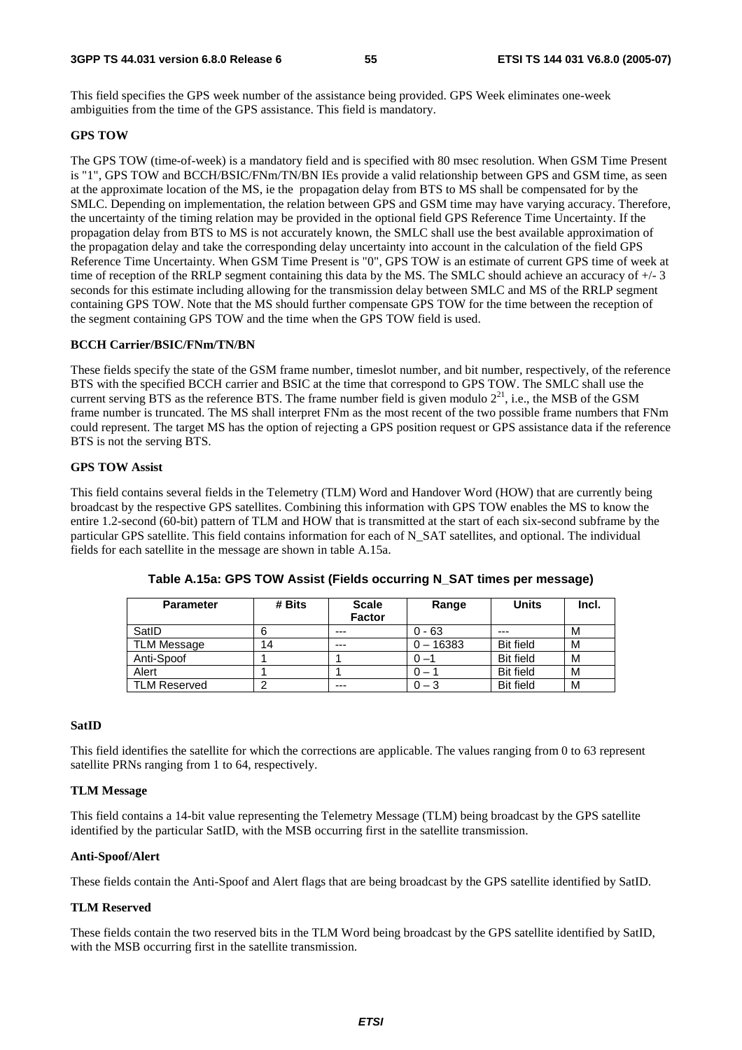This field specifies the GPS week number of the assistance being provided. GPS Week eliminates one-week ambiguities from the time of the GPS assistance. This field is mandatory.

#### GPS TOW

The GPS TOW (time-of-week) is a mandatory field and is specified with 80 msec resolution. When GSM Time Present is "1", GPS TOW and BCCH/BSIC/FNm/TN/BN IEs provide a valid relationship between GPS and GSM time, as seen at the approximate location of the MS, ie the propagation delay from BTS to MS shall be compensated for by the SMLC. Depending on implementation, the relation between GPS and GSM time may have varying accuracy. Therefore, the uncertainty of the timing relation may be provided in the optional field GPS Reference Time Uncertainty. If the propagation delay from BTS to MS is not accurately known, the SMLC shall use the best available approximation of the propagation delay and take the corresponding delay uncertainty into account in the calculation of the field GPS Reference Time Uncertainty. When GSM Time Present is "0", GPS TOW is an estimate of current GPS time of week at time of reception of the RRLP segment containing this data by the MS. The SMLC should achieve an accuracy of +/- 3 seconds for this estimate including allowing for the transmission delay between SMLC and MS of the RRLP segment containing GPS TOW. Note that the MS should further compensate GPS TOW for the time between the reception of the segment containing GPS TOW and the time when the GPS TOW field is used.

#### BCCH Carrier/BSIC/FNm/TN/BN

These fields specify the state of the GSM frame number, timeslot number, and bit number, respectively, of the reference BTS with the specified BCCH carrier and BSIC at the time that correspond to GPS TOW. The SMLC shall use the current serving BTS as the reference BTS. The frame number field is given modulo $2^{21}$, i.e., the MSB of the GSM frame number is truncated. The MS shall interpret FNm as the most recent of the two possible frame numbers that FNm could represent. The target MS has the option of rejecting a GPS position request or GPS assistance data if the reference BTS is not the serving BTS.

#### GPS TOW Assist

This field contains several fields in the Telemetry (TLM) Word and Handover Word (HOW) that are currently being broadcast by the respective GPS satellites. Combining this information with GPS TOW enables the MS to know the entire 1.2-second (60-bit) pattern of TLM and HOW that is transmitted at the start of each six-second subframe by the particular GPS satellite. This field contains information for each of N_SAT satellites, and optional. The individual fields for each satellite in the message are shown in table A.15a.

**Table A.15a: GPS TOW Assist (Fields occurring N_SAT times per message)**

| Parameter | # Bits | Scale Factor | Range | Units | Incl. |
|---|---|---|---|---|---|
| SatID | 6 | --- | 0 - 63 | --- | M |
| TLM Message | 14 | --- | 0 – 16383 | Bit field | M |
| Anti-Spoof | 1 | 1 | 0 –1 | Bit field | M |
| Alert | 1 | 1 | 0 – 1 | Bit field | M |
| TLM Reserved | 2 | --- | 0 – 3 | Bit field | M |

#### SatID

This field identifies the satellite for which the corrections are applicable. The values ranging from 0 to 63 represent satellite PRNs ranging from 1 to 64, respectively.

#### TLM Message

This field contains a 14-bit value representing the Telemetry Message (TLM) being broadcast by the GPS satellite identified by the particular SatID, with the MSB occurring first in the satellite transmission.

#### Anti-Spoof/Alert

These fields contain the Anti-Spoof and Alert flags that are being broadcast by the GPS satellite identified by SatID.

#### TLM Reserved

These fields contain the two reserved bits in the TLM Word being broadcast by the GPS satellite identified by SatID, with the MSB occurring first in the satellite transmission.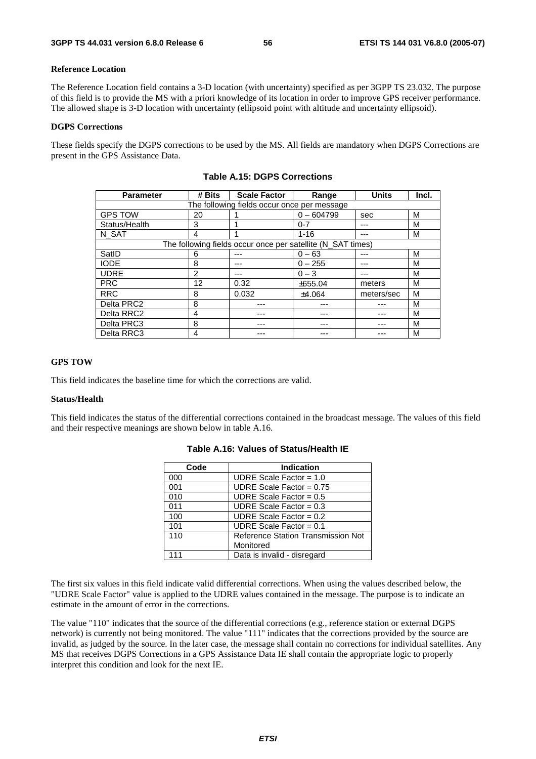**Reference Location**

The Reference Location field contains a 3-D location (with uncertainty) specified as per 3GPP TS 23.032. The purpose of this field is to provide the MS with a priori knowledge of its location in order to improve GPS receiver performance. The allowed shape is 3-D location with uncertainty (ellipsoid point with altitude and uncertainty ellipsoid).

**DGPS Corrections**

These fields specify the DGPS corrections to be used by the MS. All fields are mandatory when DGPS Corrections are present in the GPS Assistance Data.

**Table A.15: DGPS Corrections**

| Parameter | # Bits | Scale Factor | Range | Units | Incl. |
|---|---|---|---|---|---|
| The following fields occur once per message | | | | | |
| GPS TOW | 20 | 1 | 0 – 604799 | sec | M |
| Status/Health | 3 | 1 | 0-7 | --- | M |
| N_SAT | 4 | 1 | 1-16 | --- | M |
| The following fields occur once per satellite (N_SAT times) | | | | | |
| SatID | 6 | --- | 0 – 63 | --- | M |
| IODE | 8 | --- | 0 – 255 | --- | M |
| UDRE | 2 | --- | 0 – 3 | --- | M |
| PRC | 12 | 0.32 | ±655.04 | meters | M |
| RRC | 8 | 0.032 | ±4.064 | meters/sec | M |
| Delta PRC2 | 8 | --- | --- | --- | M |
| Delta RRC2 | 4 | --- | --- | --- | M |
| Delta PRC3 | 8 | --- | --- | --- | M |
| Delta RRC3 | 4 | --- | --- | --- | M |

**GPS TOW**

This field indicates the baseline time for which the corrections are valid.

**Status/Health**

This field indicates the status of the differential corrections contained in the broadcast message. The values of this field and their respective meanings are shown below in table A.16.

**Table A.16: Values of Status/Health IE**

| Code | Indication |
|---|---|
| 000 | UDRE Scale Factor = 1.0 |
| 001 | UDRE Scale Factor = 0.75 |
| 010 | UDRE Scale Factor = 0.5 |
| 011 | UDRE Scale Factor = 0.3 |
| 100 | UDRE Scale Factor = 0.2 |
| 101 | UDRE Scale Factor = 0.1 |
| 110 | Reference Station Transmission Not Monitored |
| 111 | Data is invalid - disregard |

The first six values in this field indicate valid differential corrections. When using the values described below, the "UDRE Scale Factor" value is applied to the UDRE values contained in the message. The purpose is to indicate an estimate in the amount of error in the corrections.

The value "110" indicates that the source of the differential corrections (e.g., reference station or external DGPS network) is currently not being monitored. The value "111" indicates that the corrections provided by the source are invalid, as judged by the source. In the later case, the message shall contain no corrections for individual satellites. Any MS that receives DGPS Corrections in a GPS Assistance Data IE shall contain the appropriate logic to properly interpret this condition and look for the next IE.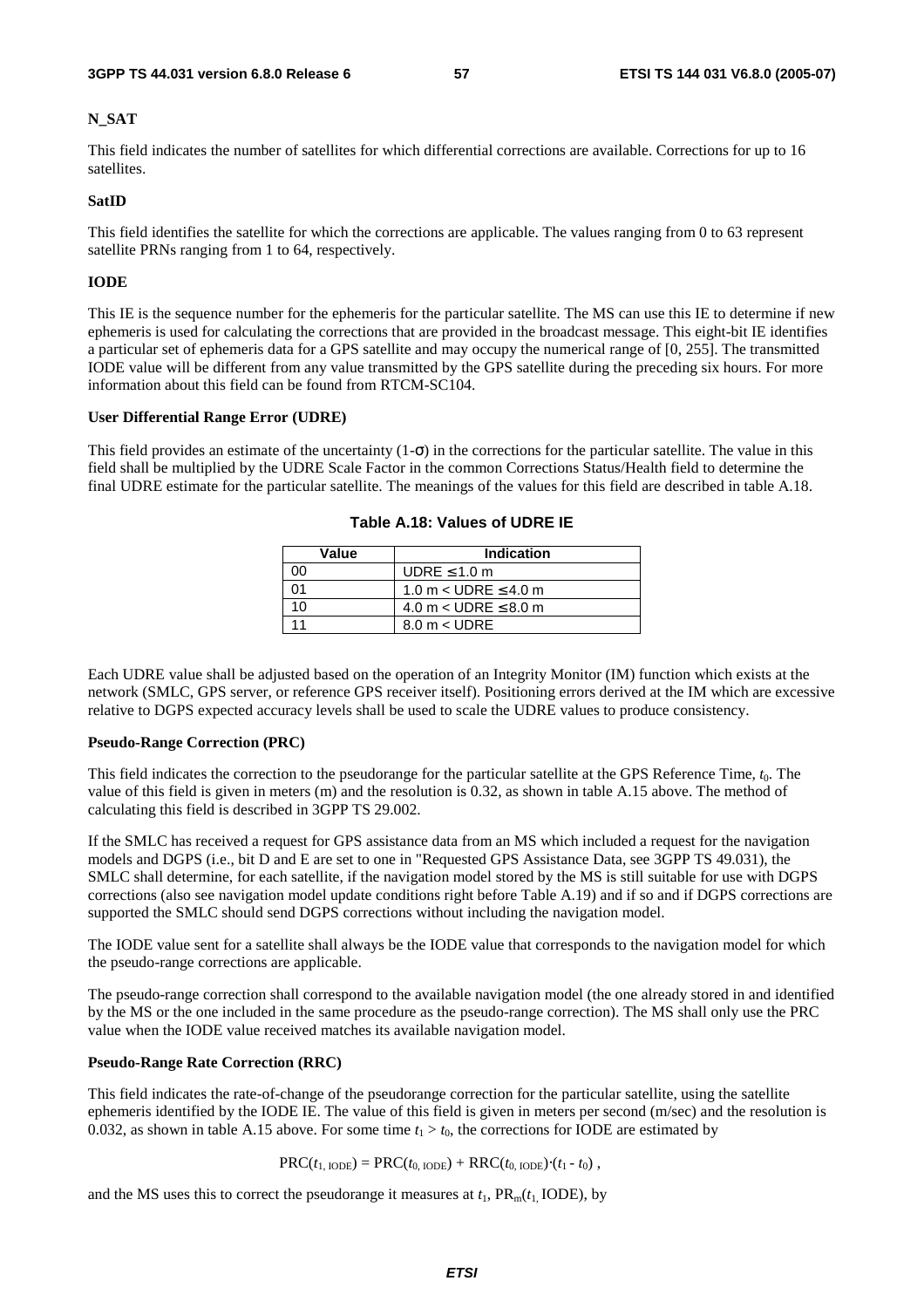#### N_SAT

This field indicates the number of satellites for which differential corrections are available. Corrections for up to 16 satellites.

#### SatID

This field identifies the satellite for which the corrections are applicable. The values ranging from 0 to 63 represent satellite PRNs ranging from 1 to 64, respectively.

#### IODE

This IE is the sequence number for the ephemeris for the particular satellite. The MS can use this IE to determine if new ephemeris is used for calculating the corrections that are provided in the broadcast message. This eight-bit IE identifies a particular set of ephemeris data for a GPS satellite and may occupy the numerical range of [0, 255]. The transmitted IODE value will be different from any value transmitted by the GPS satellite during the preceding six hours. For more information about this field can be found from RTCM-SC104.

#### User Differential Range Error (UDRE)

This field provides an estimate of the uncertainty (1-$\sigma$) in the corrections for the particular satellite. The value in this field shall be multiplied by the UDRE Scale Factor in the common Corrections Status/Health field to determine the final UDRE estimate for the particular satellite. The meanings of the values for this field are described in table A.18.

**Table A.18: Values of UDRE IE**

| Value | Indication |
|---|---|
| 00 | UDRE ≤ 1.0 m |
| 01 | 1.0 m < UDRE ≤ 4.0 m |
| 10 | 4.0 m < UDRE ≤ 8.0 m |
| 11 | 8.0 m < UDRE |

Each UDRE value shall be adjusted based on the operation of an Integrity Monitor (IM) function which exists at the network (SMLC, GPS server, or reference GPS receiver itself). Positioning errors derived at the IM which are excessive relative to DGPS expected accuracy levels shall be used to scale the UDRE values to produce consistency.

#### Pseudo-Range Correction (PRC)

This field indicates the correction to the pseudorange for the particular satellite at the GPS Reference Time, $t_0$. The value of this field is given in meters (m) and the resolution is 0.32, as shown in table A.15 above. The method of calculating this field is described in 3GPP TS 29.002.

If the SMLC has received a request for GPS assistance data from an MS which included a request for the navigation models and DGPS (i.e., bit D and E are set to one in "Requested GPS Assistance Data, see 3GPP TS 49.031), the SMLC shall determine, for each satellite, if the navigation model stored by the MS is still suitable for use with DGPS corrections (also see navigation model update conditions right before Table A.19) and if so and if DGPS corrections are supported the SMLC should send DGPS corrections without including the navigation model.

The IODE value sent for a satellite shall always be the IODE value that corresponds to the navigation model for which the pseudo-range corrections are applicable.

The pseudo-range correction shall correspond to the available navigation model (the one already stored in and identified by the MS or the one included in the same procedure as the pseudo-range correction). The MS shall only use the PRC value when the IODE value received matches its available navigation model.

#### Pseudo-Range Rate Correction (RRC)

This field indicates the rate-of-change of the pseudorange correction for the particular satellite, using the satellite ephemeris identified by the IODE IE. The value of this field is given in meters per second (m/sec) and the resolution is 0.032, as shown in table A.15 above. For some time $t_1 > t_0$, the corrections for IODE are estimated by

$$\mathrm{PRC}(t_{1,\,\mathrm{IODE}}) = \mathrm{PRC}(t_{0,\,\mathrm{IODE}}) + \mathrm{RRC}(t_{0,\,\mathrm{IODE}})\cdot(t_1 - t_0)\,,$$

and the MS uses this to correct the pseudorange it measures at $t_1$, $\mathrm{PR}_m(t_1, \mathrm{IODE})$, by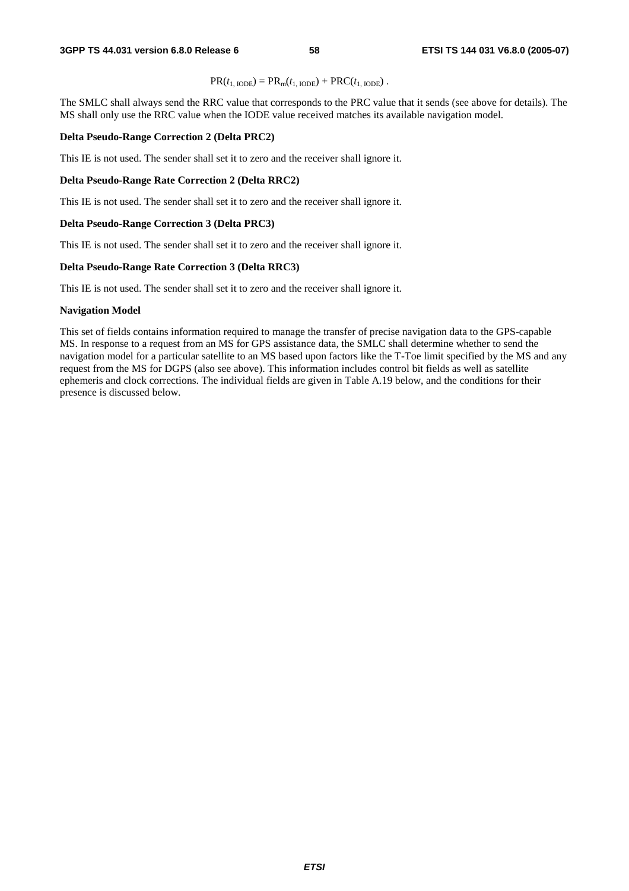$$PR(t_{1,\,IODE}) = PR_m(t_{1,\,IODE}) + PRC(t_{1,\,IODE})\ .$$

The SMLC shall always send the RRC value that corresponds to the PRC value that it sends (see above for details). The MS shall only use the RRC value when the IODE value received matches its available navigation model.

**Delta Pseudo-Range Correction 2 (Delta PRC2)**

This IE is not used. The sender shall set it to zero and the receiver shall ignore it.

**Delta Pseudo-Range Rate Correction 2 (Delta RRC2)**

This IE is not used. The sender shall set it to zero and the receiver shall ignore it.

**Delta Pseudo-Range Correction 3 (Delta PRC3)**

This IE is not used. The sender shall set it to zero and the receiver shall ignore it.

**Delta Pseudo-Range Rate Correction 3 (Delta RRC3)**

This IE is not used. The sender shall set it to zero and the receiver shall ignore it.

**Navigation Model**

This set of fields contains information required to manage the transfer of precise navigation data to the GPS-capable MS. In response to a request from an MS for GPS assistance data, the SMLC shall determine whether to send the navigation model for a particular satellite to an MS based upon factors like the T-Toe limit specified by the MS and any request from the MS for DGPS (also see above). This information includes control bit fields as well as satellite ephemeris and clock corrections. The individual fields are given in Table A.19 below, and the conditions for their presence is discussed below.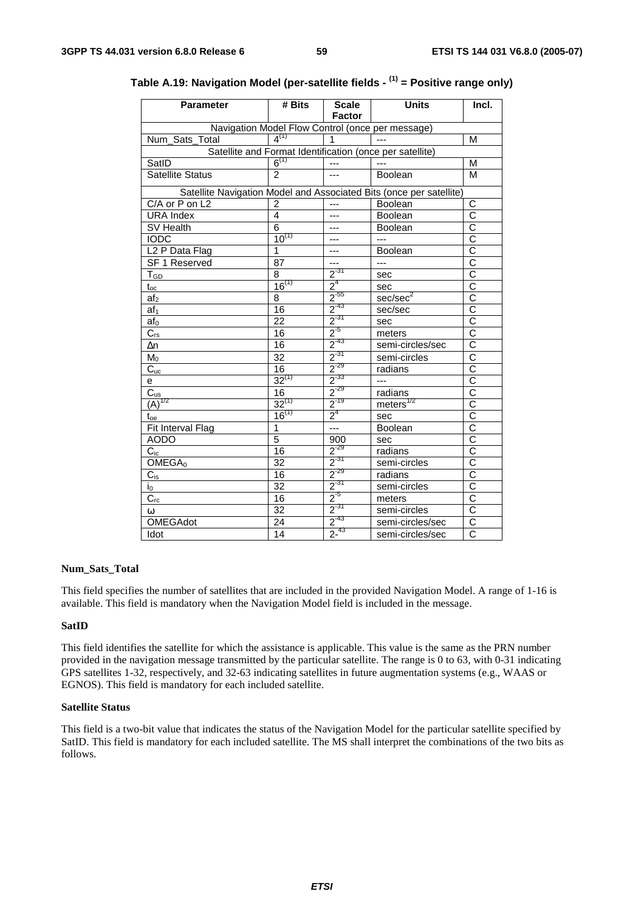**Table A.19: Navigation Model (per-satellite fields - (1) = Positive range only)**

| Parameter | # Bits | Scale Factor | Units | Incl. |
|---|---|---|---|---|
| Navigation Model Flow Control (once per message) | | | | |
| Num_Sats_Total | 4(1) | 1 | --- | M |
| Satellite and Format Identification (once per satellite) | | | | |
| SatID | 6(1) | --- | --- | M |
| Satellite Status | 2 | --- | Boolean | M |
| Satellite Navigation Model and Associated Bits (once per satellite) | | | | |
| C/A or P on L2 | 2 | --- | Boolean | C |
| URA Index | 4 | --- | Boolean | C |
| SV Health | 6 | --- | Boolean | C |
| IODC | 10(1) | --- | --- | C |
| L2 P Data Flag | 1 | --- | Boolean | C |
| SF 1 Reserved | 87 | --- | --- | C |
| $T_{GD}$ | 8 | $2^{-31}$ | sec | C |
| $t_{oc}$ | 16(1) | $2^{4}$ | sec | C |
| $af_2$ | 8 | $2^{-55}$ | sec/sec$^2$ | C |
| $af_1$ | 16 | $2^{-43}$ | sec/sec | C |
| $af_0$ | 22 | $2^{-31}$ | sec | C |
| $C_{rs}$ | 16 | $2^{-5}$ | meters | C |
| Δn | 16 | $2^{-43}$ | semi-circles/sec | C |
| $M_0$ | 32 | $2^{-31}$ | semi-circles | C |
| $C_{uc}$ | 16 | $2^{-29}$ | radians | C |
| e | 32(1) | $2^{-33}$ | --- | C |
| $C_{us}$ | 16 | $2^{-29}$ | radians | C |
| $(A)^{1/2}$ | 32(1) | $2^{-19}$ | meters$^{1/2}$ | C |
| $t_{oe}$ | 16(1) | $2^{4}$ | sec | C |
| Fit Interval Flag | 1 | --- | Boolean | C |
| AODO | 5 | 900 | sec | C |
| $C_{ic}$ | 16 | $2^{-29}$ | radians | C |
| $OMEGA_0$ | 32 | $2^{-31}$ | semi-circles | C |
| $C_{is}$ | 16 | $2^{-29}$ | radians | C |
| $i_0$ | 32 | $2^{-31}$ | semi-circles | C |
| $C_{rc}$ | 16 | $2^{-5}$ | meters | C |
| ω | 32 | $2^{-31}$ | semi-circles | C |
| OMEGAdot | 24 | $2^{-43}$ | semi-circles/sec | C |
| Idot | 14 | $2^{-43}$ | semi-circles/sec | C |

**Num_Sats_Total**

This field specifies the number of satellites that are included in the provided Navigation Model. A range of 1-16 is available. This field is mandatory when the Navigation Model field is included in the message.

**SatID**

This field identifies the satellite for which the assistance is applicable. This value is the same as the PRN number provided in the navigation message transmitted by the particular satellite. The range is 0 to 63, with 0-31 indicating GPS satellites 1-32, respectively, and 32-63 indicating satellites in future augmentation systems (e.g., WAAS or EGNOS). This field is mandatory for each included satellite.

**Satellite Status**

This field is a two-bit value that indicates the status of the Navigation Model for the particular satellite specified by SatID. This field is mandatory for each included satellite. The MS shall interpret the combinations of the two bits as follows.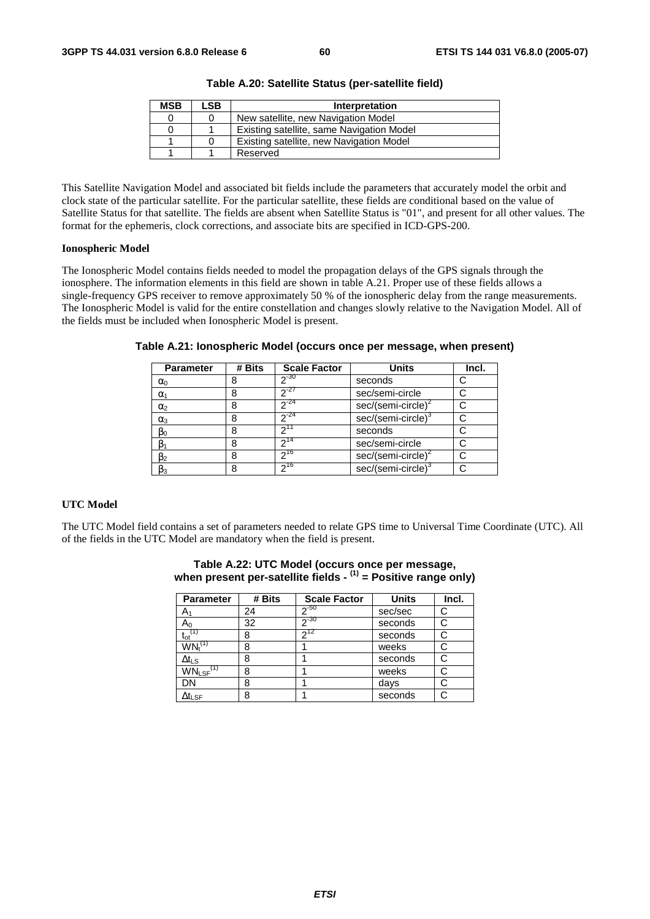**Table A.20: Satellite Status (per-satellite field)**

| MSB | LSB | Interpretation |
|---|---|---|
| 0 | 0 | New satellite, new Navigation Model |
| 0 | 1 | Existing satellite, same Navigation Model |
| 1 | 0 | Existing satellite, new Navigation Model |
| 1 | 1 | Reserved |

This Satellite Navigation Model and associated bit fields include the parameters that accurately model the orbit and clock state of the particular satellite. For the particular satellite, these fields are conditional based on the value of Satellite Status for that satellite. The fields are absent when Satellite Status is "01", and present for all other values. The format for the ephemeris, clock corrections, and associate bits are specified in ICD-GPS-200.

**Ionospheric Model**

The Ionospheric Model contains fields needed to model the propagation delays of the GPS signals through the ionosphere. The information elements in this field are shown in table A.21. Proper use of these fields allows a single-frequency GPS receiver to remove approximately 50 % of the ionospheric delay from the range measurements. The Ionospheric Model is valid for the entire constellation and changes slowly relative to the Navigation Model. All of the fields must be included when Ionospheric Model is present.

**Table A.21: Ionospheric Model (occurs once per message, when present)**

| Parameter | # Bits | Scale Factor | Units | Incl. |
|---|---|---|---|---|
| $\alpha_0$ | 8 | $2^{-30}$ | seconds | C |
| $\alpha_1$ | 8 | $2^{-27}$ | sec/semi-circle | C |
| $\alpha_2$ | 8 | $2^{-24}$ | sec/(semi-circle)$^2$ | C |
| $\alpha_3$ | 8 | $2^{-24}$ | sec/(semi-circle)$^3$ | C |
| $\beta_0$ | 8 | $2^{11}$ | seconds | C |
| $\beta_1$ | 8 | $2^{14}$ | sec/semi-circle | C |
| $\beta_2$ | 8 | $2^{16}$ | sec/(semi-circle)$^2$ | C |
| $\beta_3$ | 8 | $2^{16}$ | sec/(semi-circle)$^3$ | C |

**UTC Model**

The UTC Model field contains a set of parameters needed to relate GPS time to Universal Time Coordinate (UTC). All of the fields in the UTC Model are mandatory when the field is present.

**Table A.22: UTC Model (occurs once per message, when present per-satellite fields - (1) = Positive range only)**

| Parameter | # Bits | Scale Factor | Units | Incl. |
|---|---|---|---|---|
| $A_1$ | 24 | $2^{-50}$ | sec/sec | C |
| $A_0$ | 32 | $2^{-30}$ | seconds | C |
| $t_{ot}$ (1) | 8 | $2^{12}$ | seconds | C |
| $WN_t$ (1) | 8 | 1 | weeks | C |
| $\Delta t_{LS}$ | 8 | 1 | seconds | C |
| $WN_{LSF}$ (1) | 8 | 1 | weeks | C |
| DN | 8 | 1 | days | C |
| $\Delta t_{LSF}$ | 8 | 1 | seconds | C |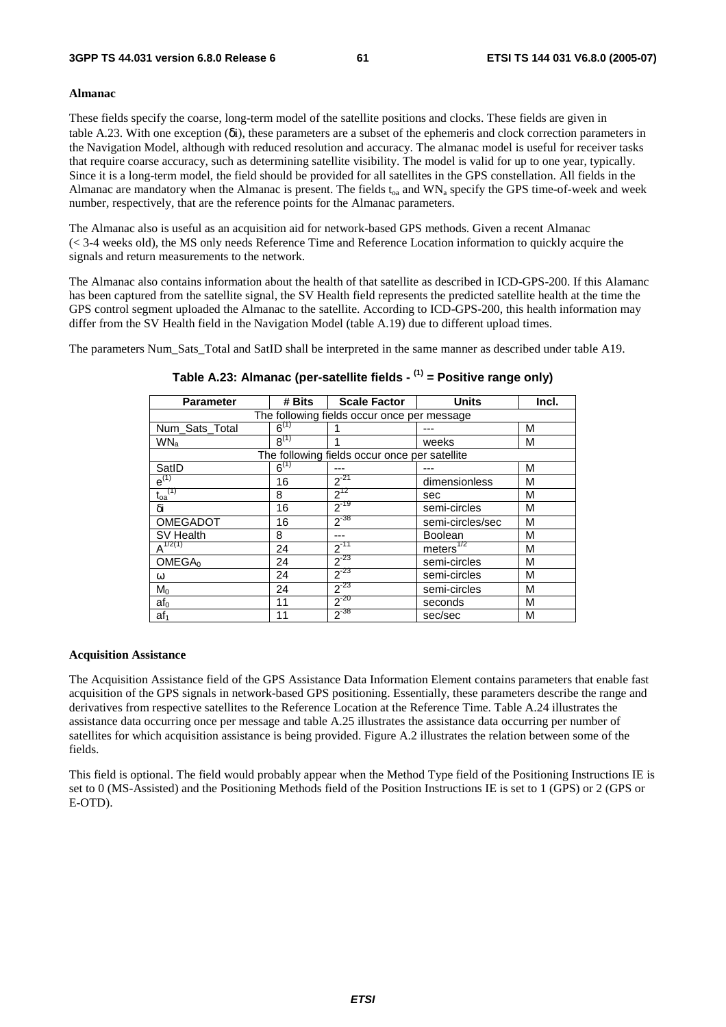**Almanac**

These fields specify the coarse, long-term model of the satellite positions and clocks. These fields are given in table A.23. With one exception (δi), these parameters are a subset of the ephemeris and clock correction parameters in the Navigation Model, although with reduced resolution and accuracy. The almanac model is useful for receiver tasks that require coarse accuracy, such as determining satellite visibility. The model is valid for up to one year, typically. Since it is a long-term model, the field should be provided for all satellites in the GPS constellation. All fields in the Almanac are mandatory when the Almanac is present. The fields $t_{oa}$ and $WN_a$ specify the GPS time-of-week and week number, respectively, that are the reference points for the Almanac parameters.

The Almanac also is useful as an acquisition aid for network-based GPS methods. Given a recent Almanac (< 3-4 weeks old), the MS only needs Reference Time and Reference Location information to quickly acquire the signals and return measurements to the network.

The Almanac also contains information about the health of that satellite as described in ICD-GPS-200. If this Alamanc has been captured from the satellite signal, the SV Health field represents the predicted satellite health at the time the GPS control segment uploaded the Almanac to the satellite. According to ICD-GPS-200, this health information may differ from the SV Health field in the Navigation Model (table A.19) due to different upload times.

The parameters Num_Sats_Total and SatID shall be interpreted in the same manner as described under table A19.

**Table A.23: Almanac (per-satellite fields - (1) = Positive range only)**

| Parameter | # Bits | Scale Factor | Units | Incl. |
|---|---|---|---|---|
| The following fields occur once per message | | | | |
| Num_Sats_Total | 6 (1) | 1 | --- | M |
| $WN_a$ | 8 (1) | 1 | weeks | M |
| The following fields occur once per satellite | | | | |
| SatID | 6 (1) | --- | --- | M |
| e (1) | 16 | $2^{-21}$ | dimensionless | M |
| $t_{oa}$ (1) | 8 | $2^{12}$ | sec | M |
| δi | 16 | $2^{-19}$ | semi-circles | M |
| OMEGADOT | 16 | $2^{-38}$ | semi-circles/sec | M |
| SV Health | 8 | --- | Boolean | M |
| $A^{1/2}$ (1) | 24 | $2^{-11}$ | $meters^{1/2}$ | M |
| $OMEGA_0$ | 24 | $2^{-23}$ | semi-circles | M |
| ω | 24 | $2^{-23}$ | semi-circles | M |
| $M_0$ | 24 | $2^{-23}$ | semi-circles | M |
| $af_0$ | 11 | $2^{-20}$ | seconds | M |
| $af_1$ | 11 | $2^{-38}$ | sec/sec | M |

**Acquisition Assistance**

The Acquisition Assistance field of the GPS Assistance Data Information Element contains parameters that enable fast acquisition of the GPS signals in network-based GPS positioning. Essentially, these parameters describe the range and derivatives from respective satellites to the Reference Location at the Reference Time. Table A.24 illustrates the assistance data occurring once per message and table A.25 illustrates the assistance data occurring per number of satellites for which acquisition assistance is being provided. Figure A.2 illustrates the relation between some of the fields.

This field is optional. The field would probably appear when the Method Type field of the Positioning Instructions IE is set to 0 (MS-Assisted) and the Positioning Methods field of the Position Instructions IE is set to 1 (GPS) or 2 (GPS or E-OTD).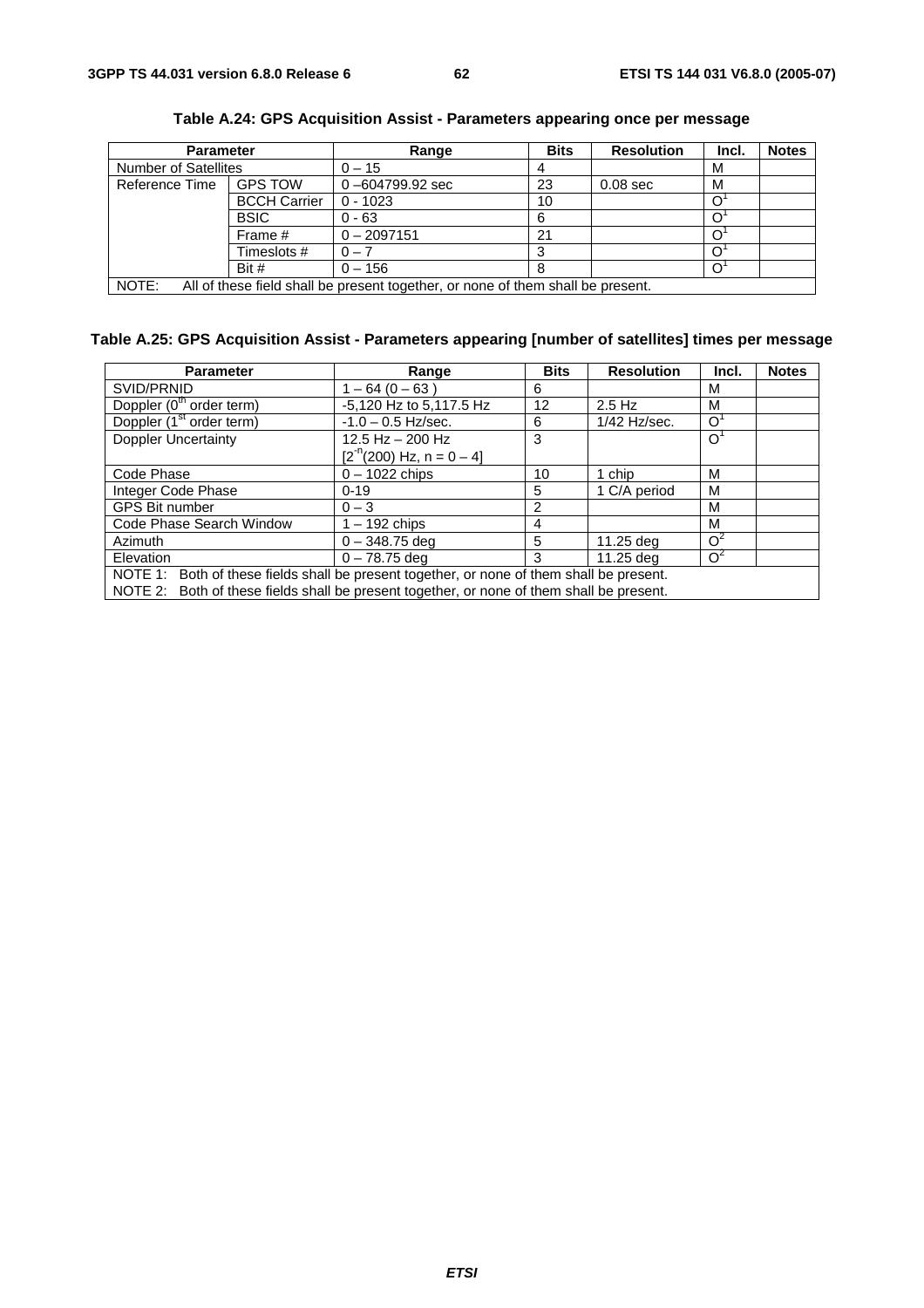**Table A.24: GPS Acquisition Assist - Parameters appearing once per message**

| Parameter | | Range | Bits | Resolution | Incl. | Notes |
|---|---|---|---|---|---|---|
| Number of Satellites | | 0 – 15 | 4 | | M | |
| Reference Time | GPS TOW | 0 –604799.92 sec | 23 | 0.08 sec | M | |
| | BCCH Carrier | 0 - 1023 | 10 | | O[1] | |
| | BSIC | 0 - 63 | 6 | | O[1] | |
| | Frame # | 0 – 2097151 | 21 | | O[1] | |
| | Timeslots # | 0 – 7 | 3 | | O[1] | |
| | Bit # | 0 – 156 | 8 | | O[1] | |
| NOTE: All of these field shall be present together, or none of them shall be present. | | | | | | |

**Table A.25: GPS Acquisition Assist - Parameters appearing [number of satellites] times per message**

| Parameter | Range | Bits | Resolution | Incl. | Notes |
|---|---|---|---|---|---|
| SVID/PRNID | 1 – 64 (0 – 63 ) | 6 | | M | |
| Doppler ($0^{th}$ order term) | -5,120 Hz to 5,117.5 Hz | 12 | 2.5 Hz | M | |
| Doppler ($1^{st}$ order term) | -1.0 – 0.5 Hz/sec. | 6 | 1/42 Hz/sec. | O[1] | |
| Doppler Uncertainty | 12.5 Hz – 200 Hz [$2^{-n}$(200) Hz, n = 0 – 4] | 3 | | O[1] | |
| Code Phase | 0 – 1022 chips | 10 | 1 chip | M | |
| Integer Code Phase | 0-19 | 5 | 1 C/A period | M | |
| GPS Bit number | 0 – 3 | 2 | | M | |
| Code Phase Search Window | 1 – 192 chips | 4 | | M | |
| Azimuth | 0 – 348.75 deg | 5 | 11.25 deg | O[2] | |
| Elevation | 0 – 78.75 deg | 3 | 11.25 deg | O[2] | |
| NOTE 1: Both of these fields shall be present together, or none of them shall be present. NOTE 2: Both of these fields shall be present together, or none of them shall be present. | | | | | |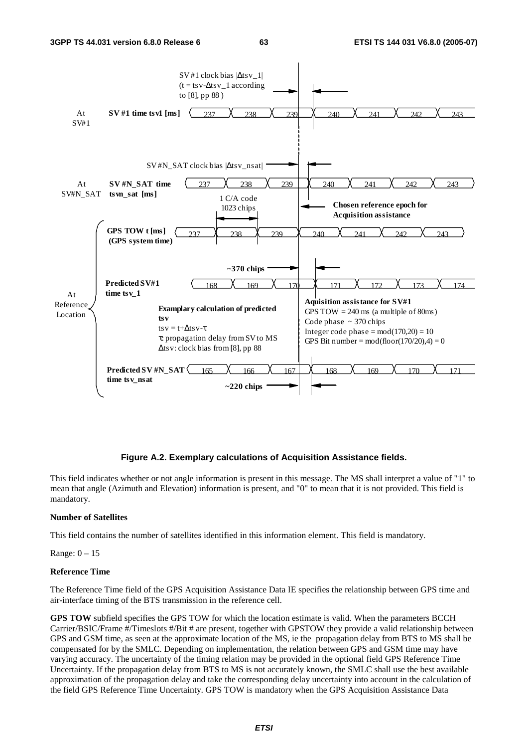**Figure A.2. Exemplary calculations of Acquisition Assistance fields.**

This field indicates whether or not angle information is present in this message. The MS shall interpret a value of "1" to mean that angle (Azimuth and Elevation) information is present, and "0" to mean that it is not provided. This field is mandatory.

**Number of Satellites**

This field contains the number of satellites identified in this information element. This field is mandatory.

Range: 0 – 15

**Reference Time**

The Reference Time field of the GPS Acquisition Assistance Data IE specifies the relationship between GPS time and air-interface timing of the BTS transmission in the reference cell.

**GPS TOW** subfield specifies the GPS TOW for which the location estimate is valid. When the parameters BCCH Carrier/BSIC/Frame #/Timeslots #/Bit # are present, together with GPSTOW they provide a valid relationship between GPS and GSM time, as seen at the approximate location of the MS, ie the propagation delay from BTS to MS shall be compensated for by the SMLC. Depending on implementation, the relation between GPS and GSM time may have varying accuracy. The uncertainty of the timing relation may be provided in the optional field GPS Reference Time Uncertainty. If the propagation delay from BTS to MS is not accurately known, the SMLC shall use the best available approximation of the propagation delay and take the corresponding delay uncertainty into account in the calculation of the field GPS Reference Time Uncertainty. GPS TOW is mandatory when the GPS Acquisition Assistance Data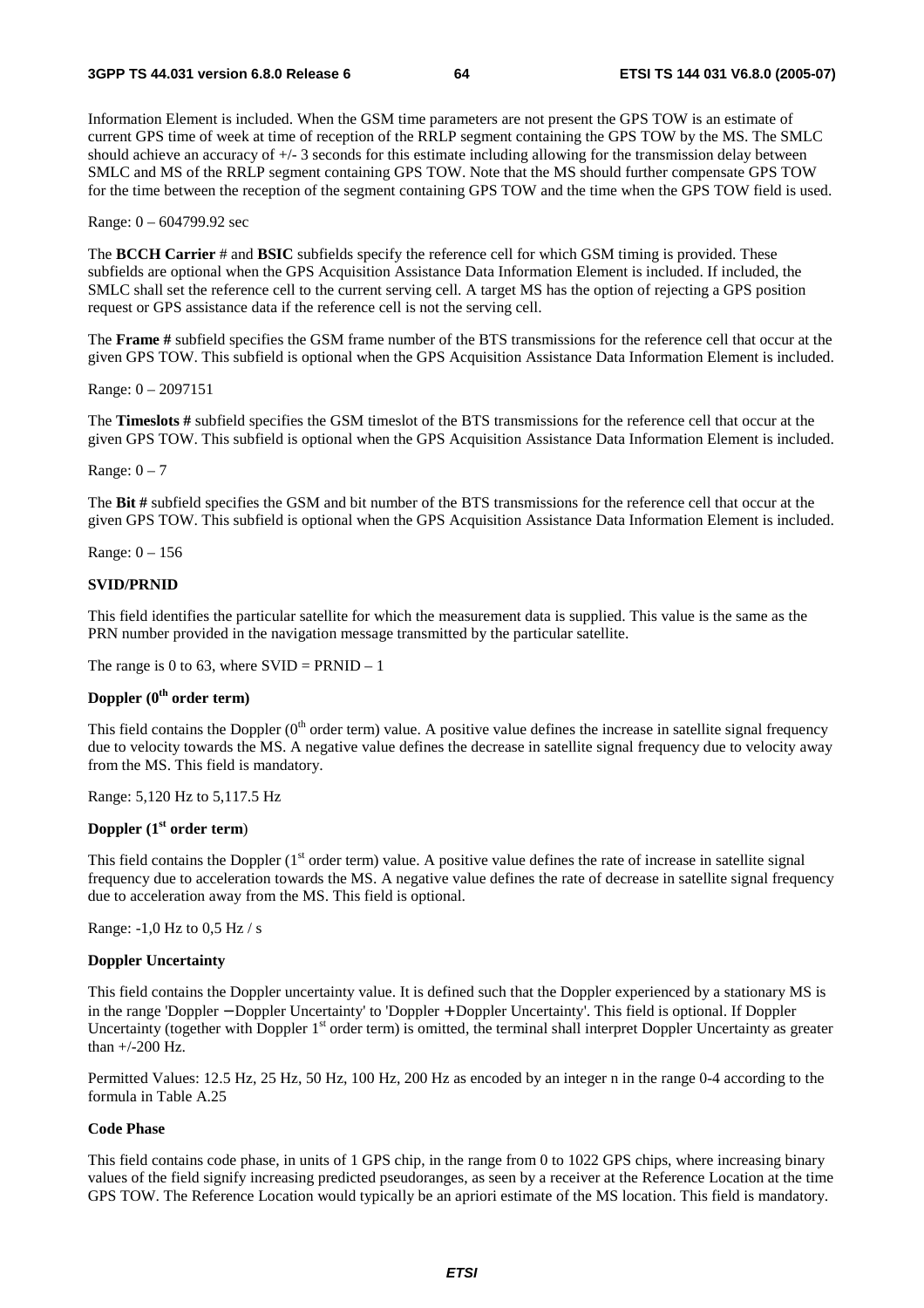Information Element is included. When the GSM time parameters are not present the GPS TOW is an estimate of current GPS time of week at time of reception of the RRLP segment containing the GPS TOW by the MS. The SMLC should achieve an accuracy of +/- 3 seconds for this estimate including allowing for the transmission delay between SMLC and MS of the RRLP segment containing GPS TOW. Note that the MS should further compensate GPS TOW for the time between the reception of the segment containing GPS TOW and the time when the GPS TOW field is used.

Range: 0 – 604799.92 sec

The **BCCH Carrier** # and **BSIC** subfields specify the reference cell for which GSM timing is provided. These subfields are optional when the GPS Acquisition Assistance Data Information Element is included. If included, the SMLC shall set the reference cell to the current serving cell. A target MS has the option of rejecting a GPS position request or GPS assistance data if the reference cell is not the serving cell.

The **Frame #** subfield specifies the GSM frame number of the BTS transmissions for the reference cell that occur at the given GPS TOW. This subfield is optional when the GPS Acquisition Assistance Data Information Element is included.

Range: 0 – 2097151

The **Timeslots #** subfield specifies the GSM timeslot of the BTS transmissions for the reference cell that occur at the given GPS TOW. This subfield is optional when the GPS Acquisition Assistance Data Information Element is included.

Range: 0 – 7

The **Bit #** subfield specifies the GSM and bit number of the BTS transmissions for the reference cell that occur at the given GPS TOW. This subfield is optional when the GPS Acquisition Assistance Data Information Element is included.

Range: 0 – 156

**SVID/PRNID**

This field identifies the particular satellite for which the measurement data is supplied. This value is the same as the PRN number provided in the navigation message transmitted by the particular satellite.

The range is 0 to 63, where SVID = PRNID – 1

**Doppler ($0^{th}$ order term)**

This field contains the Doppler ($0^{th}$ order term) value. A positive value defines the increase in satellite signal frequency due to velocity towards the MS. A negative value defines the decrease in satellite signal frequency due to velocity away from the MS. This field is mandatory.

Range: 5,120 Hz to 5,117.5 Hz

**Doppler ($1^{st}$ order term)**

This field contains the Doppler ($1^{st}$ order term) value. A positive value defines the rate of increase in satellite signal frequency due to acceleration towards the MS. A negative value defines the rate of decrease in satellite signal frequency due to acceleration away from the MS. This field is optional.

Range: -1,0 Hz to 0,5 Hz / s

**Doppler Uncertainty**

This field contains the Doppler uncertainty value. It is defined such that the Doppler experienced by a stationary MS is in the range 'Doppler − Doppler Uncertainty' to 'Doppler + Doppler Uncertainty'. This field is optional. If Doppler Uncertainty (together with Doppler $1^{st}$ order term) is omitted, the terminal shall interpret Doppler Uncertainty as greater than +/-200 Hz.

Permitted Values: 12.5 Hz, 25 Hz, 50 Hz, 100 Hz, 200 Hz as encoded by an integer n in the range 0-4 according to the formula in Table A.25

**Code Phase**

This field contains code phase, in units of 1 GPS chip, in the range from 0 to 1022 GPS chips, where increasing binary values of the field signify increasing predicted pseudoranges, as seen by a receiver at the Reference Location at the time GPS TOW. The Reference Location would typically be an apriori estimate of the MS location. This field is mandatory.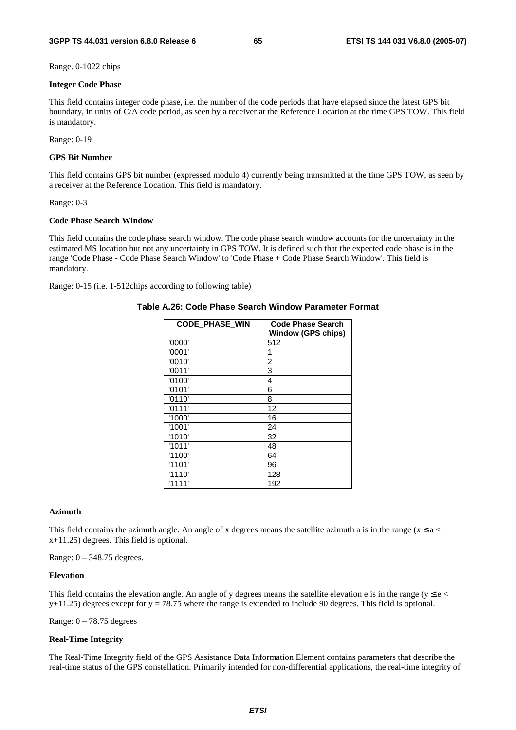Range. 0-1022 chips

**Integer Code Phase**

This field contains integer code phase, i.e. the number of the code periods that have elapsed since the latest GPS bit boundary, in units of C/A code period, as seen by a receiver at the Reference Location at the time GPS TOW. This field is mandatory.

Range: 0-19

**GPS Bit Number**

This field contains GPS bit number (expressed modulo 4) currently being transmitted at the time GPS TOW, as seen by a receiver at the Reference Location. This field is mandatory.

Range: 0-3

**Code Phase Search Window**

This field contains the code phase search window. The code phase search window accounts for the uncertainty in the estimated MS location but not any uncertainty in GPS TOW. It is defined such that the expected code phase is in the range 'Code Phase - Code Phase Search Window' to 'Code Phase + Code Phase Search Window'. This field is mandatory.

Range: 0-15 (i.e. 1-512chips according to following table)

**Table A.26: Code Phase Search Window Parameter Format**

| CODE_PHASE_WIN | Code Phase Search Window (GPS chips) |
|---|---|
| '0000' | 512 |
| '0001' | 1 |
| '0010' | 2 |
| '0011' | 3 |
| '0100' | 4 |
| '0101' | 6 |
| '0110' | 8 |
| '0111' | 12 |
| '1000' | 16 |
| '1001' | 24 |
| '1010' | 32 |
| '1011' | 48 |
| '1100' | 64 |
| '1101' | 96 |
| '1110' | 128 |
| '1111' | 192 |

**Azimuth**

This field contains the azimuth angle. An angle of x degrees means the satellite azimuth a is in the range ($x \leq a < x+11.25$) degrees. This field is optional.

Range: 0 – 348.75 degrees.

**Elevation**

This field contains the elevation angle. An angle of y degrees means the satellite elevation e is in the range ($y \leq e < y+11.25$) degrees except for $y = 78.75$ where the range is extended to include 90 degrees. This field is optional.

Range: 0 – 78.75 degrees

**Real-Time Integrity**

The Real-Time Integrity field of the GPS Assistance Data Information Element contains parameters that describe the real-time status of the GPS constellation. Primarily intended for non-differential applications, the real-time integrity of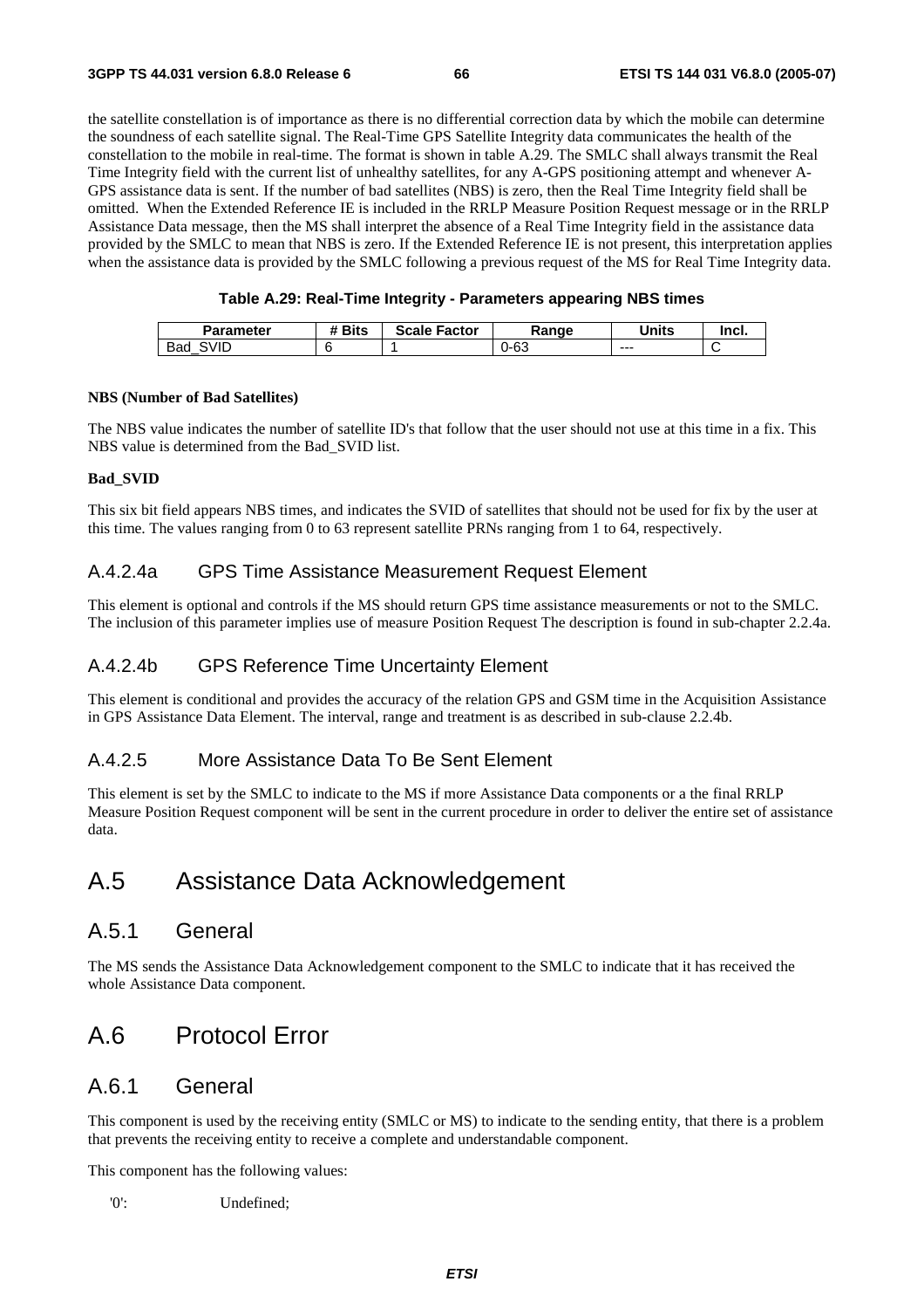the satellite constellation is of importance as there is no differential correction data by which the mobile can determine the soundness of each satellite signal. The Real-Time GPS Satellite Integrity data communicates the health of the constellation to the mobile in real-time. The format is shown in table A.29. The SMLC shall always transmit the Real Time Integrity field with the current list of unhealthy satellites, for any A-GPS positioning attempt and whenever A-GPS assistance data is sent. If the number of bad satellites (NBS) is zero, then the Real Time Integrity field shall be omitted. When the Extended Reference IE is included in the RRLP Measure Position Request message or in the RRLP Assistance Data message, then the MS shall interpret the absence of a Real Time Integrity field in the assistance data provided by the SMLC to mean that NBS is zero. If the Extended Reference IE is not present, this interpretation applies when the assistance data is provided by the SMLC following a previous request of the MS for Real Time Integrity data.

**Table A.29: Real-Time Integrity - Parameters appearing NBS times**

| Parameter | # Bits | Scale Factor | Range | Units | Incl. |
|---|---|---|---|---|---|
| Bad_SVID | 6 | 1 | 0-63 | --- | C |

**NBS (Number of Bad Satellites)**

The NBS value indicates the number of satellite ID's that follow that the user should not use at this time in a fix. This NBS value is determined from the Bad_SVID list.

**Bad_SVID**

This six bit field appears NBS times, and indicates the SVID of satellites that should not be used for fix by the user at this time. The values ranging from 0 to 63 represent satellite PRNs ranging from 1 to 64, respectively.

### A.4.2.4a GPS Time Assistance Measurement Request Element

This element is optional and controls if the MS should return GPS time assistance measurements or not to the SMLC. The inclusion of this parameter implies use of measure Position Request The description is found in sub-chapter 2.2.4a.

### A.4.2.4b GPS Reference Time Uncertainty Element

This element is conditional and provides the accuracy of the relation GPS and GSM time in the Acquisition Assistance in GPS Assistance Data Element. The interval, range and treatment is as described in sub-clause 2.2.4b.

### A.4.2.5 More Assistance Data To Be Sent Element

This element is set by the SMLC to indicate to the MS if more Assistance Data components or a the final RRLP Measure Position Request component will be sent in the current procedure in order to deliver the entire set of assistance data.

# A.5 Assistance Data Acknowledgement

## A.5.1 General

The MS sends the Assistance Data Acknowledgement component to the SMLC to indicate that it has received the whole Assistance Data component.

# A.6 Protocol Error

## A.6.1 General

This component is used by the receiving entity (SMLC or MS) to indicate to the sending entity, that there is a problem that prevents the receiving entity to receive a complete and understandable component.

This component has the following values:

'0': Undefined;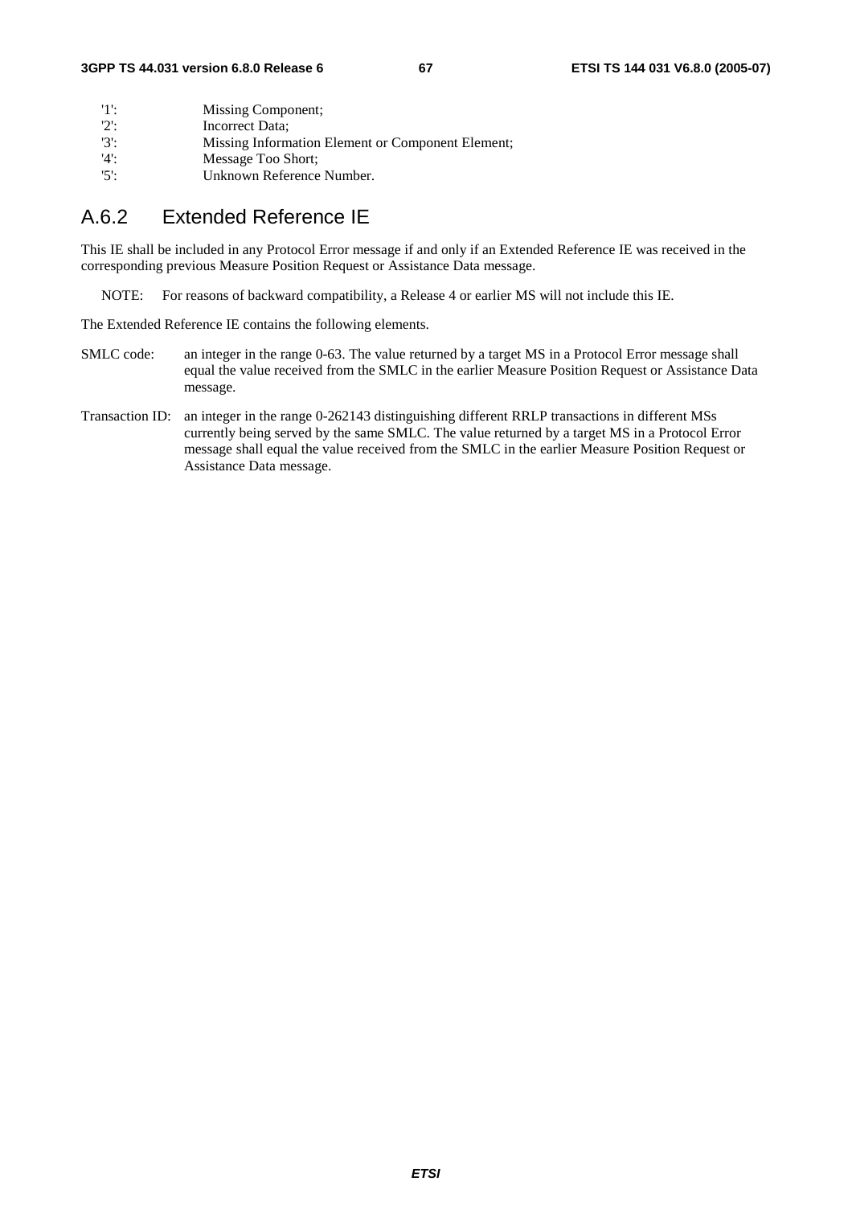'1': Missing Component;
'2': Incorrect Data;
'3': Missing Information Element or Component Element;
'4': Message Too Short;
'5': Unknown Reference Number.

## A.6.2 Extended Reference IE

This IE shall be included in any Protocol Error message if and only if an Extended Reference IE was received in the corresponding previous Measure Position Request or Assistance Data message.

NOTE: For reasons of backward compatibility, a Release 4 or earlier MS will not include this IE.

The Extended Reference IE contains the following elements.

SMLC code: an integer in the range 0-63. The value returned by a target MS in a Protocol Error message shall equal the value received from the SMLC in the earlier Measure Position Request or Assistance Data message.

Transaction ID: an integer in the range 0-262143 distinguishing different RRLP transactions in different MSs currently being served by the same SMLC. The value returned by a target MS in a Protocol Error message shall equal the value received from the SMLC in the earlier Measure Position Request or Assistance Data message.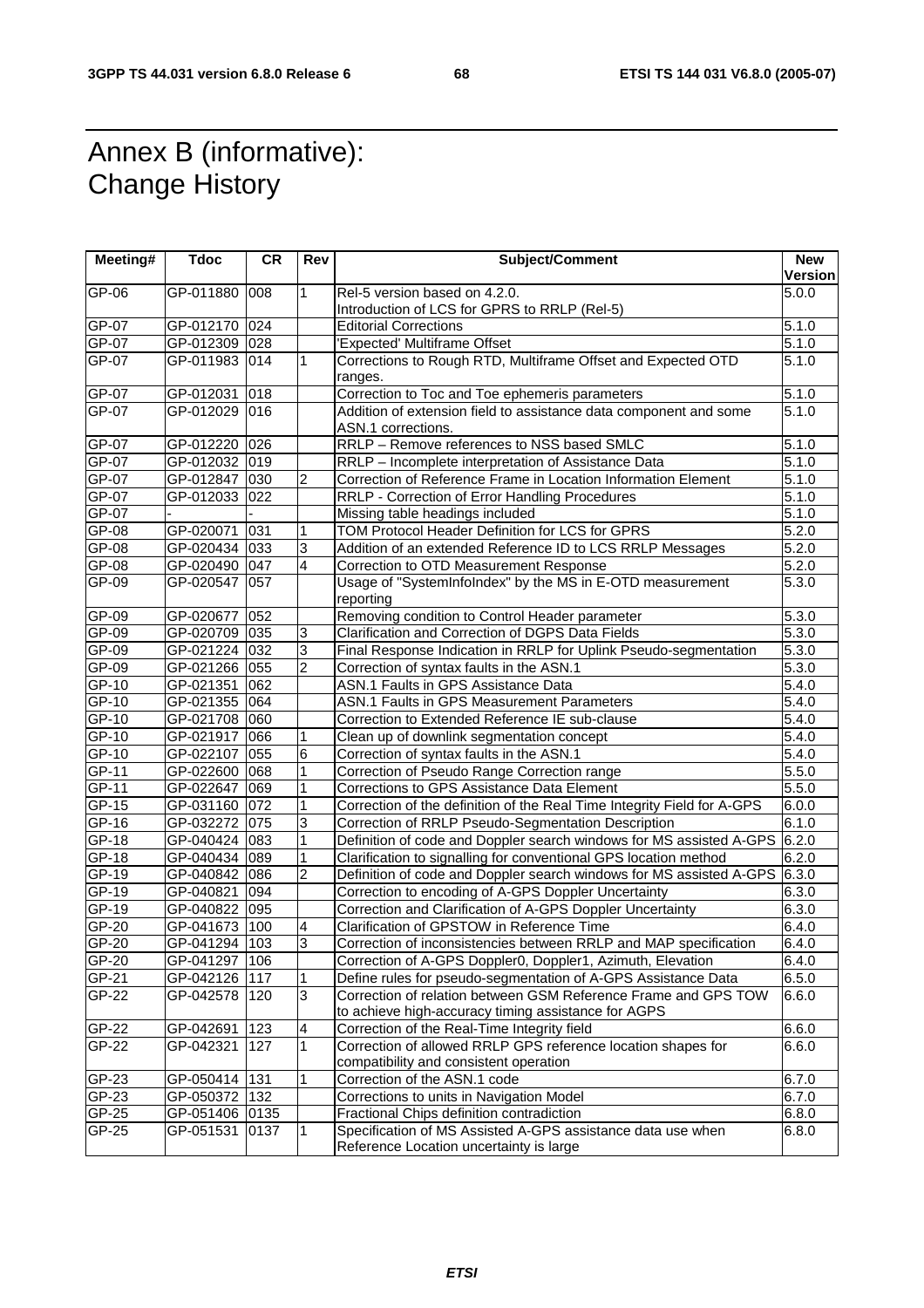# Annex B (informative): Change History

| Meeting# | Tdoc | CR | Rev | Subject/Comment | New Version |
|---|---|---|---|---|---|
| GP-06 | GP-011880 | 008 | 1 | Rel-5 version based on 4.2.0. Introduction of LCS for GPRS to RRLP (Rel-5) | 5.0.0 |
| GP-07 | GP-012170 | 024 | | Editorial Corrections | 5.1.0 |
| GP-07 | GP-012309 | 028 | | 'Expected' Multiframe Offset | 5.1.0 |
| GP-07 | GP-011983 | 014 | 1 | Corrections to Rough RTD, Multiframe Offset and Expected OTD ranges. | 5.1.0 |
| GP-07 | GP-012031 | 018 | | Correction to Toc and Toe ephemeris parameters | 5.1.0 |
| GP-07 | GP-012029 | 016 | | Addition of extension field to assistance data component and some ASN.1 corrections. | 5.1.0 |
| GP-07 | GP-012220 | 026 | | RRLP – Remove references to NSS based SMLC | 5.1.0 |
| GP-07 | GP-012032 | 019 | | RRLP – Incomplete interpretation of Assistance Data | 5.1.0 |
| GP-07 | GP-012847 | 030 | 2 | Correction of Reference Frame in Location Information Element | 5.1.0 |
| GP-07 | GP-012033 | 022 | | RRLP - Correction of Error Handling Procedures | 5.1.0 |
| GP-07 | - | - | | Missing table headings included | 5.1.0 |
| GP-08 | GP-020071 | 031 | 1 | TOM Protocol Header Definition for LCS for GPRS | 5.2.0 |
| GP-08 | GP-020434 | 033 | 3 | Addition of an extended Reference ID to LCS RRLP Messages | 5.2.0 |
| GP-08 | GP-020490 | 047 | 4 | Correction to OTD Measurement Response | 5.2.0 |
| GP-09 | GP-020547 | 057 | | Usage of "SystemInfoIndex" by the MS in E-OTD measurement reporting | 5.3.0 |
| GP-09 | GP-020677 | 052 | | Removing condition to Control Header parameter | 5.3.0 |
| GP-09 | GP-020709 | 035 | 3 | Clarification and Correction of DGPS Data Fields | 5.3.0 |
| GP-09 | GP-021224 | 032 | 3 | Final Response Indication in RRLP for Uplink Pseudo-segmentation | 5.3.0 |
| GP-09 | GP-021266 | 055 | 2 | Correction of syntax faults in the ASN.1 | 5.3.0 |
| GP-10 | GP-021351 | 062 | | ASN.1 Faults in GPS Assistance Data | 5.4.0 |
| GP-10 | GP-021355 | 064 | | ASN.1 Faults in GPS Measurement Parameters | 5.4.0 |
| GP-10 | GP-021708 | 060 | | Correction to Extended Reference IE sub-clause | 5.4.0 |
| GP-10 | GP-021917 | 066 | 1 | Clean up of downlink segmentation concept | 5.4.0 |
| GP-10 | GP-022107 | 055 | 6 | Correction of syntax faults in the ASN.1 | 5.4.0 |
| GP-11 | GP-022600 | 068 | 1 | Correction of Pseudo Range Correction range | 5.5.0 |
| GP-11 | GP-022647 | 069 | 1 | Corrections to GPS Assistance Data Element | 5.5.0 |
| GP-15 | GP-031160 | 072 | 1 | Correction of the definition of the Real Time Integrity Field for A-GPS | 6.0.0 |
| GP-16 | GP-032272 | 075 | 3 | Correction of RRLP Pseudo-Segmentation Description | 6.1.0 |
| GP-18 | GP-040424 | 083 | 1 | Definition of code and Doppler search windows for MS assisted A-GPS | 6.2.0 |
| GP-18 | GP-040434 | 089 | 1 | Clarification to signalling for conventional GPS location method | 6.2.0 |
| GP-19 | GP-040842 | 086 | 2 | Definition of code and Doppler search windows for MS assisted A-GPS | 6.3.0 |
| GP-19 | GP-040821 | 094 | | Correction to encoding of A-GPS Doppler Uncertainty | 6.3.0 |
| GP-19 | GP-040822 | 095 | | Correction and Clarification of A-GPS Doppler Uncertainty | 6.3.0 |
| GP-20 | GP-041673 | 100 | 4 | Clarification of GPSTOW in Reference Time | 6.4.0 |
| GP-20 | GP-041294 | 103 | 3 | Correction of inconsistencies between RRLP and MAP specification | 6.4.0 |
| GP-20 | GP-041297 | 106 | | Correction of A-GPS Doppler0, Doppler1, Azimuth, Elevation | 6.4.0 |
| GP-21 | GP-042126 | 117 | 1 | Define rules for pseudo-segmentation of A-GPS Assistance Data | 6.5.0 |
| GP-22 | GP-042578 | 120 | 3 | Correction of relation between GSM Reference Frame and GPS TOW to achieve high-accuracy timing assistance for AGPS | 6.6.0 |
| GP-22 | GP-042691 | 123 | 4 | Correction of the Real-Time Integrity field | 6.6.0 |
| GP-22 | GP-042321 | 127 | 1 | Correction of allowed RRLP GPS reference location shapes for compatibility and consistent operation | 6.6.0 |
| GP-23 | GP-050414 | 131 | 1 | Correction of the ASN.1 code | 6.7.0 |
| GP-23 | GP-050372 | 132 | | Corrections to units in Navigation Model | 6.7.0 |
| GP-25 | GP-051406 | 0135 | | Fractional Chips definition contradiction | 6.8.0 |
| GP-25 | GP-051531 | 0137 | 1 | Specification of MS Assisted A-GPS assistance data use when Reference Location uncertainty is large | 6.8.0 |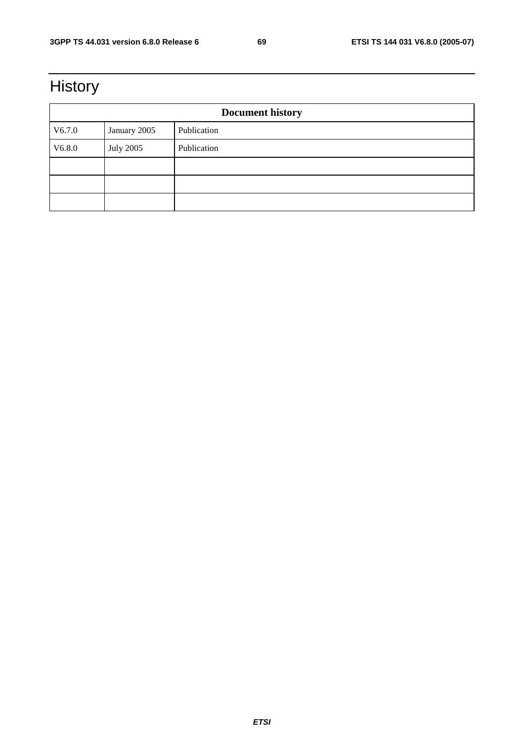# History

| Document history | | |
|---|---|---|
| V6.7.0 | January 2005 | Publication |
| V6.8.0 | July 2005 | Publication |
| | | |
| | | |
| | | |